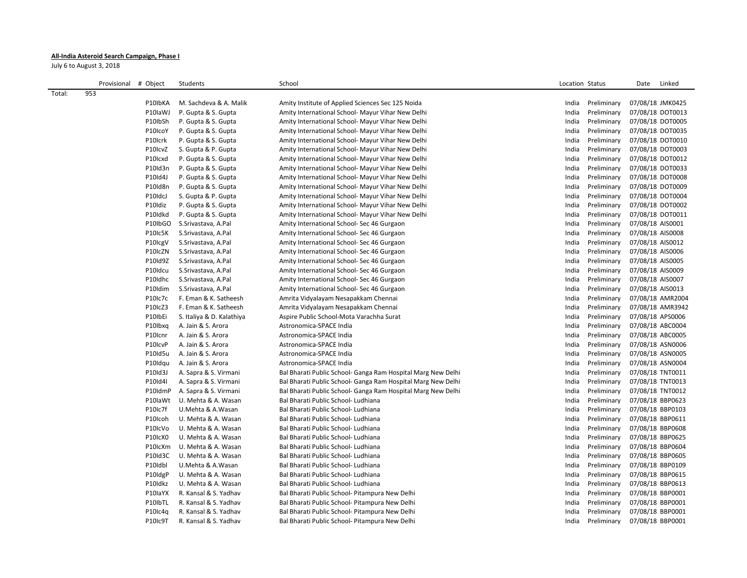**All-India Asteroid Search Campaign, Phase I**

July 6 to August 3, 2018

| | Provisional | # | Object | Students | School | Location | Status | Date | Linked |
|---|---|---|---|---|---|---|---|---|---|
| Total: | 953 | | | | | | | | |
| | | | P10IbKA | M. Sachdeva & A. Malik | Amity Institute of Applied Sciences Sec 125 Noida | India | Preliminary | 07/08/18 | JMK0425 |
| | | | P10IaWJ | P. Gupta & S. Gupta | Amity International School- Mayur Vihar New Delhi | India | Preliminary | 07/08/18 | DOT0013 |
| | | | P10IbSh | P. Gupta & S. Gupta | Amity International School- Mayur Vihar New Delhi | India | Preliminary | 07/08/18 | DOT0005 |
| | | | P10IcoY | P. Gupta & S. Gupta | Amity International School- Mayur Vihar New Delhi | India | Preliminary | 07/08/18 | DOT0035 |
| | | | P10Icrk | P. Gupta & S. Gupta | Amity International School- Mayur Vihar New Delhi | India | Preliminary | 07/08/18 | DOT0010 |
| | | | P10IcvZ | S. Gupta & P. Gupta | Amity International School- Mayur Vihar New Delhi | India | Preliminary | 07/08/18 | DOT0003 |
| | | | P10Icxd | P. Gupta & S. Gupta | Amity International School- Mayur Vihar New Delhi | India | Preliminary | 07/08/18 | DOT0012 |
| | | | P10Id3n | P. Gupta & S. Gupta | Amity International School- Mayur Vihar New Delhi | India | Preliminary | 07/08/18 | DOT0033 |
| | | | P10Id4J | P. Gupta & S. Gupta | Amity International School- Mayur Vihar New Delhi | India | Preliminary | 07/08/18 | DOT0008 |
| | | | P10Id8n | P. Gupta & S. Gupta | Amity International School- Mayur Vihar New Delhi | India | Preliminary | 07/08/18 | DOT0009 |
| | | | P10IdcJ | S. Gupta & P. Gupta | Amity International School- Mayur Vihar New Delhi | India | Preliminary | 07/08/18 | DOT0004 |
| | | | P10Idiz | P. Gupta & S. Gupta | Amity International School- Mayur Vihar New Delhi | India | Preliminary | 07/08/18 | DOT0002 |
| | | | P10Idkd | P. Gupta & S. Gupta | Amity International School- Mayur Vihar New Delhi | India | Preliminary | 07/08/18 | DOT0011 |
| | | | P10IbGO | S.Srivastava, A.Pal | Amity International School- Sec 46 Gurgaon | India | Preliminary | 07/08/18 | AIS0001 |
| | | | P10Ic5K | S.Srivastava, A.Pal | Amity International School- Sec 46 Gurgaon | India | Preliminary | 07/08/18 | AIS0008 |
| | | | P10IcgV | S.Srivastava, A.Pal | Amity International School- Sec 46 Gurgaon | India | Preliminary | 07/08/18 | AIS0012 |
| | | | P10IcZN | S.Srivastava, A.Pal | Amity International School- Sec 46 Gurgaon | India | Preliminary | 07/08/18 | AIS0006 |
| | | | P10Id9Z | S.Srivastava, A.Pal | Amity International School- Sec 46 Gurgaon | India | Preliminary | 07/08/18 | AIS0005 |
| | | | P10Idcu | S.Srivastava, A.Pal | Amity International School- Sec 46 Gurgaon | India | Preliminary | 07/08/18 | AIS0009 |
| | | | P10Idhc | S.Srivastava, A.Pal | Amity International School- Sec 46 Gurgaon | India | Preliminary | 07/08/18 | AIS0007 |
| | | | P10Idim | S.Srivastava, A.Pal | Amity International School- Sec 46 Gurgaon | India | Preliminary | 07/08/18 | AIS0013 |
| | | | P10Ic7c | F. Eman & K. Satheesh | Amrita Vidyalayam Nesapakkam Chennai | India | Preliminary | 07/08/18 | AMR2004 |
| | | | P10IcZ3 | F. Eman & K. Satheesh | Amrita Vidyalayam Nesapakkam Chennai | India | Preliminary | 07/08/18 | AMR3942 |
| | | | P10IbEi | S. Italiya & D. Kalathiya | Aspire Public School-Mota Varachha Surat | India | Preliminary | 07/08/18 | APS0006 |
| | | | P10Ibxq | A. Jain & S. Arora | Astronomica-SPACE India | India | Preliminary | 07/08/18 | ABC0004 |
| | | | P10Icnr | A. Jain & S. Arora | Astronomica-SPACE India | India | Preliminary | 07/08/18 | ABC0005 |
| | | | P10IcvP | A. Jain & S. Arora | Astronomica-SPACE India | India | Preliminary | 07/08/18 | ASN0006 |
| | | | P10Id5u | A. Jain & S. Arora | Astronomica-SPACE India | India | Preliminary | 07/08/18 | ASN0005 |
| | | | P10Idqu | A. Jain & S. Arora | Astronomica-SPACE India | India | Preliminary | 07/08/18 | ASN0004 |
| | | | P10Id3J | A. Sapra & S. Virmani | Bal Bharati Public School- Ganga Ram Hospital Marg New Delhi | India | Preliminary | 07/08/18 | TNT0011 |
| | | | P10Id4I | A. Sapra & S. Virmani | Bal Bharati Public School- Ganga Ram Hospital Marg New Delhi | India | Preliminary | 07/08/18 | TNT0013 |
| | | | P10IdmP | A. Sapra & S. Virmani | Bal Bharati Public School- Ganga Ram Hospital Marg New Delhi | India | Preliminary | 07/08/18 | TNT0012 |
| | | | P10IaWt | U. Mehta & A. Wasan | Bal Bharati Public School- Ludhiana | India | Preliminary | 07/08/18 | BBP0623 |
| | | | P10Ic7f | U.Mehta & A.Wasan | Bal Bharati Public School- Ludhiana | India | Preliminary | 07/08/18 | BBP0103 |
| | | | P10Icoh | U. Mehta & A. Wasan | Bal Bharati Public School- Ludhiana | India | Preliminary | 07/08/18 | BBP0611 |
| | | | P10IcVo | U. Mehta & A. Wasan | Bal Bharati Public School- Ludhiana | India | Preliminary | 07/08/18 | BBP0608 |
| | | | P10IcX0 | U. Mehta & A. Wasan | Bal Bharati Public School- Ludhiana | India | Preliminary | 07/08/18 | BBP0625 |
| | | | P10IcXm | U. Mehta & A. Wasan | Bal Bharati Public School- Ludhiana | India | Preliminary | 07/08/18 | BBP0604 |
| | | | P10Id3C | U. Mehta & A. Wasan | Bal Bharati Public School- Ludhiana | India | Preliminary | 07/08/18 | BBP0605 |
| | | | P10Idbl | U.Mehta & A.Wasan | Bal Bharati Public School- Ludhiana | India | Preliminary | 07/08/18 | BBP0109 |
| | | | P10IdgP | U. Mehta & A. Wasan | Bal Bharati Public School- Ludhiana | India | Preliminary | 07/08/18 | BBP0615 |
| | | | P10Idkz | U. Mehta & A. Wasan | Bal Bharati Public School- Ludhiana | India | Preliminary | 07/08/18 | BBP0613 |
| | | | P10IaYX | R. Kansal & S. Yadhav | Bal Bharati Public School- Pitampura New Delhi | India | Preliminary | 07/08/18 | BBP0001 |
| | | | P10IbTL | R. Kansal & S. Yadhav | Bal Bharati Public School- Pitampura New Delhi | India | Preliminary | 07/08/18 | BBP0001 |
| | | | P10Ic4q | R. Kansal & S. Yadhav | Bal Bharati Public School- Pitampura New Delhi | India | Preliminary | 07/08/18 | BBP0001 |
| | | | P10Ic9T | R. Kansal & S. Yadhav | Bal Bharati Public School- Pitampura New Delhi | India | Preliminary | 07/08/18 | BBP0001 |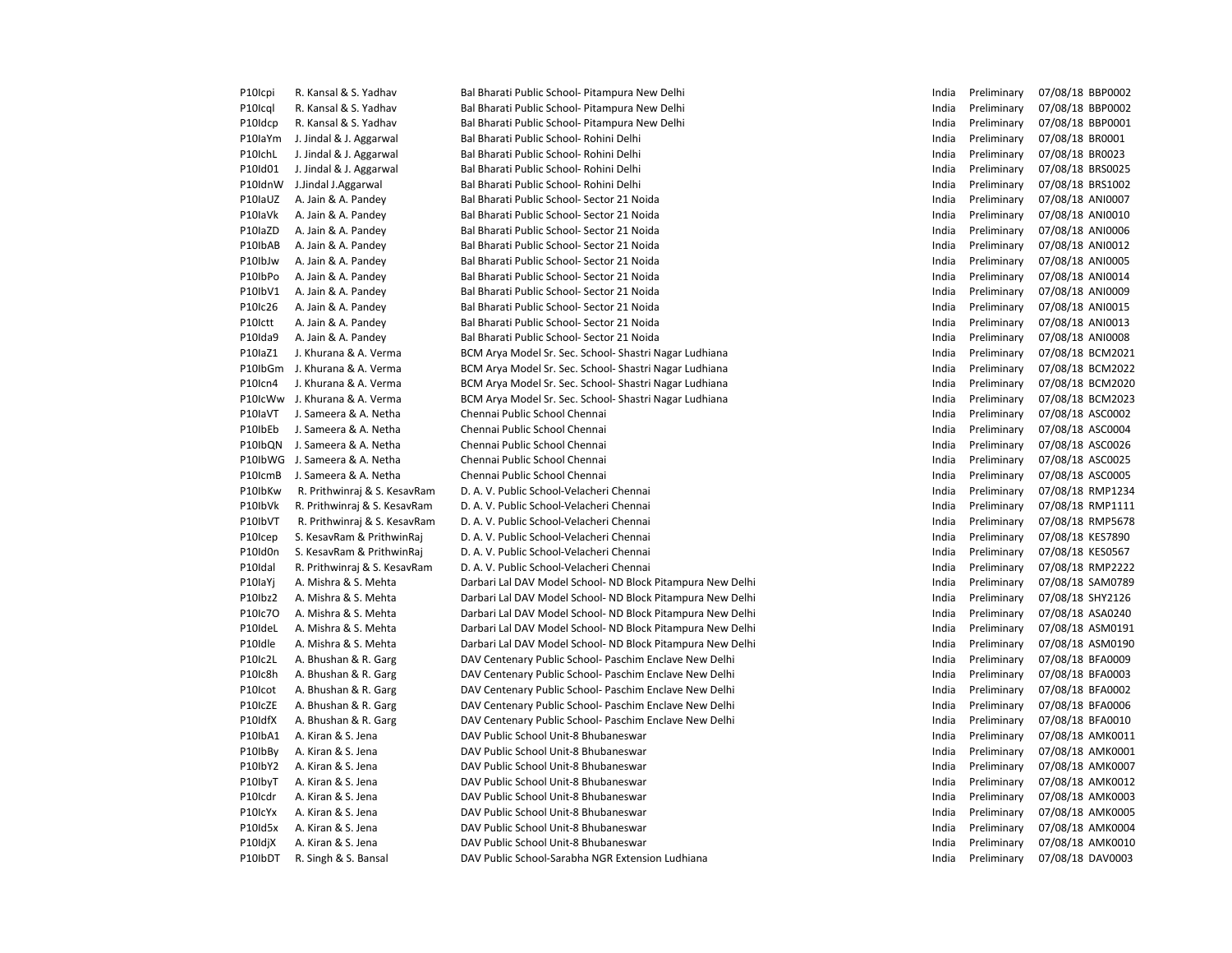| | | | | | | |
|---|---|---|---|---|---|---|
| P10Icpi | R. Kansal & S. Yadhav | Bal Bharati Public School- Pitampura New Delhi | India | Preliminary | 07/08/18 | BBP0002 |
| P10Icql | R. Kansal & S. Yadhav | Bal Bharati Public School- Pitampura New Delhi | India | Preliminary | 07/08/18 | BBP0002 |
| P10Idcp | R. Kansal & S. Yadhav | Bal Bharati Public School- Pitampura New Delhi | India | Preliminary | 07/08/18 | BBP0001 |
| P10IaYm | J. Jindal & J. Aggarwal | Bal Bharati Public School- Rohini Delhi | India | Preliminary | 07/08/18 | BR0001 |
| P10IchL | J. Jindal & J. Aggarwal | Bal Bharati Public School- Rohini Delhi | India | Preliminary | 07/08/18 | BR0023 |
| P10Id01 | J. Jindal & J. Aggarwal | Bal Bharati Public School- Rohini Delhi | India | Preliminary | 07/08/18 | BRS0025 |
| P10IdnW | J.Jindal J.Aggarwal | Bal Bharati Public School- Rohini Delhi | India | Preliminary | 07/08/18 | BRS1002 |
| P10IaUZ | A. Jain & A. Pandey | Bal Bharati Public School- Sector 21 Noida | India | Preliminary | 07/08/18 | ANI0007 |
| P10IaVk | A. Jain & A. Pandey | Bal Bharati Public School- Sector 21 Noida | India | Preliminary | 07/08/18 | ANI0010 |
| P10IaZD | A. Jain & A. Pandey | Bal Bharati Public School- Sector 21 Noida | India | Preliminary | 07/08/18 | ANI0006 |
| P10IbAB | A. Jain & A. Pandey | Bal Bharati Public School- Sector 21 Noida | India | Preliminary | 07/08/18 | ANI0012 |
| P10IbJw | A. Jain & A. Pandey | Bal Bharati Public School- Sector 21 Noida | India | Preliminary | 07/08/18 | ANI0005 |
| P10IbPo | A. Jain & A. Pandey | Bal Bharati Public School- Sector 21 Noida | India | Preliminary | 07/08/18 | ANI0014 |
| P10IbV1 | A. Jain & A. Pandey | Bal Bharati Public School- Sector 21 Noida | India | Preliminary | 07/08/18 | ANI0009 |
| P10Ic26 | A. Jain & A. Pandey | Bal Bharati Public School- Sector 21 Noida | India | Preliminary | 07/08/18 | ANI0015 |
| P10Ictt | A. Jain & A. Pandey | Bal Bharati Public School- Sector 21 Noida | India | Preliminary | 07/08/18 | ANI0013 |
| P10Ida9 | A. Jain & A. Pandey | Bal Bharati Public School- Sector 21 Noida | India | Preliminary | 07/08/18 | ANI0008 |
| P10IaZ1 | J. Khurana & A. Verma | BCM Arya Model Sr. Sec. School- Shastri Nagar Ludhiana | India | Preliminary | 07/08/18 | BCM2021 |
| P10IbGm | J. Khurana & A. Verma | BCM Arya Model Sr. Sec. School- Shastri Nagar Ludhiana | India | Preliminary | 07/08/18 | BCM2022 |
| P10Icn4 | J. Khurana & A. Verma | BCM Arya Model Sr. Sec. School- Shastri Nagar Ludhiana | India | Preliminary | 07/08/18 | BCM2020 |
| P10IcWw | J. Khurana & A. Verma | BCM Arya Model Sr. Sec. School- Shastri Nagar Ludhiana | India | Preliminary | 07/08/18 | BCM2023 |
| P10IaVT | J. Sameera & A. Netha | Chennai Public School Chennai | India | Preliminary | 07/08/18 | ASC0002 |
| P10IbEb | J. Sameera & A. Netha | Chennai Public School Chennai | India | Preliminary | 07/08/18 | ASC0004 |
| P10IbQN | J. Sameera & A. Netha | Chennai Public School Chennai | India | Preliminary | 07/08/18 | ASC0026 |
| P10IbWG | J. Sameera & A. Netha | Chennai Public School Chennai | India | Preliminary | 07/08/18 | ASC0025 |
| P10IcmB | J. Sameera & A. Netha | Chennai Public School Chennai | India | Preliminary | 07/08/18 | ASC0005 |
| P10IbKw | R. Prithwinraj & S. KesavRam | D. A. V. Public School-Velacheri Chennai | India | Preliminary | 07/08/18 | RMP1234 |
| P10IbVk | R. Prithwinraj & S. KesavRam | D. A. V. Public School-Velacheri Chennai | India | Preliminary | 07/08/18 | RMP1111 |
| P10IbVT | R. Prithwinraj & S. KesavRam | D. A. V. Public School-Velacheri Chennai | India | Preliminary | 07/08/18 | RMP5678 |
| P10Icep | S. KesavRam & PrithwinRaj | D. A. V. Public School-Velacheri Chennai | India | Preliminary | 07/08/18 | KES7890 |
| P10Id0n | S. KesavRam & PrithwinRaj | D. A. V. Public School-Velacheri Chennai | India | Preliminary | 07/08/18 | KES0567 |
| P10Idal | R. Prithwinraj & S. KesavRam | D. A. V. Public School-Velacheri Chennai | India | Preliminary | 07/08/18 | RMP2222 |
| P10IaYj | A. Mishra & S. Mehta | Darbari Lal DAV Model School- ND Block Pitampura New Delhi | India | Preliminary | 07/08/18 | SAM0789 |
| P10Ibz2 | A. Mishra & S. Mehta | Darbari Lal DAV Model School- ND Block Pitampura New Delhi | India | Preliminary | 07/08/18 | SHY2126 |
| P10Ic7O | A. Mishra & S. Mehta | Darbari Lal DAV Model School- ND Block Pitampura New Delhi | India | Preliminary | 07/08/18 | ASA0240 |
| P10IdeL | A. Mishra & S. Mehta | Darbari Lal DAV Model School- ND Block Pitampura New Delhi | India | Preliminary | 07/08/18 | ASM0191 |
| P10Idle | A. Mishra & S. Mehta | Darbari Lal DAV Model School- ND Block Pitampura New Delhi | India | Preliminary | 07/08/18 | ASM0190 |
| P10Ic2L | A. Bhushan & R. Garg | DAV Centenary Public School- Paschim Enclave New Delhi | India | Preliminary | 07/08/18 | BFA0009 |
| P10Ic8h | A. Bhushan & R. Garg | DAV Centenary Public School- Paschim Enclave New Delhi | India | Preliminary | 07/08/18 | BFA0003 |
| P10Icot | A. Bhushan & R. Garg | DAV Centenary Public School- Paschim Enclave New Delhi | India | Preliminary | 07/08/18 | BFA0002 |
| P10IcZE | A. Bhushan & R. Garg | DAV Centenary Public School- Paschim Enclave New Delhi | India | Preliminary | 07/08/18 | BFA0006 |
| P10IdfX | A. Bhushan & R. Garg | DAV Centenary Public School- Paschim Enclave New Delhi | India | Preliminary | 07/08/18 | BFA0010 |
| P10IbA1 | A. Kiran & S. Jena | DAV Public School Unit-8 Bhubaneswar | India | Preliminary | 07/08/18 | AMK0011 |
| P10IbBy | A. Kiran & S. Jena | DAV Public School Unit-8 Bhubaneswar | India | Preliminary | 07/08/18 | AMK0001 |
| P10IbY2 | A. Kiran & S. Jena | DAV Public School Unit-8 Bhubaneswar | India | Preliminary | 07/08/18 | AMK0007 |
| P10IbyT | A. Kiran & S. Jena | DAV Public School Unit-8 Bhubaneswar | India | Preliminary | 07/08/18 | AMK0012 |
| P10Icdr | A. Kiran & S. Jena | DAV Public School Unit-8 Bhubaneswar | India | Preliminary | 07/08/18 | AMK0003 |
| P10IcYx | A. Kiran & S. Jena | DAV Public School Unit-8 Bhubaneswar | India | Preliminary | 07/08/18 | AMK0005 |
| P10Id5x | A. Kiran & S. Jena | DAV Public School Unit-8 Bhubaneswar | India | Preliminary | 07/08/18 | AMK0004 |
| P10IdjX | A. Kiran & S. Jena | DAV Public School Unit-8 Bhubaneswar | India | Preliminary | 07/08/18 | AMK0010 |
| P10IbDT | R. Singh & S. Bansal | DAV Public School-Sarabha NGR Extension Ludhiana | India | Preliminary | 07/08/18 | DAV0003 |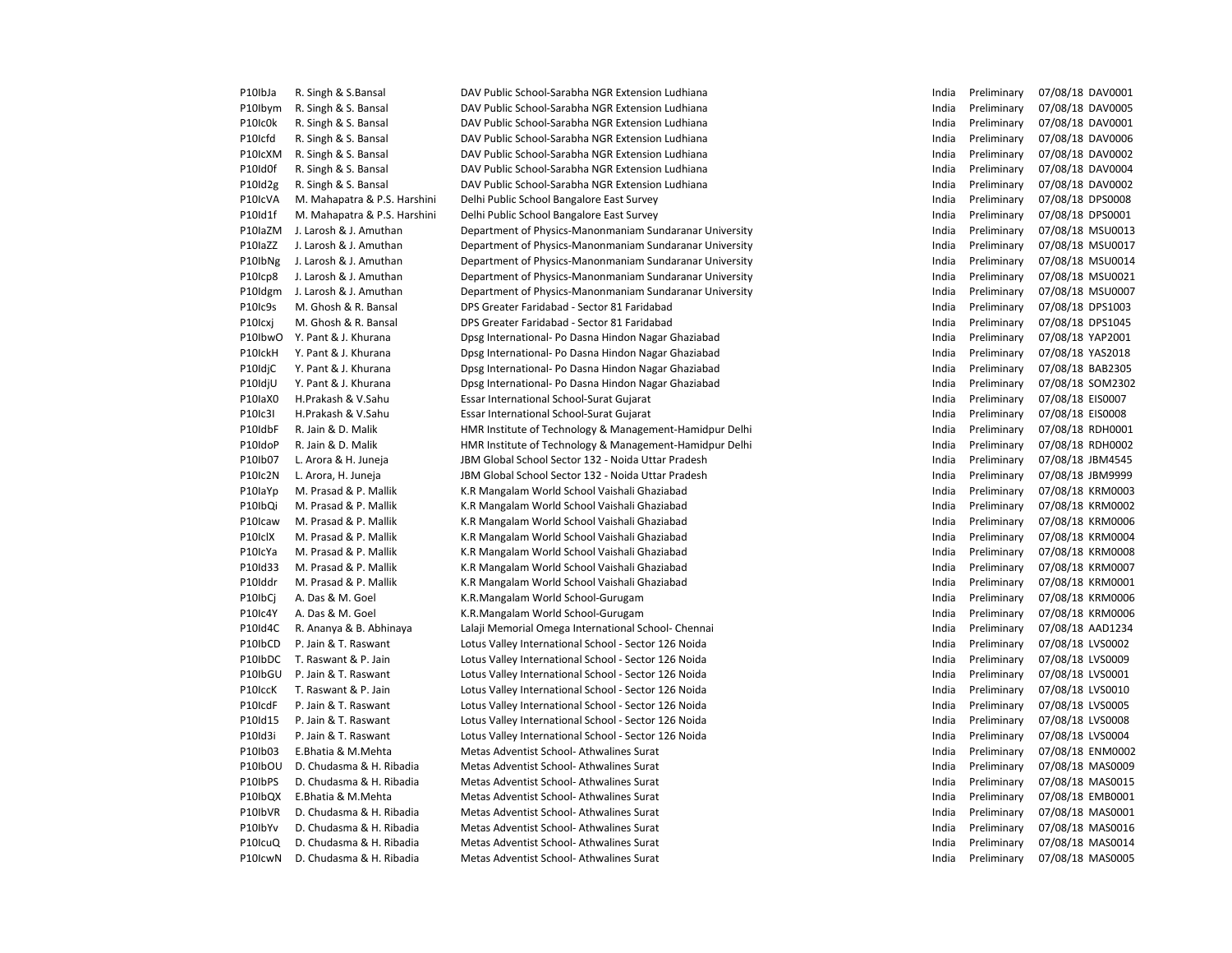| | | | | | | |
|---|---|---|---|---|---|---|
| P10IbJa | R. Singh & S.Bansal | DAV Public School-Sarabha NGR Extension Ludhiana | India | Preliminary | 07/08/18 | DAV0001 |
| P10Ibym | R. Singh & S. Bansal | DAV Public School-Sarabha NGR Extension Ludhiana | India | Preliminary | 07/08/18 | DAV0005 |
| P10Ic0k | R. Singh & S. Bansal | DAV Public School-Sarabha NGR Extension Ludhiana | India | Preliminary | 07/08/18 | DAV0001 |
| P10Icfd | R. Singh & S. Bansal | DAV Public School-Sarabha NGR Extension Ludhiana | India | Preliminary | 07/08/18 | DAV0006 |
| P10IcXM | R. Singh & S. Bansal | DAV Public School-Sarabha NGR Extension Ludhiana | India | Preliminary | 07/08/18 | DAV0002 |
| P10Id0f | R. Singh & S. Bansal | DAV Public School-Sarabha NGR Extension Ludhiana | India | Preliminary | 07/08/18 | DAV0004 |
| P10Id2g | R. Singh & S. Bansal | DAV Public School-Sarabha NGR Extension Ludhiana | India | Preliminary | 07/08/18 | DAV0002 |
| P10IcVA | M. Mahapatra & P.S. Harshini | Delhi Public School Bangalore East Survey | India | Preliminary | 07/08/18 | DPS0008 |
| P10Id1f | M. Mahapatra & P.S. Harshini | Delhi Public School Bangalore East Survey | India | Preliminary | 07/08/18 | DPS0001 |
| P10IaZM | J. Larosh & J. Amuthan | Department of Physics-Manonmaniam Sundaranar University | India | Preliminary | 07/08/18 | MSU0013 |
| P10IaZZ | J. Larosh & J. Amuthan | Department of Physics-Manonmaniam Sundaranar University | India | Preliminary | 07/08/18 | MSU0017 |
| P10IbNg | J. Larosh & J. Amuthan | Department of Physics-Manonmaniam Sundaranar University | India | Preliminary | 07/08/18 | MSU0014 |
| P10Icp8 | J. Larosh & J. Amuthan | Department of Physics-Manonmaniam Sundaranar University | India | Preliminary | 07/08/18 | MSU0021 |
| P10Idgm | J. Larosh & J. Amuthan | Department of Physics-Manonmaniam Sundaranar University | India | Preliminary | 07/08/18 | MSU0007 |
| P10Ic9s | M. Ghosh & R. Bansal | DPS Greater Faridabad - Sector 81 Faridabad | India | Preliminary | 07/08/18 | DPS1003 |
| P10Icxj | M. Ghosh & R. Bansal | DPS Greater Faridabad - Sector 81 Faridabad | India | Preliminary | 07/08/18 | DPS1045 |
| P10IbwO | Y. Pant & J. Khurana | Dpsg International- Po Dasna Hindon Nagar Ghaziabad | India | Preliminary | 07/08/18 | YAP2001 |
| P10IckH | Y. Pant & J. Khurana | Dpsg International- Po Dasna Hindon Nagar Ghaziabad | India | Preliminary | 07/08/18 | YAS2018 |
| P10IdjC | Y. Pant & J. Khurana | Dpsg International- Po Dasna Hindon Nagar Ghaziabad | India | Preliminary | 07/08/18 | BAB2305 |
| P10IdjU | Y. Pant & J. Khurana | Dpsg International- Po Dasna Hindon Nagar Ghaziabad | India | Preliminary | 07/08/18 | SOM2302 |
| P10IaX0 | H.Prakash & V.Sahu | Essar International School-Surat Gujarat | India | Preliminary | 07/08/18 | EIS0007 |
| P10Ic3I | H.Prakash & V.Sahu | Essar International School-Surat Gujarat | India | Preliminary | 07/08/18 | EIS0008 |
| P10IdbF | R. Jain & D. Malik | HMR Institute of Technology & Management-Hamidpur Delhi | India | Preliminary | 07/08/18 | RDH0001 |
| P10IdoP | R. Jain & D. Malik | HMR Institute of Technology & Management-Hamidpur Delhi | India | Preliminary | 07/08/18 | RDH0002 |
| P10Ib07 | L. Arora & H. Juneja | JBM Global School Sector 132 - Noida Uttar Pradesh | India | Preliminary | 07/08/18 | JBM4545 |
| P10Ic2N | L. Arora, H. Juneja | JBM Global School Sector 132 - Noida Uttar Pradesh | India | Preliminary | 07/08/18 | JBM9999 |
| P10IaYp | M. Prasad & P. Mallik | K.R Mangalam World School Vaishali Ghaziabad | India | Preliminary | 07/08/18 | KRM0003 |
| P10IbQi | M. Prasad & P. Mallik | K.R Mangalam World School Vaishali Ghaziabad | India | Preliminary | 07/08/18 | KRM0002 |
| P10Icaw | M. Prasad & P. Mallik | K.R Mangalam World School Vaishali Ghaziabad | India | Preliminary | 07/08/18 | KRM0006 |
| P10IclX | M. Prasad & P. Mallik | K.R Mangalam World School Vaishali Ghaziabad | India | Preliminary | 07/08/18 | KRM0004 |
| P10IcYa | M. Prasad & P. Mallik | K.R Mangalam World School Vaishali Ghaziabad | India | Preliminary | 07/08/18 | KRM0008 |
| P10Id33 | M. Prasad & P. Mallik | K.R Mangalam World School Vaishali Ghaziabad | India | Preliminary | 07/08/18 | KRM0007 |
| P10Iddr | M. Prasad & P. Mallik | K.R Mangalam World School Vaishali Ghaziabad | India | Preliminary | 07/08/18 | KRM0001 |
| P10IbCj | A. Das & M. Goel | K.R.Mangalam World School-Gurugam | India | Preliminary | 07/08/18 | KRM0006 |
| P10Ic4Y | A. Das & M. Goel | K.R.Mangalam World School-Gurugam | India | Preliminary | 07/08/18 | KRM0006 |
| P10Id4C | R. Ananya & B. Abhinaya | Lalaji Memorial Omega International School- Chennai | India | Preliminary | 07/08/18 | AAD1234 |
| P10IbCD | P. Jain & T. Raswant | Lotus Valley International School - Sector 126 Noida | India | Preliminary | 07/08/18 | LVS0002 |
| P10IbDC | T. Raswant & P. Jain | Lotus Valley International School - Sector 126 Noida | India | Preliminary | 07/08/18 | LVS0009 |
| P10IbGU | P. Jain & T. Raswant | Lotus Valley International School - Sector 126 Noida | India | Preliminary | 07/08/18 | LVS0001 |
| P10IccK | T. Raswant & P. Jain | Lotus Valley International School - Sector 126 Noida | India | Preliminary | 07/08/18 | LVS0010 |
| P10IcdF | P. Jain & T. Raswant | Lotus Valley International School - Sector 126 Noida | India | Preliminary | 07/08/18 | LVS0005 |
| P10Id15 | P. Jain & T. Raswant | Lotus Valley International School - Sector 126 Noida | India | Preliminary | 07/08/18 | LVS0008 |
| P10Id3i | P. Jain & T. Raswant | Lotus Valley International School - Sector 126 Noida | India | Preliminary | 07/08/18 | LVS0004 |
| P10Ib03 | E.Bhatia & M.Mehta | Metas Adventist School- Athwalines Surat | India | Preliminary | 07/08/18 | ENM0002 |
| P10IbOU | D. Chudasma & H. Ribadia | Metas Adventist School- Athwalines Surat | India | Preliminary | 07/08/18 | MAS0009 |
| P10IbPS | D. Chudasma & H. Ribadia | Metas Adventist School- Athwalines Surat | India | Preliminary | 07/08/18 | MAS0015 |
| P10IbQX | E.Bhatia & M.Mehta | Metas Adventist School- Athwalines Surat | India | Preliminary | 07/08/18 | EMB0001 |
| P10IbVR | D. Chudasma & H. Ribadia | Metas Adventist School- Athwalines Surat | India | Preliminary | 07/08/18 | MAS0001 |
| P10IbYv | D. Chudasma & H. Ribadia | Metas Adventist School- Athwalines Surat | India | Preliminary | 07/08/18 | MAS0016 |
| P10IcuQ | D. Chudasma & H. Ribadia | Metas Adventist School- Athwalines Surat | India | Preliminary | 07/08/18 | MAS0014 |
| P10IcwN | D. Chudasma & H. Ribadia | Metas Adventist School- Athwalines Surat | India | Preliminary | 07/08/18 | MAS0005 |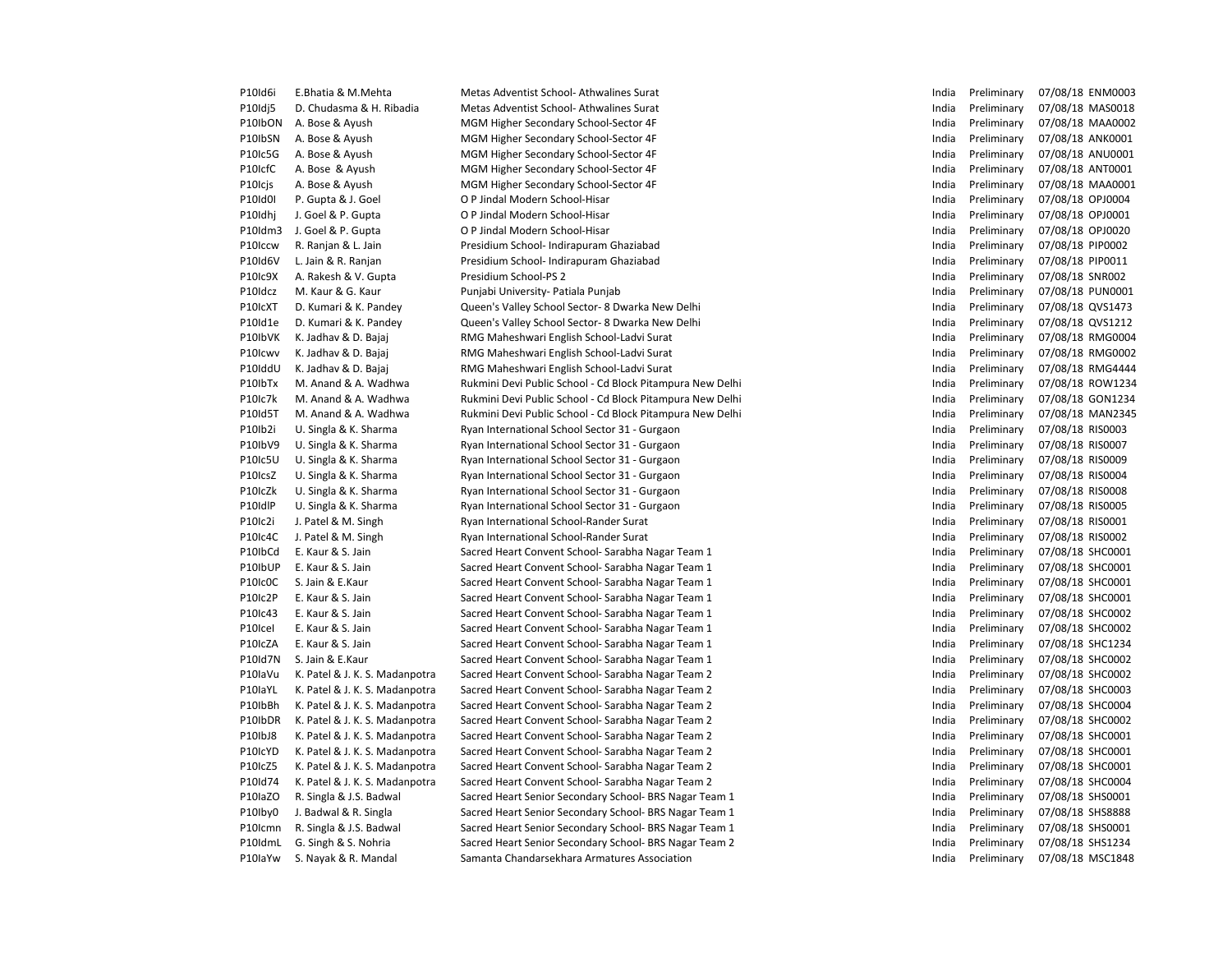| | | | | | | |
|---|---|---|---|---|---|---|
| P10Id6i | E.Bhatia & M.Mehta | Metas Adventist School- Athwalines Surat | India | Preliminary | 07/08/18 | ENM0003 |
| P10Idj5 | D. Chudasma & H. Ribadia | Metas Adventist School- Athwalines Surat | India | Preliminary | 07/08/18 | MAS0018 |
| P10IbON | A. Bose & Ayush | MGM Higher Secondary School-Sector 4F | India | Preliminary | 07/08/18 | MAA0002 |
| P10IbSN | A. Bose & Ayush | MGM Higher Secondary School-Sector 4F | India | Preliminary | 07/08/18 | ANK0001 |
| P10Ic5G | A. Bose & Ayush | MGM Higher Secondary School-Sector 4F | India | Preliminary | 07/08/18 | ANU0001 |
| P10IcfC | A. Bose & Ayush | MGM Higher Secondary School-Sector 4F | India | Preliminary | 07/08/18 | ANT0001 |
| P10Icjs | A. Bose & Ayush | MGM Higher Secondary School-Sector 4F | India | Preliminary | 07/08/18 | MAA0001 |
| P10Id0I | P. Gupta & J. Goel | O P Jindal Modern School-Hisar | India | Preliminary | 07/08/18 | OPJ0004 |
| P10Idhj | J. Goel & P. Gupta | O P Jindal Modern School-Hisar | India | Preliminary | 07/08/18 | OPJ0001 |
| P10Idm3 | J. Goel & P. Gupta | O P Jindal Modern School-Hisar | India | Preliminary | 07/08/18 | OPJ0020 |
| P10Iccw | R. Ranjan & L. Jain | Presidium School- Indirapuram Ghaziabad | India | Preliminary | 07/08/18 | PIP0002 |
| P10Id6V | L. Jain & R. Ranjan | Presidium School- Indirapuram Ghaziabad | India | Preliminary | 07/08/18 | PIP0011 |
| P10Ic9X | A. Rakesh & V. Gupta | Presidium School-PS 2 | India | Preliminary | 07/08/18 | SNR002 |
| P10Idcz | M. Kaur & G. Kaur | Punjabi University- Patiala Punjab | India | Preliminary | 07/08/18 | PUN0001 |
| P10IcXT | D. Kumari & K. Pandey | Queen's Valley School Sector- 8 Dwarka New Delhi | India | Preliminary | 07/08/18 | QVS1473 |
| P10Id1e | D. Kumari & K. Pandey | Queen's Valley School Sector- 8 Dwarka New Delhi | India | Preliminary | 07/08/18 | QVS1212 |
| P10IbVK | K. Jadhav & D. Bajaj | RMG Maheshwari English School-Ladvi Surat | India | Preliminary | 07/08/18 | RMG0004 |
| P10Icwv | K. Jadhav & D. Bajaj | RMG Maheshwari English School-Ladvi Surat | India | Preliminary | 07/08/18 | RMG0002 |
| P10IddU | K. Jadhav & D. Bajaj | RMG Maheshwari English School-Ladvi Surat | India | Preliminary | 07/08/18 | RMG4444 |
| P10IbTx | M. Anand & A. Wadhwa | Rukmini Devi Public School - Cd Block Pitampura New Delhi | India | Preliminary | 07/08/18 | ROW1234 |
| P10Ic7k | M. Anand & A. Wadhwa | Rukmini Devi Public School - Cd Block Pitampura New Delhi | India | Preliminary | 07/08/18 | GON1234 |
| P10Id5T | M. Anand & A. Wadhwa | Rukmini Devi Public School - Cd Block Pitampura New Delhi | India | Preliminary | 07/08/18 | MAN2345 |
| P10Ib2i | U. Singla & K. Sharma | Ryan International School Sector 31 - Gurgaon | India | Preliminary | 07/08/18 | RIS0003 |
| P10IbV9 | U. Singla & K. Sharma | Ryan International School Sector 31 - Gurgaon | India | Preliminary | 07/08/18 | RIS0007 |
| P10Ic5U | U. Singla & K. Sharma | Ryan International School Sector 31 - Gurgaon | India | Preliminary | 07/08/18 | RIS0009 |
| P10IcsZ | U. Singla & K. Sharma | Ryan International School Sector 31 - Gurgaon | India | Preliminary | 07/08/18 | RIS0004 |
| P10IcZk | U. Singla & K. Sharma | Ryan International School Sector 31 - Gurgaon | India | Preliminary | 07/08/18 | RIS0008 |
| P10IdlP | U. Singla & K. Sharma | Ryan International School Sector 31 - Gurgaon | India | Preliminary | 07/08/18 | RIS0005 |
| P10Ic2i | J. Patel & M. Singh | Ryan International School-Rander Surat | India | Preliminary | 07/08/18 | RIS0001 |
| P10Ic4C | J. Patel & M. Singh | Ryan International School-Rander Surat | India | Preliminary | 07/08/18 | RIS0002 |
| P10IbCd | E. Kaur & S. Jain | Sacred Heart Convent School- Sarabha Nagar Team 1 | India | Preliminary | 07/08/18 | SHC0001 |
| P10IbUP | E. Kaur & S. Jain | Sacred Heart Convent School- Sarabha Nagar Team 1 | India | Preliminary | 07/08/18 | SHC0001 |
| P10Ic0C | S. Jain & E.Kaur | Sacred Heart Convent School- Sarabha Nagar Team 1 | India | Preliminary | 07/08/18 | SHC0001 |
| P10Ic2P | E. Kaur & S. Jain | Sacred Heart Convent School- Sarabha Nagar Team 1 | India | Preliminary | 07/08/18 | SHC0001 |
| P10Ic43 | E. Kaur & S. Jain | Sacred Heart Convent School- Sarabha Nagar Team 1 | India | Preliminary | 07/08/18 | SHC0002 |
| P10IceI | E. Kaur & S. Jain | Sacred Heart Convent School- Sarabha Nagar Team 1 | India | Preliminary | 07/08/18 | SHC0002 |
| P10IcZA | E. Kaur & S. Jain | Sacred Heart Convent School- Sarabha Nagar Team 1 | India | Preliminary | 07/08/18 | SHC1234 |
| P10Id7N | S. Jain & E.Kaur | Sacred Heart Convent School- Sarabha Nagar Team 1 | India | Preliminary | 07/08/18 | SHC0002 |
| P10IaVu | K. Patel & J. K. S. Madanpotra | Sacred Heart Convent School- Sarabha Nagar Team 2 | India | Preliminary | 07/08/18 | SHC0002 |
| P10IaYL | K. Patel & J. K. S. Madanpotra | Sacred Heart Convent School- Sarabha Nagar Team 2 | India | Preliminary | 07/08/18 | SHC0003 |
| P10IbBh | K. Patel & J. K. S. Madanpotra | Sacred Heart Convent School- Sarabha Nagar Team 2 | India | Preliminary | 07/08/18 | SHC0004 |
| P10IbDR | K. Patel & J. K. S. Madanpotra | Sacred Heart Convent School- Sarabha Nagar Team 2 | India | Preliminary | 07/08/18 | SHC0002 |
| P10IbJ8 | K. Patel & J. K. S. Madanpotra | Sacred Heart Convent School- Sarabha Nagar Team 2 | India | Preliminary | 07/08/18 | SHC0001 |
| P10IcYD | K. Patel & J. K. S. Madanpotra | Sacred Heart Convent School- Sarabha Nagar Team 2 | India | Preliminary | 07/08/18 | SHC0001 |
| P10IcZ5 | K. Patel & J. K. S. Madanpotra | Sacred Heart Convent School- Sarabha Nagar Team 2 | India | Preliminary | 07/08/18 | SHC0001 |
| P10Id74 | K. Patel & J. K. S. Madanpotra | Sacred Heart Convent School- Sarabha Nagar Team 2 | India | Preliminary | 07/08/18 | SHC0004 |
| P10IaZO | R. Singla & J.S. Badwal | Sacred Heart Senior Secondary School- BRS Nagar Team 1 | India | Preliminary | 07/08/18 | SHS0001 |
| P10Iby0 | J. Badwal & R. Singla | Sacred Heart Senior Secondary School- BRS Nagar Team 1 | India | Preliminary | 07/08/18 | SHS8888 |
| P10Icmn | R. Singla & J.S. Badwal | Sacred Heart Senior Secondary School- BRS Nagar Team 1 | India | Preliminary | 07/08/18 | SHS0001 |
| P10IdmL | G. Singh & S. Nohria | Sacred Heart Senior Secondary School- BRS Nagar Team 2 | India | Preliminary | 07/08/18 | SHS1234 |
| P10IaYw | S. Nayak & R. Mandal | Samanta Chandarsekhara Armatures Association | India | Preliminary | 07/08/18 | MSC1848 |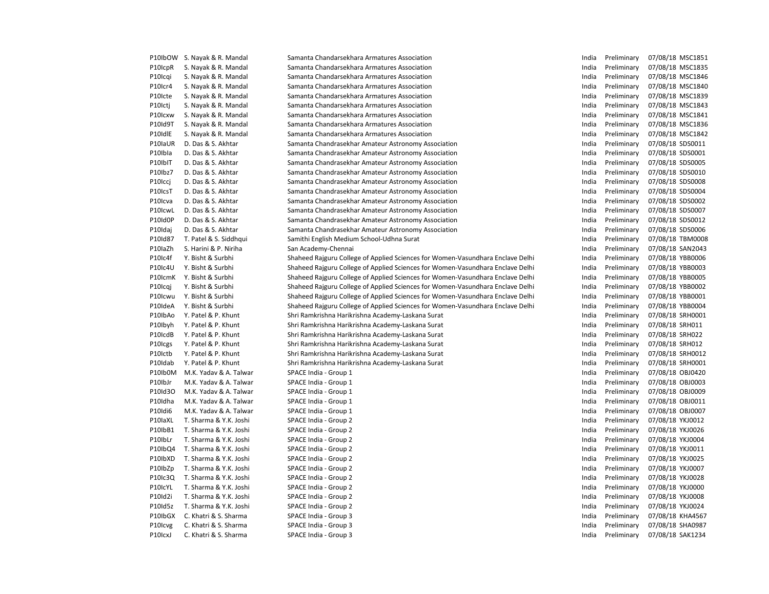| | | | | | | |
|---|---|---|---|---|---|---|
| P10IbOW | S. Nayak & R. Mandal | Samanta Chandarsekhara Armatures Association | India | Preliminary | 07/08/18 | MSC1851 |
| P10IcpR | S. Nayak & R. Mandal | Samanta Chandarsekhara Armatures Association | India | Preliminary | 07/08/18 | MSC1835 |
| P10Icqi | S. Nayak & R. Mandal | Samanta Chandarsekhara Armatures Association | India | Preliminary | 07/08/18 | MSC1846 |
| P10Icr4 | S. Nayak & R. Mandal | Samanta Chandarsekhara Armatures Association | India | Preliminary | 07/08/18 | MSC1840 |
| P10Icte | S. Nayak & R. Mandal | Samanta Chandarsekhara Armatures Association | India | Preliminary | 07/08/18 | MSC1839 |
| P10Ictj | S. Nayak & R. Mandal | Samanta Chandarsekhara Armatures Association | India | Preliminary | 07/08/18 | MSC1843 |
| P10Icxw | S. Nayak & R. Mandal | Samanta Chandarsekhara Armatures Association | India | Preliminary | 07/08/18 | MSC1841 |
| P10Id9T | S. Nayak & R. Mandal | Samanta Chandarsekhara Armatures Association | India | Preliminary | 07/08/18 | MSC1836 |
| P10IdlE | S. Nayak & R. Mandal | Samanta Chandarsekhara Armatures Association | India | Preliminary | 07/08/18 | MSC1842 |
| P10IaUR | D. Das & S. Akhtar | Samanta Chandrasekhar Amateur Astronomy Association | India | Preliminary | 07/08/18 | SDS0011 |
| P10Ibla | D. Das & S. Akhtar | Samanta Chandrasekhar Amateur Astronomy Association | India | Preliminary | 07/08/18 | SDS0001 |
| P10IbIT | D. Das & S. Akhtar | Samanta Chandrasekhar Amateur Astronomy Association | India | Preliminary | 07/08/18 | SDS0005 |
| P10Ibz7 | D. Das & S. Akhtar | Samanta Chandrasekhar Amateur Astronomy Association | India | Preliminary | 07/08/18 | SDS0010 |
| P10Iccj | D. Das & S. Akhtar | Samanta Chandrasekhar Amateur Astronomy Association | India | Preliminary | 07/08/18 | SDS0008 |
| P10IcsT | D. Das & S. Akhtar | Samanta Chandrasekhar Amateur Astronomy Association | India | Preliminary | 07/08/18 | SDS0004 |
| P10Icva | D. Das & S. Akhtar | Samanta Chandrasekhar Amateur Astronomy Association | India | Preliminary | 07/08/18 | SDS0002 |
| P10IcwL | D. Das & S. Akhtar | Samanta Chandrasekhar Amateur Astronomy Association | India | Preliminary | 07/08/18 | SDS0007 |
| P10Id0P | D. Das & S. Akhtar | Samanta Chandrasekhar Amateur Astronomy Association | India | Preliminary | 07/08/18 | SDS0012 |
| P10Idaj | D. Das & S. Akhtar | Samanta Chandrasekhar Amateur Astronomy Association | India | Preliminary | 07/08/18 | SDS0006 |
| P10Id87 | T. Patel & S. Siddhqui | Samithi English Medium School-Udhna Surat | India | Preliminary | 07/08/18 | TBM0008 |
| P10IaZh | S. Harini & P. Niriha | San Academy-Chennai | India | Preliminary | 07/08/18 | SAN2043 |
| P10Ic4f | Y. Bisht & Surbhi | Shaheed Rajguru College of Applied Sciences for Women-Vasundhara Enclave Delhi | India | Preliminary | 07/08/18 | YBB0006 |
| P10Ic4U | Y. Bisht & Surbhi | Shaheed Rajguru College of Applied Sciences for Women-Vasundhara Enclave Delhi | India | Preliminary | 07/08/18 | YBB0003 |
| P10IcmK | Y. Bisht & Surbhi | Shaheed Rajguru College of Applied Sciences for Women-Vasundhara Enclave Delhi | India | Preliminary | 07/08/18 | YBB0005 |
| P10Icqj | Y. Bisht & Surbhi | Shaheed Rajguru College of Applied Sciences for Women-Vasundhara Enclave Delhi | India | Preliminary | 07/08/18 | YBB0002 |
| P10Icwu | Y. Bisht & Surbhi | Shaheed Rajguru College of Applied Sciences for Women-Vasundhara Enclave Delhi | India | Preliminary | 07/08/18 | YBB0001 |
| P10IdeA | Y. Bisht & Surbhi | Shaheed Rajguru College of Applied Sciences for Women-Vasundhara Enclave Delhi | India | Preliminary | 07/08/18 | YBB0004 |
| P10IbAo | Y. Patel & P. Khunt | Shri Ramkrishna Harikrishna Academy-Laskana Surat | India | Preliminary | 07/08/18 | SRH0001 |
| P10Ibyh | Y. Patel & P. Khunt | Shri Ramkrishna Harikrishna Academy-Laskana Surat | India | Preliminary | 07/08/18 | SRH011 |
| P10IcdB | Y. Patel & P. Khunt | Shri Ramkrishna Harikrishna Academy-Laskana Surat | India | Preliminary | 07/08/18 | SRH022 |
| P10Icgs | Y. Patel & P. Khunt | Shri Ramkrishna Harikrishna Academy-Laskana Surat | India | Preliminary | 07/08/18 | SRH012 |
| P10Ictb | Y. Patel & P. Khunt | Shri Ramkrishna Harikrishna Academy-Laskana Surat | India | Preliminary | 07/08/18 | SRH0012 |
| P10Idab | Y. Patel & P. Khunt | Shri Ramkrishna Harikrishna Academy-Laskana Surat | India | Preliminary | 07/08/18 | SRH0001 |
| P10Ib0M | M.K. Yadav & A. Talwar | SPACE India - Group 1 | India | Preliminary | 07/08/18 | OBJ0420 |
| P10IbJr | M.K. Yadav & A. Talwar | SPACE India - Group 1 | India | Preliminary | 07/08/18 | OBJ0003 |
| P10Id3O | M.K. Yadav & A. Talwar | SPACE India - Group 1 | India | Preliminary | 07/08/18 | OBJ0009 |
| P10Idha | M.K. Yadav & A. Talwar | SPACE India - Group 1 | India | Preliminary | 07/08/18 | OBJ0011 |
| P10Idi6 | M.K. Yadav & A. Talwar | SPACE India - Group 1 | India | Preliminary | 07/08/18 | OBJ0007 |
| P10IaXL | T. Sharma & Y.K. Joshi | SPACE India - Group 2 | India | Preliminary | 07/08/18 | YKJ0012 |
| P10IbB1 | T. Sharma & Y.K. Joshi | SPACE India - Group 2 | India | Preliminary | 07/08/18 | YKJ0026 |
| P10IbLr | T. Sharma & Y.K. Joshi | SPACE India - Group 2 | India | Preliminary | 07/08/18 | YKJ0004 |
| P10IbQ4 | T. Sharma & Y.K. Joshi | SPACE India - Group 2 | India | Preliminary | 07/08/18 | YKJ0011 |
| P10IbXD | T. Sharma & Y.K. Joshi | SPACE India - Group 2 | India | Preliminary | 07/08/18 | YKJ0025 |
| P10IbZp | T. Sharma & Y.K. Joshi | SPACE India - Group 2 | India | Preliminary | 07/08/18 | YKJ0007 |
| P10Ic3Q | T. Sharma & Y.K. Joshi | SPACE India - Group 2 | India | Preliminary | 07/08/18 | YKJ0028 |
| P10IcYL | T. Sharma & Y.K. Joshi | SPACE India - Group 2 | India | Preliminary | 07/08/18 | YKJ0000 |
| P10Id2i | T. Sharma & Y.K. Joshi | SPACE India - Group 2 | India | Preliminary | 07/08/18 | YKJ0008 |
| P10Id5z | T. Sharma & Y.K. Joshi | SPACE India - Group 2 | India | Preliminary | 07/08/18 | YKJ0024 |
| P10IbGX | C. Khatri & S. Sharma | SPACE India - Group 3 | India | Preliminary | 07/08/18 | KHA4567 |
| P10Icvg | C. Khatri & S. Sharma | SPACE India - Group 3 | India | Preliminary | 07/08/18 | SHA0987 |
| P10IcxJ | C. Khatri & S. Sharma | SPACE India - Group 3 | India | Preliminary | 07/08/18 | SAK1234 |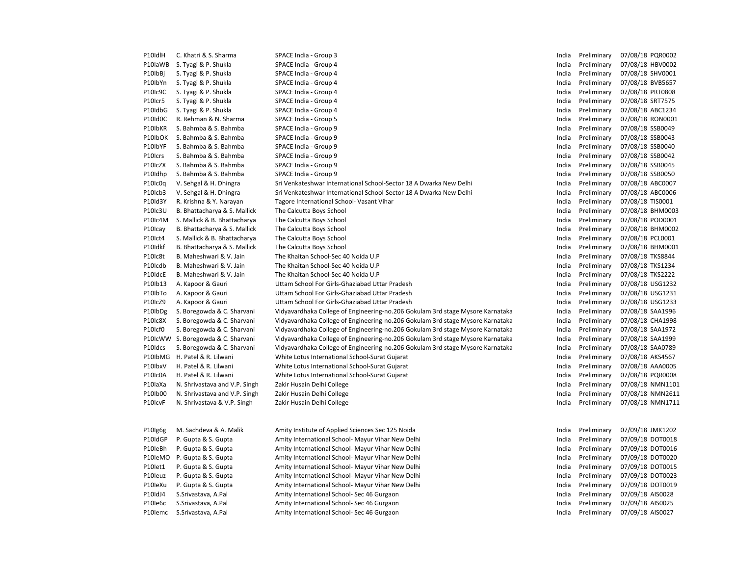| | | | | | | |
|---|---|---|---|---|---|---|
| P10IdlH | C. Khatri & S. Sharma | SPACE India - Group 3 | India | Preliminary | 07/08/18 | PQR0002 |
| P10IaWB | S. Tyagi & P. Shukla | SPACE India - Group 4 | India | Preliminary | 07/08/18 | HBV0002 |
| P10IbBj | S. Tyagi & P. Shukla | SPACE India - Group 4 | India | Preliminary | 07/08/18 | SHV0001 |
| P10IbYn | S. Tyagi & P. Shukla | SPACE India - Group 4 | India | Preliminary | 07/08/18 | BVB5657 |
| P10Ic9C | S. Tyagi & P. Shukla | SPACE India - Group 4 | India | Preliminary | 07/08/18 | PRT0808 |
| P10Icr5 | S. Tyagi & P. Shukla | SPACE India - Group 4 | India | Preliminary | 07/08/18 | SRT7575 |
| P10IdbG | S. Tyagi & P. Shukla | SPACE India - Group 4 | India | Preliminary | 07/08/18 | ABC1234 |
| P10Id0C | R. Rehman & N. Sharma | SPACE India - Group 5 | India | Preliminary | 07/08/18 | RON0001 |
| P10IbKR | S. Bahmba & S. Bahmba | SPACE India - Group 9 | India | Preliminary | 07/08/18 | SSB0049 |
| P10IbOK | S. Bahmba & S. Bahmba | SPACE India - Group 9 | India | Preliminary | 07/08/18 | SSB0043 |
| P10IbYF | S. Bahmba & S. Bahmba | SPACE India - Group 9 | India | Preliminary | 07/08/18 | SSB0040 |
| P10Icrs | S. Bahmba & S. Bahmba | SPACE India - Group 9 | India | Preliminary | 07/08/18 | SSB0042 |
| P10IcZX | S. Bahmba & S. Bahmba | SPACE India - Group 9 | India | Preliminary | 07/08/18 | SSB0045 |
| P10Idhp | S. Bahmba & S. Bahmba | SPACE India - Group 9 | India | Preliminary | 07/08/18 | SSB0050 |
| P10Ic0q | V. Sehgal & H. Dhingra | Sri Venkateshwar International School-Sector 18 A Dwarka New Delhi | India | Preliminary | 07/08/18 | ABC0007 |
| P10Icb3 | V. Sehgal & H. Dhingra | Sri Venkateshwar International School-Sector 18 A Dwarka New Delhi | India | Preliminary | 07/08/18 | ABC0006 |
| P10Id3Y | R. Krishna & Y. Narayan | Tagore International School- Vasant Vihar | India | Preliminary | 07/08/18 | TIS0001 |
| P10Ic3U | B. Bhattacharya & S. Mallick | The Calcutta Boys School | India | Preliminary | 07/08/18 | BHM0003 |
| P10Ic4M | S. Mallick & B. Bhattacharya | The Calcutta Boys School | India | Preliminary | 07/08/18 | POD0001 |
| P10Icay | B. Bhattacharya & S. Mallick | The Calcutta Boys School | India | Preliminary | 07/08/18 | BHM0002 |
| P10Ict4 | S. Mallick & B. Bhattacharya | The Calcutta Boys School | India | Preliminary | 07/08/18 | PCL0001 |
| P10Idkf | B. Bhattacharya & S. Mallick | The Calcutta Boys School | India | Preliminary | 07/08/18 | BHM0001 |
| P10Ic8t | B. Maheshwari & V. Jain | The Khaitan School-Sec 40 Noida U.P | India | Preliminary | 07/08/18 | TKS8844 |
| P10Icdb | B. Maheshwari & V. Jain | The Khaitan School-Sec 40 Noida U.P | India | Preliminary | 07/08/18 | TKS1234 |
| P10IdcE | B. Maheshwari & V. Jain | The Khaitan School-Sec 40 Noida U.P | India | Preliminary | 07/08/18 | TKS2222 |
| P10Ib13 | A. Kapoor & Gauri | Uttam School For Girls-Ghaziabad Uttar Pradesh | India | Preliminary | 07/08/18 | USG1232 |
| P10IbTo | A. Kapoor & Gauri | Uttam School For Girls-Ghaziabad Uttar Pradesh | India | Preliminary | 07/08/18 | USG1231 |
| P10IcZ9 | A. Kapoor & Gauri | Uttam School For Girls-Ghaziabad Uttar Pradesh | India | Preliminary | 07/08/18 | USG1233 |
| P10IbDg | S. Boregowda & C. Sharvani | Vidyavardhaka College of Engineering-no.206 Gokulam 3rd stage Mysore Karnataka | India | Preliminary | 07/08/18 | SAA1996 |
| P10Ic8X | S. Boregowda & C. Sharvani | Vidyavardhaka College of Engineering-no.206 Gokulam 3rd stage Mysore Karnataka | India | Preliminary | 07/08/18 | CHA1998 |
| P10Icf0 | S. Boregowda & C. Sharvani | Vidyavardhaka College of Engineering-no.206 Gokulam 3rd stage Mysore Karnataka | India | Preliminary | 07/08/18 | SAA1972 |
| P10IcWW | S. Boregowda & C. Sharvani | Vidyavardhaka College of Engineering-no.206 Gokulam 3rd stage Mysore Karnataka | India | Preliminary | 07/08/18 | SAA1999 |
| P10Idcs | S. Boregowda & C. Sharvani | Vidyavardhaka College of Engineering-no.206 Gokulam 3rd stage Mysore Karnataka | India | Preliminary | 07/08/18 | SAA0789 |
| P10IbMG | H. Patel & R. Lilwani | White Lotus International School-Surat Gujarat | India | Preliminary | 07/08/18 | AKS4567 |
| P10IbxV | H. Patel & R. Lilwani | White Lotus International School-Surat Gujarat | India | Preliminary | 07/08/18 | AAA0005 |
| P10Ic0A | H. Patel & R. Lilwani | White Lotus International School-Surat Gujarat | India | Preliminary | 07/08/18 | PQR0008 |
| P10IaXa | N. Shrivastava and V.P. Singh | Zakir Husain Delhi College | India | Preliminary | 07/08/18 | NMN1101 |
| P10Ib00 | N. Shrivastava and V.P. Singh | Zakir Husain Delhi College | India | Preliminary | 07/08/18 | NMN2611 |
| P10IcvF | N. Shrivastava & V.P. Singh | Zakir Husain Delhi College | India | Preliminary | 07/08/18 | NMN1711 |
| | | | | | | |
| P10Ig6g | M. Sachdeva & A. Malik | Amity Institute of Applied Sciences Sec 125 Noida | India | Preliminary | 07/09/18 | JMK1202 |
| P10IdGP | P. Gupta & S. Gupta | Amity International School- Mayur Vihar New Delhi | India | Preliminary | 07/09/18 | DOT0018 |
| P10IeBh | P. Gupta & S. Gupta | Amity International School- Mayur Vihar New Delhi | India | Preliminary | 07/09/18 | DOT0016 |
| P10IeMO | P. Gupta & S. Gupta | Amity International School- Mayur Vihar New Delhi | India | Preliminary | 07/09/18 | DOT0020 |
| P10Iet1 | P. Gupta & S. Gupta | Amity International School- Mayur Vihar New Delhi | India | Preliminary | 07/09/18 | DOT0015 |
| P10Ieuz | P. Gupta & S. Gupta | Amity International School- Mayur Vihar New Delhi | India | Preliminary | 07/09/18 | DOT0023 |
| P10IeXu | P. Gupta & S. Gupta | Amity International School- Mayur Vihar New Delhi | India | Preliminary | 07/09/18 | DOT0019 |
| P10IdJ4 | S.Srivastava, A.Pal | Amity International School- Sec 46 Gurgaon | India | Preliminary | 07/09/18 | AIS0028 |
| P10Ie6c | S.Srivastava, A.Pal | Amity International School- Sec 46 Gurgaon | India | Preliminary | 07/09/18 | AIS0025 |
| P10Iemc | S.Srivastava, A.Pal | Amity International School- Sec 46 Gurgaon | India | Preliminary | 07/09/18 | AIS0027 |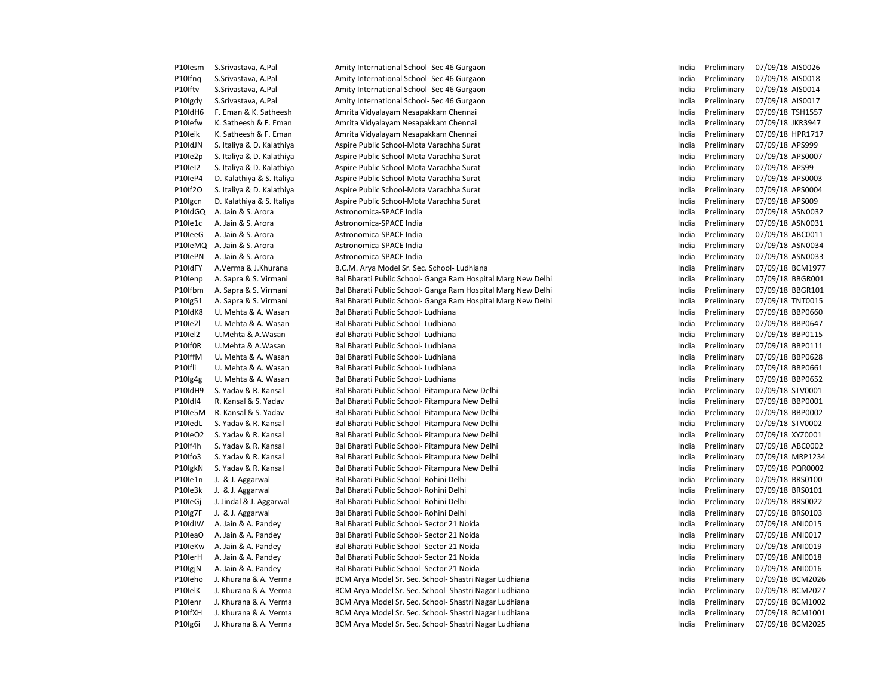| | | | | | | |
|---|---|---|---|---|---|---|
| P10Iesm | S.Srivastava, A.Pal | Amity International School- Sec 46 Gurgaon | India | Preliminary | 07/09/18 | AIS0026 |
| P10Ifnq | S.Srivastava, A.Pal | Amity International School- Sec 46 Gurgaon | India | Preliminary | 07/09/18 | AIS0018 |
| P10Iftv | S.Srivastava, A.Pal | Amity International School- Sec 46 Gurgaon | India | Preliminary | 07/09/18 | AIS0014 |
| P10Igdy | S.Srivastava, A.Pal | Amity International School- Sec 46 Gurgaon | India | Preliminary | 07/09/18 | AIS0017 |
| P10IdH6 | F. Eman & K. Satheesh | Amrita Vidyalayam Nesapakkam Chennai | India | Preliminary | 07/09/18 | TSH1557 |
| P10Iefw | K. Satheesh & F. Eman | Amrita Vidyalayam Nesapakkam Chennai | India | Preliminary | 07/09/18 | JKR3947 |
| P10Ieik | K. Satheesh & F. Eman | Amrita Vidyalayam Nesapakkam Chennai | India | Preliminary | 07/09/18 | HPR1717 |
| P10IdJN | S. Italiya & D. Kalathiya | Aspire Public School-Mota Varachha Surat | India | Preliminary | 07/09/18 | APS999 |
| P10Ie2p | S. Italiya & D. Kalathiya | Aspire Public School-Mota Varachha Surat | India | Preliminary | 07/09/18 | APS0007 |
| P10IeI2 | S. Italiya & D. Kalathiya | Aspire Public School-Mota Varachha Surat | India | Preliminary | 07/09/18 | APS99 |
| P10IeP4 | D. Kalathiya & S. Italiya | Aspire Public School-Mota Varachha Surat | India | Preliminary | 07/09/18 | APS0003 |
| P10If2O | S. Italiya & D. Kalathiya | Aspire Public School-Mota Varachha Surat | India | Preliminary | 07/09/18 | APS0004 |
| P10Igcn | D. Kalathiya & S. Italiya | Aspire Public School-Mota Varachha Surat | India | Preliminary | 07/09/18 | APS009 |
| P10IdGQ | A. Jain & S. Arora | Astronomica-SPACE India | India | Preliminary | 07/09/18 | ASN0032 |
| P10Ie1c | A. Jain & S. Arora | Astronomica-SPACE India | India | Preliminary | 07/09/18 | ASN0031 |
| P10IeeG | A. Jain & S. Arora | Astronomica-SPACE India | India | Preliminary | 07/09/18 | ABC0011 |
| P10IeMQ | A. Jain & S. Arora | Astronomica-SPACE India | India | Preliminary | 07/09/18 | ASN0034 |
| P10IePN | A. Jain & S. Arora | Astronomica-SPACE India | India | Preliminary | 07/09/18 | ASN0033 |
| P10IdFY | A.Verma & J.Khurana | B.C.M. Arya Model Sr. Sec. School- Ludhiana | India | Preliminary | 07/09/18 | BCM1977 |
| P10Ienp | A. Sapra & S. Virmani | Bal Bharati Public School- Ganga Ram Hospital Marg New Delhi | India | Preliminary | 07/09/18 | BBGR001 |
| P10Ifbm | A. Sapra & S. Virmani | Bal Bharati Public School- Ganga Ram Hospital Marg New Delhi | India | Preliminary | 07/09/18 | BBGR101 |
| P10Ig51 | A. Sapra & S. Virmani | Bal Bharati Public School- Ganga Ram Hospital Marg New Delhi | India | Preliminary | 07/09/18 | TNT0015 |
| P10IdK8 | U. Mehta & A. Wasan | Bal Bharati Public School- Ludhiana | India | Preliminary | 07/09/18 | BBP0660 |
| P10Ie2l | U. Mehta & A. Wasan | Bal Bharati Public School- Ludhiana | India | Preliminary | 07/09/18 | BBP0647 |
| P10IeI2 | U.Mehta & A.Wasan | Bal Bharati Public School- Ludhiana | India | Preliminary | 07/09/18 | BBP0115 |
| P10If0R | U.Mehta & A.Wasan | Bal Bharati Public School- Ludhiana | India | Preliminary | 07/09/18 | BBP0111 |
| P10IffM | U. Mehta & A. Wasan | Bal Bharati Public School- Ludhiana | India | Preliminary | 07/09/18 | BBP0628 |
| P10Ifli | U. Mehta & A. Wasan | Bal Bharati Public School- Ludhiana | India | Preliminary | 07/09/18 | BBP0661 |
| P10Ig4g | U. Mehta & A. Wasan | Bal Bharati Public School- Ludhiana | India | Preliminary | 07/09/18 | BBP0652 |
| P10IdH9 | S. Yadav & R. Kansal | Bal Bharati Public School- Pitampura New Delhi | India | Preliminary | 07/09/18 | STV0001 |
| P10IdI4 | R. Kansal & S. Yadav | Bal Bharati Public School- Pitampura New Delhi | India | Preliminary | 07/09/18 | BBP0001 |
| P10Ie5M | R. Kansal & S. Yadav | Bal Bharati Public School- Pitampura New Delhi | India | Preliminary | 07/09/18 | BBP0002 |
| P10IedL | S. Yadav & R. Kansal | Bal Bharati Public School- Pitampura New Delhi | India | Preliminary | 07/09/18 | STV0002 |
| P10IeO2 | S. Yadav & R. Kansal | Bal Bharati Public School- Pitampura New Delhi | India | Preliminary | 07/09/18 | XYZ0001 |
| P10If4h | S. Yadav & R. Kansal | Bal Bharati Public School- Pitampura New Delhi | India | Preliminary | 07/09/18 | ABC0002 |
| P10Ifo3 | S. Yadav & R. Kansal | Bal Bharati Public School- Pitampura New Delhi | India | Preliminary | 07/09/18 | MRP1234 |
| P10IgkN | S. Yadav & R. Kansal | Bal Bharati Public School- Pitampura New Delhi | India | Preliminary | 07/09/18 | PQR0002 |
| P10Ie1n | J. & J. Aggarwal | Bal Bharati Public School- Rohini Delhi | India | Preliminary | 07/09/18 | BRS0100 |
| P10Ie3k | J. & J. Aggarwal | Bal Bharati Public School- Rohini Delhi | India | Preliminary | 07/09/18 | BRS0101 |
| P10IeGj | J. Jindal & J. Aggarwal | Bal Bharati Public School- Rohini Delhi | India | Preliminary | 07/09/18 | BRS0022 |
| P10Ig7F | J. & J. Aggarwal | Bal Bharati Public School- Rohini Delhi | India | Preliminary | 07/09/18 | BRS0103 |
| P10IdIW | A. Jain & A. Pandey | Bal Bharati Public School- Sector 21 Noida | India | Preliminary | 07/09/18 | ANI0015 |
| P10IeaO | A. Jain & A. Pandey | Bal Bharati Public School- Sector 21 Noida | India | Preliminary | 07/09/18 | ANI0017 |
| P10IeKw | A. Jain & A. Pandey | Bal Bharati Public School- Sector 21 Noida | India | Preliminary | 07/09/18 | ANI0019 |
| P10IerH | A. Jain & A. Pandey | Bal Bharati Public School- Sector 21 Noida | India | Preliminary | 07/09/18 | ANI0018 |
| P10IgjN | A. Jain & A. Pandey | Bal Bharati Public School- Sector 21 Noida | India | Preliminary | 07/09/18 | ANI0016 |
| P10Ieho | J. Khurana & A. Verma | BCM Arya Model Sr. Sec. School- Shastri Nagar Ludhiana | India | Preliminary | 07/09/18 | BCM2026 |
| P10IelK | J. Khurana & A. Verma | BCM Arya Model Sr. Sec. School- Shastri Nagar Ludhiana | India | Preliminary | 07/09/18 | BCM2027 |
| P10Ienr | J. Khurana & A. Verma | BCM Arya Model Sr. Sec. School- Shastri Nagar Ludhiana | India | Preliminary | 07/09/18 | BCM1002 |
| P10IfXH | J. Khurana & A. Verma | BCM Arya Model Sr. Sec. School- Shastri Nagar Ludhiana | India | Preliminary | 07/09/18 | BCM1001 |
| P10Ig6i | J. Khurana & A. Verma | BCM Arya Model Sr. Sec. School- Shastri Nagar Ludhiana | India | Preliminary | 07/09/18 | BCM2025 |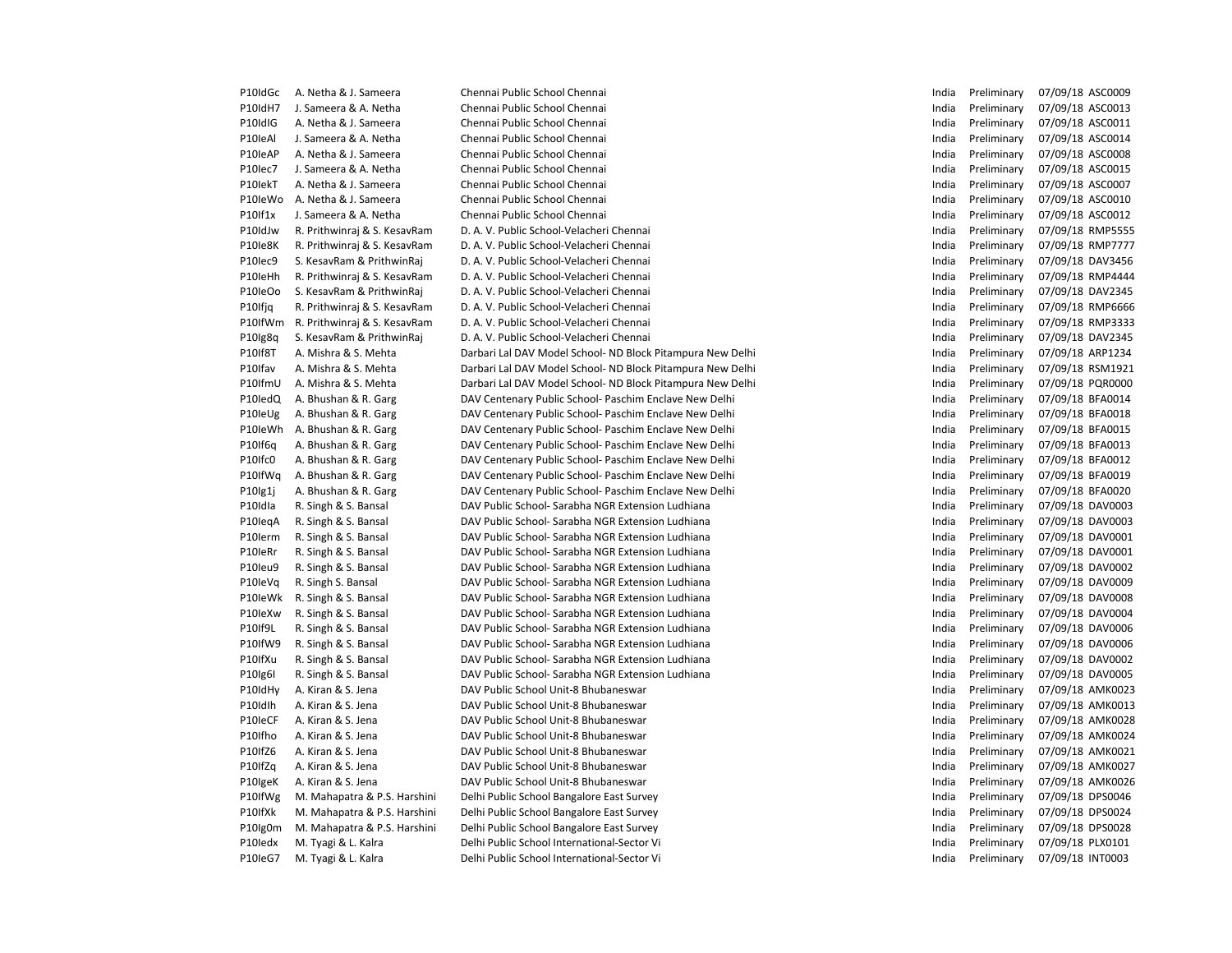| | | | | | | |
|---|---|---|---|---|---|---|
| P10IdGc | A. Netha & J. Sameera | Chennai Public School Chennai | India | Preliminary | 07/09/18 | ASC0009 |
| P10IdH7 | J. Sameera & A. Netha | Chennai Public School Chennai | India | Preliminary | 07/09/18 | ASC0013 |
| P10IdIG | A. Netha & J. Sameera | Chennai Public School Chennai | India | Preliminary | 07/09/18 | ASC0011 |
| P10IeAl | J. Sameera & A. Netha | Chennai Public School Chennai | India | Preliminary | 07/09/18 | ASC0014 |
| P10IeAP | A. Netha & J. Sameera | Chennai Public School Chennai | India | Preliminary | 07/09/18 | ASC0008 |
| P10Iec7 | J. Sameera & A. Netha | Chennai Public School Chennai | India | Preliminary | 07/09/18 | ASC0015 |
| P10IekT | A. Netha & J. Sameera | Chennai Public School Chennai | India | Preliminary | 07/09/18 | ASC0007 |
| P10IeWo | A. Netha & J. Sameera | Chennai Public School Chennai | India | Preliminary | 07/09/18 | ASC0010 |
| P10If1x | J. Sameera & A. Netha | Chennai Public School Chennai | India | Preliminary | 07/09/18 | ASC0012 |
| P10IdJw | R. Prithwinraj & S. KesavRam | D. A. V. Public School-Velacheri Chennai | India | Preliminary | 07/09/18 | RMP5555 |
| P10Ie8K | R. Prithwinraj & S. KesavRam | D. A. V. Public School-Velacheri Chennai | India | Preliminary | 07/09/18 | RMP7777 |
| P10Iec9 | S. KesavRam & PrithwinRaj | D. A. V. Public School-Velacheri Chennai | India | Preliminary | 07/09/18 | DAV3456 |
| P10IeHh | R. Prithwinraj & S. KesavRam | D. A. V. Public School-Velacheri Chennai | India | Preliminary | 07/09/18 | RMP4444 |
| P10IeOo | S. KesavRam & PrithwinRaj | D. A. V. Public School-Velacheri Chennai | India | Preliminary | 07/09/18 | DAV2345 |
| P10Ifjq | R. Prithwinraj & S. KesavRam | D. A. V. Public School-Velacheri Chennai | India | Preliminary | 07/09/18 | RMP6666 |
| P10IfWm | R. Prithwinraj & S. KesavRam | D. A. V. Public School-Velacheri Chennai | India | Preliminary | 07/09/18 | RMP3333 |
| P10Ig8q | S. KesavRam & PrithwinRaj | D. A. V. Public School-Velacheri Chennai | India | Preliminary | 07/09/18 | DAV2345 |
| P10If8T | A. Mishra & S. Mehta | Darbari Lal DAV Model School- ND Block Pitampura New Delhi | India | Preliminary | 07/09/18 | ARP1234 |
| P10Ifav | A. Mishra & S. Mehta | Darbari Lal DAV Model School- ND Block Pitampura New Delhi | India | Preliminary | 07/09/18 | RSM1921 |
| P10IfmU | A. Mishra & S. Mehta | Darbari Lal DAV Model School- ND Block Pitampura New Delhi | India | Preliminary | 07/09/18 | PQR0000 |
| P10IedQ | A. Bhushan & R. Garg | DAV Centenary Public School- Paschim Enclave New Delhi | India | Preliminary | 07/09/18 | BFA0014 |
| P10IeUg | A. Bhushan & R. Garg | DAV Centenary Public School- Paschim Enclave New Delhi | India | Preliminary | 07/09/18 | BFA0018 |
| P10IeWh | A. Bhushan & R. Garg | DAV Centenary Public School- Paschim Enclave New Delhi | India | Preliminary | 07/09/18 | BFA0015 |
| P10If6q | A. Bhushan & R. Garg | DAV Centenary Public School- Paschim Enclave New Delhi | India | Preliminary | 07/09/18 | BFA0013 |
| P10Ifc0 | A. Bhushan & R. Garg | DAV Centenary Public School- Paschim Enclave New Delhi | India | Preliminary | 07/09/18 | BFA0012 |
| P10IfWq | A. Bhushan & R. Garg | DAV Centenary Public School- Paschim Enclave New Delhi | India | Preliminary | 07/09/18 | BFA0019 |
| P10Ig1j | A. Bhushan & R. Garg | DAV Centenary Public School- Paschim Enclave New Delhi | India | Preliminary | 07/09/18 | BFA0020 |
| P10IdIa | R. Singh & S. Bansal | DAV Public School- Sarabha NGR Extension Ludhiana | India | Preliminary | 07/09/18 | DAV0003 |
| P10IeqA | R. Singh & S. Bansal | DAV Public School- Sarabha NGR Extension Ludhiana | India | Preliminary | 07/09/18 | DAV0003 |
| P10Ierm | R. Singh & S. Bansal | DAV Public School- Sarabha NGR Extension Ludhiana | India | Preliminary | 07/09/18 | DAV0001 |
| P10IeRr | R. Singh & S. Bansal | DAV Public School- Sarabha NGR Extension Ludhiana | India | Preliminary | 07/09/18 | DAV0001 |
| P10Ieu9 | R. Singh & S. Bansal | DAV Public School- Sarabha NGR Extension Ludhiana | India | Preliminary | 07/09/18 | DAV0002 |
| P10IeVq | R. Singh S. Bansal | DAV Public School- Sarabha NGR Extension Ludhiana | India | Preliminary | 07/09/18 | DAV0009 |
| P10IeWk | R. Singh & S. Bansal | DAV Public School- Sarabha NGR Extension Ludhiana | India | Preliminary | 07/09/18 | DAV0008 |
| P10IeXw | R. Singh & S. Bansal | DAV Public School- Sarabha NGR Extension Ludhiana | India | Preliminary | 07/09/18 | DAV0004 |
| P10If9L | R. Singh & S. Bansal | DAV Public School- Sarabha NGR Extension Ludhiana | India | Preliminary | 07/09/18 | DAV0006 |
| P10IfW9 | R. Singh & S. Bansal | DAV Public School- Sarabha NGR Extension Ludhiana | India | Preliminary | 07/09/18 | DAV0006 |
| P10IfXu | R. Singh & S. Bansal | DAV Public School- Sarabha NGR Extension Ludhiana | India | Preliminary | 07/09/18 | DAV0002 |
| P10Ig6I | R. Singh & S. Bansal | DAV Public School- Sarabha NGR Extension Ludhiana | India | Preliminary | 07/09/18 | DAV0005 |
| P10IdHy | A. Kiran & S. Jena | DAV Public School Unit-8 Bhubaneswar | India | Preliminary | 07/09/18 | AMK0023 |
| P10IdIh | A. Kiran & S. Jena | DAV Public School Unit-8 Bhubaneswar | India | Preliminary | 07/09/18 | AMK0013 |
| P10IeCF | A. Kiran & S. Jena | DAV Public School Unit-8 Bhubaneswar | India | Preliminary | 07/09/18 | AMK0028 |
| P10Ifho | A. Kiran & S. Jena | DAV Public School Unit-8 Bhubaneswar | India | Preliminary | 07/09/18 | AMK0024 |
| P10IfZ6 | A. Kiran & S. Jena | DAV Public School Unit-8 Bhubaneswar | India | Preliminary | 07/09/18 | AMK0021 |
| P10IfZq | A. Kiran & S. Jena | DAV Public School Unit-8 Bhubaneswar | India | Preliminary | 07/09/18 | AMK0027 |
| P10IgeK | A. Kiran & S. Jena | DAV Public School Unit-8 Bhubaneswar | India | Preliminary | 07/09/18 | AMK0026 |
| P10IfWg | M. Mahapatra & P.S. Harshini | Delhi Public School Bangalore East Survey | India | Preliminary | 07/09/18 | DPS0046 |
| P10IfXk | M. Mahapatra & P.S. Harshini | Delhi Public School Bangalore East Survey | India | Preliminary | 07/09/18 | DPS0024 |
| P10Ig0m | M. Mahapatra & P.S. Harshini | Delhi Public School Bangalore East Survey | India | Preliminary | 07/09/18 | DPS0028 |
| P10Iedx | M. Tyagi & L. Kalra | Delhi Public School International-Sector Vi | India | Preliminary | 07/09/18 | PLX0101 |
| P10IeG7 | M. Tyagi & L. Kalra | Delhi Public School International-Sector Vi | India | Preliminary | 07/09/18 | INT0003 |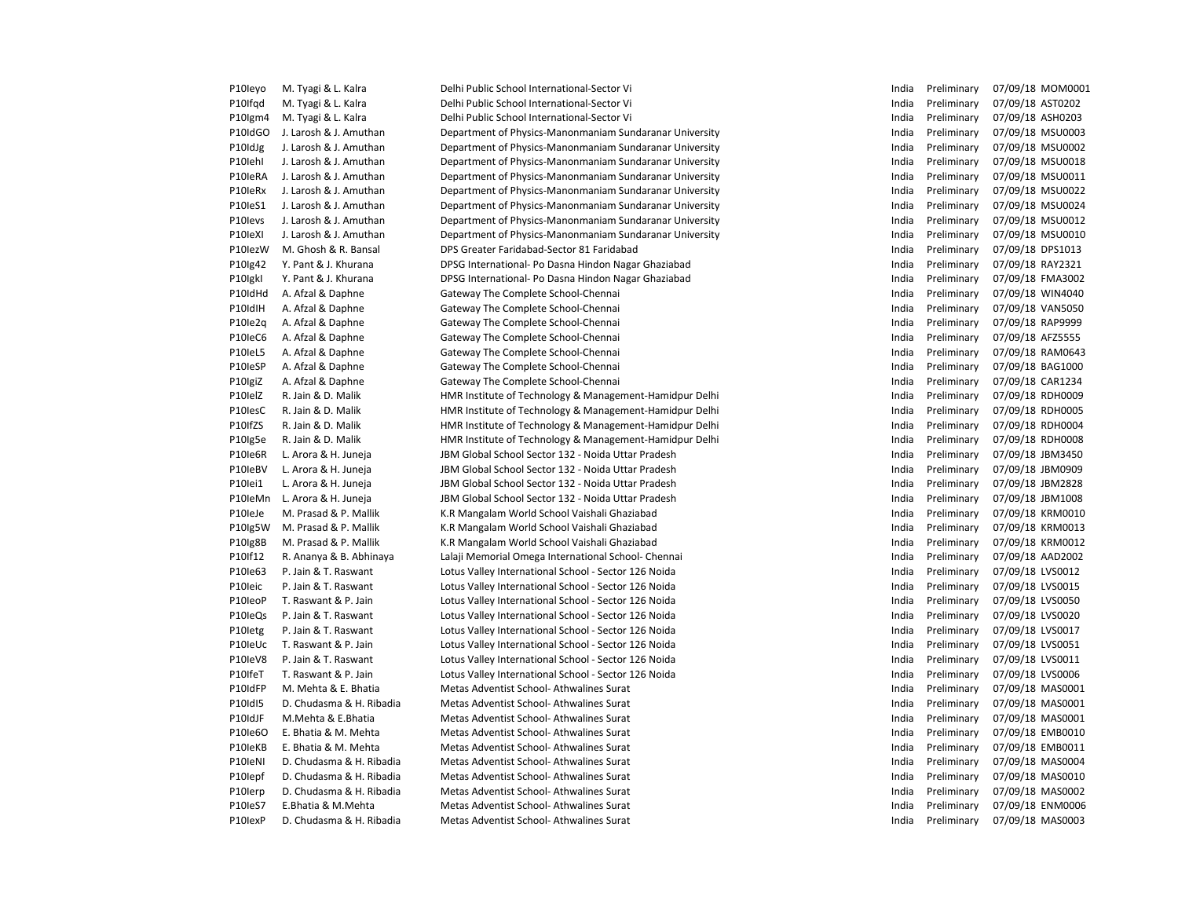| | | | | | | |
|---|---|---|---|---|---|---|
| P10Ieyo | M. Tyagi & L. Kalra | Delhi Public School International-Sector Vi | India | Preliminary | 07/09/18 | MOM0001 |
| P10Ifqd | M. Tyagi & L. Kalra | Delhi Public School International-Sector Vi | India | Preliminary | 07/09/18 | AST0202 |
| P10Igm4 | M. Tyagi & L. Kalra | Delhi Public School International-Sector Vi | India | Preliminary | 07/09/18 | ASH0203 |
| P10IdGO | J. Larosh & J. Amuthan | Department of Physics-Manonmaniam Sundaranar University | India | Preliminary | 07/09/18 | MSU0003 |
| P10IdJg | J. Larosh & J. Amuthan | Department of Physics-Manonmaniam Sundaranar University | India | Preliminary | 07/09/18 | MSU0002 |
| P10IehI | J. Larosh & J. Amuthan | Department of Physics-Manonmaniam Sundaranar University | India | Preliminary | 07/09/18 | MSU0018 |
| P10IeRA | J. Larosh & J. Amuthan | Department of Physics-Manonmaniam Sundaranar University | India | Preliminary | 07/09/18 | MSU0011 |
| P10IeRx | J. Larosh & J. Amuthan | Department of Physics-Manonmaniam Sundaranar University | India | Preliminary | 07/09/18 | MSU0022 |
| P10IeS1 | J. Larosh & J. Amuthan | Department of Physics-Manonmaniam Sundaranar University | India | Preliminary | 07/09/18 | MSU0024 |
| P10Ievs | J. Larosh & J. Amuthan | Department of Physics-Manonmaniam Sundaranar University | India | Preliminary | 07/09/18 | MSU0012 |
| P10IeXI | J. Larosh & J. Amuthan | Department of Physics-Manonmaniam Sundaranar University | India | Preliminary | 07/09/18 | MSU0010 |
| P10IezW | M. Ghosh & R. Bansal | DPS Greater Faridabad-Sector 81 Faridabad | India | Preliminary | 07/09/18 | DPS1013 |
| P10Ig42 | Y. Pant & J. Khurana | DPSG International- Po Dasna Hindon Nagar Ghaziabad | India | Preliminary | 07/09/18 | RAY2321 |
| P10IgkI | Y. Pant & J. Khurana | DPSG International- Po Dasna Hindon Nagar Ghaziabad | India | Preliminary | 07/09/18 | FMA3002 |
| P10IdHd | A. Afzal & Daphne | Gateway The Complete School-Chennai | India | Preliminary | 07/09/18 | WIN4040 |
| P10IdIH | A. Afzal & Daphne | Gateway The Complete School-Chennai | India | Preliminary | 07/09/18 | VAN5050 |
| P10Ie2q | A. Afzal & Daphne | Gateway The Complete School-Chennai | India | Preliminary | 07/09/18 | RAP9999 |
| P10IeC6 | A. Afzal & Daphne | Gateway The Complete School-Chennai | India | Preliminary | 07/09/18 | AFZ5555 |
| P10IeL5 | A. Afzal & Daphne | Gateway The Complete School-Chennai | India | Preliminary | 07/09/18 | RAM0643 |
| P10IeSP | A. Afzal & Daphne | Gateway The Complete School-Chennai | India | Preliminary | 07/09/18 | BAG1000 |
| P10IgiZ | A. Afzal & Daphne | Gateway The Complete School-Chennai | India | Preliminary | 07/09/18 | CAR1234 |
| P10IelZ | R. Jain & D. Malik | HMR Institute of Technology & Management-Hamidpur Delhi | India | Preliminary | 07/09/18 | RDH0009 |
| P10IesC | R. Jain & D. Malik | HMR Institute of Technology & Management-Hamidpur Delhi | India | Preliminary | 07/09/18 | RDH0005 |
| P10IfZS | R. Jain & D. Malik | HMR Institute of Technology & Management-Hamidpur Delhi | India | Preliminary | 07/09/18 | RDH0004 |
| P10Ig5e | R. Jain & D. Malik | HMR Institute of Technology & Management-Hamidpur Delhi | India | Preliminary | 07/09/18 | RDH0008 |
| P10Ie6R | L. Arora & H. Juneja | JBM Global School Sector 132 - Noida Uttar Pradesh | India | Preliminary | 07/09/18 | JBM3450 |
| P10IeBV | L. Arora & H. Juneja | JBM Global School Sector 132 - Noida Uttar Pradesh | India | Preliminary | 07/09/18 | JBM0909 |
| P10Iei1 | L. Arora & H. Juneja | JBM Global School Sector 132 - Noida Uttar Pradesh | India | Preliminary | 07/09/18 | JBM2828 |
| P10IeMn | L. Arora & H. Juneja | JBM Global School Sector 132 - Noida Uttar Pradesh | India | Preliminary | 07/09/18 | JBM1008 |
| P10IeJe | M. Prasad & P. Mallik | K.R Mangalam World School Vaishali Ghaziabad | India | Preliminary | 07/09/18 | KRM0010 |
| P10Ig5W | M. Prasad & P. Mallik | K.R Mangalam World School Vaishali Ghaziabad | India | Preliminary | 07/09/18 | KRM0013 |
| P10Ig8B | M. Prasad & P. Mallik | K.R Mangalam World School Vaishali Ghaziabad | India | Preliminary | 07/09/18 | KRM0012 |
| P10If12 | R. Ananya & B. Abhinaya | Lalaji Memorial Omega International School- Chennai | India | Preliminary | 07/09/18 | AAD2002 |
| P10Ie63 | P. Jain & T. Raswant | Lotus Valley International School - Sector 126 Noida | India | Preliminary | 07/09/18 | LVS0012 |
| P10Ieic | P. Jain & T. Raswant | Lotus Valley International School - Sector 126 Noida | India | Preliminary | 07/09/18 | LVS0015 |
| P10IeoP | T. Raswant & P. Jain | Lotus Valley International School - Sector 126 Noida | India | Preliminary | 07/09/18 | LVS0050 |
| P10IeQs | P. Jain & T. Raswant | Lotus Valley International School - Sector 126 Noida | India | Preliminary | 07/09/18 | LVS0020 |
| P10Ietg | P. Jain & T. Raswant | Lotus Valley International School - Sector 126 Noida | India | Preliminary | 07/09/18 | LVS0017 |
| P10IeUc | T. Raswant & P. Jain | Lotus Valley International School - Sector 126 Noida | India | Preliminary | 07/09/18 | LVS0051 |
| P10IeV8 | P. Jain & T. Raswant | Lotus Valley International School - Sector 126 Noida | India | Preliminary | 07/09/18 | LVS0011 |
| P10IfeT | T. Raswant & P. Jain | Lotus Valley International School - Sector 126 Noida | India | Preliminary | 07/09/18 | LVS0006 |
| P10IdFP | M. Mehta & E. Bhatia | Metas Adventist School- Athwalines Surat | India | Preliminary | 07/09/18 | MAS0001 |
| P10IdI5 | D. Chudasma & H. Ribadia | Metas Adventist School- Athwalines Surat | India | Preliminary | 07/09/18 | MAS0001 |
| P10IdJF | M.Mehta & E.Bhatia | Metas Adventist School- Athwalines Surat | India | Preliminary | 07/09/18 | MAS0001 |
| P10Ie6O | E. Bhatia & M. Mehta | Metas Adventist School- Athwalines Surat | India | Preliminary | 07/09/18 | EMB0010 |
| P10IeKB | E. Bhatia & M. Mehta | Metas Adventist School- Athwalines Surat | India | Preliminary | 07/09/18 | EMB0011 |
| P10IeNI | D. Chudasma & H. Ribadia | Metas Adventist School- Athwalines Surat | India | Preliminary | 07/09/18 | MAS0004 |
| P10Iepf | D. Chudasma & H. Ribadia | Metas Adventist School- Athwalines Surat | India | Preliminary | 07/09/18 | MAS0010 |
| P10Ierp | D. Chudasma & H. Ribadia | Metas Adventist School- Athwalines Surat | India | Preliminary | 07/09/18 | MAS0002 |
| P10IeS7 | E.Bhatia & M.Mehta | Metas Adventist School- Athwalines Surat | India | Preliminary | 07/09/18 | ENM0006 |
| P10IexP | D. Chudasma & H. Ribadia | Metas Adventist School- Athwalines Surat | India | Preliminary | 07/09/18 | MAS0003 |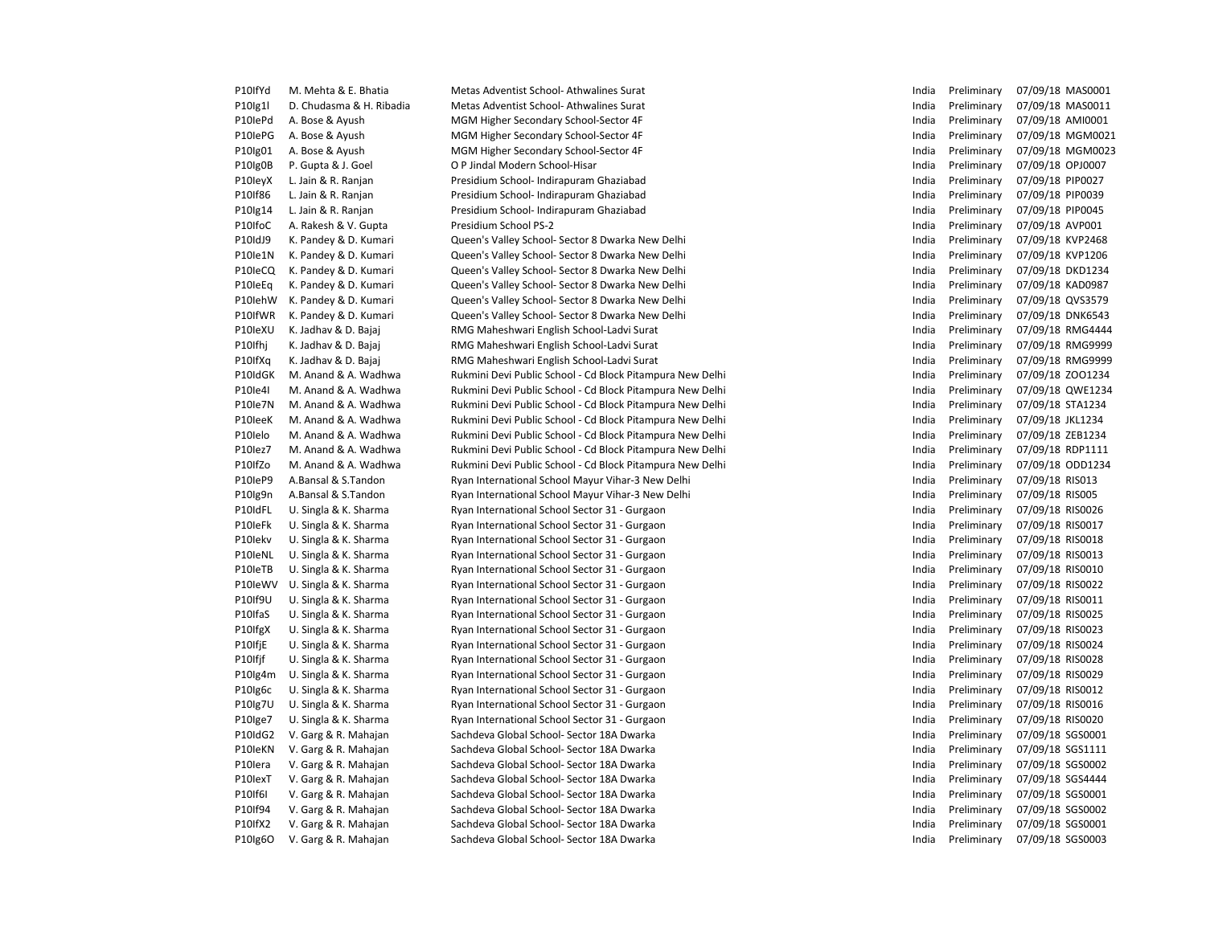| | | | | | | |
|---|---|---|---|---|---|---|
| P10IfYd | M. Mehta & E. Bhatia | Metas Adventist School- Athwalines Surat | India | Preliminary | 07/09/18 | MAS0001 |
| P10Ig1l | D. Chudasma & H. Ribadia | Metas Adventist School- Athwalines Surat | India | Preliminary | 07/09/18 | MAS0011 |
| P10IePd | A. Bose & Ayush | MGM Higher Secondary School-Sector 4F | India | Preliminary | 07/09/18 | AMI0001 |
| P10IePG | A. Bose & Ayush | MGM Higher Secondary School-Sector 4F | India | Preliminary | 07/09/18 | MGM0021 |
| P10Ig01 | A. Bose & Ayush | MGM Higher Secondary School-Sector 4F | India | Preliminary | 07/09/18 | MGM0023 |
| P10Ig0B | P. Gupta & J. Goel | O P Jindal Modern School-Hisar | India | Preliminary | 07/09/18 | OPJ0007 |
| P10IeyX | L. Jain & R. Ranjan | Presidium School- Indirapuram Ghaziabad | India | Preliminary | 07/09/18 | PIP0027 |
| P10If86 | L. Jain & R. Ranjan | Presidium School- Indirapuram Ghaziabad | India | Preliminary | 07/09/18 | PIP0039 |
| P10Ig14 | L. Jain & R. Ranjan | Presidium School- Indirapuram Ghaziabad | India | Preliminary | 07/09/18 | PIP0045 |
| P10IfoC | A. Rakesh & V. Gupta | Presidium School PS-2 | India | Preliminary | 07/09/18 | AVP001 |
| P10IdJ9 | K. Pandey & D. Kumari | Queen's Valley School- Sector 8 Dwarka New Delhi | India | Preliminary | 07/09/18 | KVP2468 |
| P10Ie1N | K. Pandey & D. Kumari | Queen's Valley School- Sector 8 Dwarka New Delhi | India | Preliminary | 07/09/18 | KVP1206 |
| P10IeCQ | K. Pandey & D. Kumari | Queen's Valley School- Sector 8 Dwarka New Delhi | India | Preliminary | 07/09/18 | DKD1234 |
| P10IeEq | K. Pandey & D. Kumari | Queen's Valley School- Sector 8 Dwarka New Delhi | India | Preliminary | 07/09/18 | KAD0987 |
| P10IehW | K. Pandey & D. Kumari | Queen's Valley School- Sector 8 Dwarka New Delhi | India | Preliminary | 07/09/18 | QVS3579 |
| P10IfWR | K. Pandey & D. Kumari | Queen's Valley School- Sector 8 Dwarka New Delhi | India | Preliminary | 07/09/18 | DNK6543 |
| P10IeXU | K. Jadhav & D. Bajaj | RMG Maheshwari English School-Ladvi Surat | India | Preliminary | 07/09/18 | RMG4444 |
| P10Ifhj | K. Jadhav & D. Bajaj | RMG Maheshwari English School-Ladvi Surat | India | Preliminary | 07/09/18 | RMG9999 |
| P10IfXq | K. Jadhav & D. Bajaj | RMG Maheshwari English School-Ladvi Surat | India | Preliminary | 07/09/18 | RMG9999 |
| P10IdGK | M. Anand & A. Wadhwa | Rukmini Devi Public School - Cd Block Pitampura New Delhi | India | Preliminary | 07/09/18 | ZOO1234 |
| P10Ie4I | M. Anand & A. Wadhwa | Rukmini Devi Public School - Cd Block Pitampura New Delhi | India | Preliminary | 07/09/18 | QWE1234 |
| P10Ie7N | M. Anand & A. Wadhwa | Rukmini Devi Public School - Cd Block Pitampura New Delhi | India | Preliminary | 07/09/18 | STA1234 |
| P10IeeK | M. Anand & A. Wadhwa | Rukmini Devi Public School - Cd Block Pitampura New Delhi | India | Preliminary | 07/09/18 | JKL1234 |
| P10Ielo | M. Anand & A. Wadhwa | Rukmini Devi Public School - Cd Block Pitampura New Delhi | India | Preliminary | 07/09/18 | ZEB1234 |
| P10Iez7 | M. Anand & A. Wadhwa | Rukmini Devi Public School - Cd Block Pitampura New Delhi | India | Preliminary | 07/09/18 | RDP1111 |
| P10IfZo | M. Anand & A. Wadhwa | Rukmini Devi Public School - Cd Block Pitampura New Delhi | India | Preliminary | 07/09/18 | ODD1234 |
| P10IeP9 | A.Bansal & S.Tandon | Ryan International School Mayur Vihar-3 New Delhi | India | Preliminary | 07/09/18 | RIS013 |
| P10Ig9n | A.Bansal & S.Tandon | Ryan International School Mayur Vihar-3 New Delhi | India | Preliminary | 07/09/18 | RIS005 |
| P10IdFL | U. Singla & K. Sharma | Ryan International School Sector 31 - Gurgaon | India | Preliminary | 07/09/18 | RIS0026 |
| P10IeFk | U. Singla & K. Sharma | Ryan International School Sector 31 - Gurgaon | India | Preliminary | 07/09/18 | RIS0017 |
| P10Iekv | U. Singla & K. Sharma | Ryan International School Sector 31 - Gurgaon | India | Preliminary | 07/09/18 | RIS0018 |
| P10IeNL | U. Singla & K. Sharma | Ryan International School Sector 31 - Gurgaon | India | Preliminary | 07/09/18 | RIS0013 |
| P10IeTB | U. Singla & K. Sharma | Ryan International School Sector 31 - Gurgaon | India | Preliminary | 07/09/18 | RIS0010 |
| P10IeWV | U. Singla & K. Sharma | Ryan International School Sector 31 - Gurgaon | India | Preliminary | 07/09/18 | RIS0022 |
| P10If9U | U. Singla & K. Sharma | Ryan International School Sector 31 - Gurgaon | India | Preliminary | 07/09/18 | RIS0011 |
| P10IfaS | U. Singla & K. Sharma | Ryan International School Sector 31 - Gurgaon | India | Preliminary | 07/09/18 | RIS0025 |
| P10IfgX | U. Singla & K. Sharma | Ryan International School Sector 31 - Gurgaon | India | Preliminary | 07/09/18 | RIS0023 |
| P10IfjE | U. Singla & K. Sharma | Ryan International School Sector 31 - Gurgaon | India | Preliminary | 07/09/18 | RIS0024 |
| P10Ifjf | U. Singla & K. Sharma | Ryan International School Sector 31 - Gurgaon | India | Preliminary | 07/09/18 | RIS0028 |
| P10Ig4m | U. Singla & K. Sharma | Ryan International School Sector 31 - Gurgaon | India | Preliminary | 07/09/18 | RIS0029 |
| P10Ig6c | U. Singla & K. Sharma | Ryan International School Sector 31 - Gurgaon | India | Preliminary | 07/09/18 | RIS0012 |
| P10Ig7U | U. Singla & K. Sharma | Ryan International School Sector 31 - Gurgaon | India | Preliminary | 07/09/18 | RIS0016 |
| P10Ige7 | U. Singla & K. Sharma | Ryan International School Sector 31 - Gurgaon | India | Preliminary | 07/09/18 | RIS0020 |
| P10IdG2 | V. Garg & R. Mahajan | Sachdeva Global School- Sector 18A Dwarka | India | Preliminary | 07/09/18 | SGS0001 |
| P10IeKN | V. Garg & R. Mahajan | Sachdeva Global School- Sector 18A Dwarka | India | Preliminary | 07/09/18 | SGS1111 |
| P10Iera | V. Garg & R. Mahajan | Sachdeva Global School- Sector 18A Dwarka | India | Preliminary | 07/09/18 | SGS0002 |
| P10IexT | V. Garg & R. Mahajan | Sachdeva Global School- Sector 18A Dwarka | India | Preliminary | 07/09/18 | SGS4444 |
| P10If6I | V. Garg & R. Mahajan | Sachdeva Global School- Sector 18A Dwarka | India | Preliminary | 07/09/18 | SGS0001 |
| P10If94 | V. Garg & R. Mahajan | Sachdeva Global School- Sector 18A Dwarka | India | Preliminary | 07/09/18 | SGS0002 |
| P10IfX2 | V. Garg & R. Mahajan | Sachdeva Global School- Sector 18A Dwarka | India | Preliminary | 07/09/18 | SGS0001 |
| P10Ig6O | V. Garg & R. Mahajan | Sachdeva Global School- Sector 18A Dwarka | India | Preliminary | 07/09/18 | SGS0003 |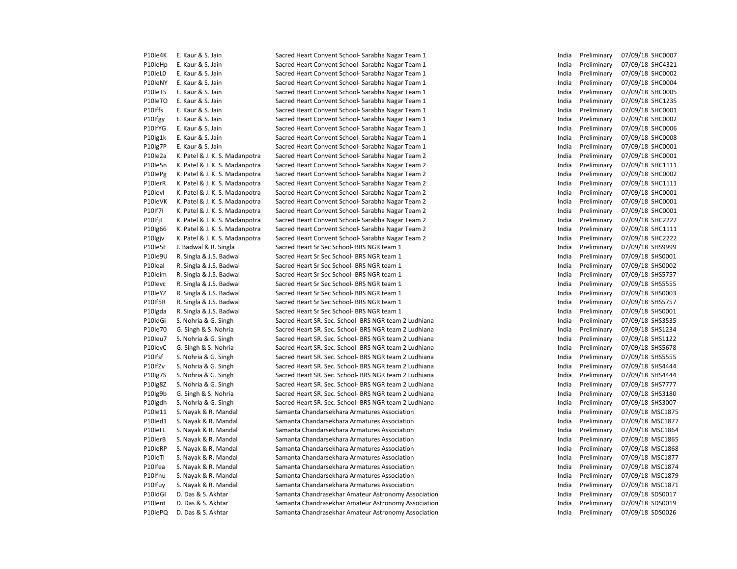| | | | | | | |
|---|---|---|---|---|---|---|
| P10Ie4K | E. Kaur & S. Jain | Sacred Heart Convent School- Sarabha Nagar Team 1 | India | Preliminary | 07/09/18 | SHC0007 |
| P10IeHp | E. Kaur & S. Jain | Sacred Heart Convent School- Sarabha Nagar Team 1 | India | Preliminary | 07/09/18 | SHC4321 |
| P10IeL0 | E. Kaur & S. Jain | Sacred Heart Convent School- Sarabha Nagar Team 1 | India | Preliminary | 07/09/18 | SHC0002 |
| P10IeNY | E. Kaur & S. Jain | Sacred Heart Convent School- Sarabha Nagar Team 1 | India | Preliminary | 07/09/18 | SHC0004 |
| P10IeT5 | E. Kaur & S. Jain | Sacred Heart Convent School- Sarabha Nagar Team 1 | India | Preliminary | 07/09/18 | SHC0005 |
| P10IeTO | E. Kaur & S. Jain | Sacred Heart Convent School- Sarabha Nagar Team 1 | India | Preliminary | 07/09/18 | SHC1235 |
| P10Iffs | E. Kaur & S. Jain | Sacred Heart Convent School- Sarabha Nagar Team 1 | India | Preliminary | 07/09/18 | SHC0001 |
| P10Ifgy | E. Kaur & S. Jain | Sacred Heart Convent School- Sarabha Nagar Team 1 | India | Preliminary | 07/09/18 | SHC0002 |
| P10IfYG | E. Kaur & S. Jain | Sacred Heart Convent School- Sarabha Nagar Team 1 | India | Preliminary | 07/09/18 | SHC0006 |
| P10Ig1k | E. Kaur & S. Jain | Sacred Heart Convent School- Sarabha Nagar Team 1 | India | Preliminary | 07/09/18 | SHC0008 |
| P10Ig7P | E. Kaur & S. Jain | Sacred Heart Convent School- Sarabha Nagar Team 1 | India | Preliminary | 07/09/18 | SHC0001 |
| P10Ie2a | K. Patel & J. K. S. Madanpotra | Sacred Heart Convent School- Sarabha Nagar Team 2 | India | Preliminary | 07/09/18 | SHC0001 |
| P10Ie5n | K. Patel & J. K. S. Madanpotra | Sacred Heart Convent School- Sarabha Nagar Team 2 | India | Preliminary | 07/09/18 | SHC1111 |
| P10IePg | K. Patel & J. K. S. Madanpotra | Sacred Heart Convent School- Sarabha Nagar Team 2 | India | Preliminary | 07/09/18 | SHC0002 |
| P10IerR | K. Patel & J. K. S. Madanpotra | Sacred Heart Convent School- Sarabha Nagar Team 2 | India | Preliminary | 07/09/18 | SHC1111 |
| P10IevI | K. Patel & J. K. S. Madanpotra | Sacred Heart Convent School- Sarabha Nagar Team 2 | India | Preliminary | 07/09/18 | SHC0001 |
| P10IeVK | K. Patel & J. K. S. Madanpotra | Sacred Heart Convent School- Sarabha Nagar Team 2 | India | Preliminary | 07/09/18 | SHC0001 |
| P10If7I | K. Patel & J. K. S. Madanpotra | Sacred Heart Convent School- Sarabha Nagar Team 2 | India | Preliminary | 07/09/18 | SHC0001 |
| P10IfjJ | K. Patel & J. K. S. Madanpotra | Sacred Heart Convent School- Sarabha Nagar Team 2 | India | Preliminary | 07/09/18 | SHC2222 |
| P10Ig66 | K. Patel & J. K. S. Madanpotra | Sacred Heart Convent School- Sarabha Nagar Team 2 | India | Preliminary | 07/09/18 | SHC1111 |
| P10Igjv | K. Patel & J. K. S. Madanpotra | Sacred Heart Convent School- Sarabha Nagar Team 2 | India | Preliminary | 07/09/18 | SHC2222 |
| P10Ie5E | J. Badwal & R. Singla | Sacred Heart Sr Sec School- BRS NGR team 1 | India | Preliminary | 07/09/18 | SHS9999 |
| P10Ie9U | R. Singla & J.S. Badwal | Sacred Heart Sr Sec School- BRS NGR team 1 | India | Preliminary | 07/09/18 | SHS0001 |
| P10Ieal | R. Singla & J.S. Badwal | Sacred Heart Sr Sec School- BRS NGR team 1 | India | Preliminary | 07/09/18 | SHS0002 |
| P10Ieim | R. Singla & J.S. Badwal | Sacred Heart Sr Sec School- BRS NGR team 1 | India | Preliminary | 07/09/18 | SHS5757 |
| P10Ievc | R. Singla & J.S. Badwal | Sacred Heart Sr Sec School- BRS NGR team 1 | India | Preliminary | 07/09/18 | SHS5555 |
| P10IeYZ | R. Singla & J.S. Badwal | Sacred Heart Sr Sec School- BRS NGR team 1 | India | Preliminary | 07/09/18 | SHS0003 |
| P10If5R | R. Singla & J.S. Badwal | Sacred Heart Sr Sec School- BRS NGR team 1 | India | Preliminary | 07/09/18 | SHS5757 |
| P10Igda | R. Singla & J.S. Badwal | Sacred Heart Sr Sec School- BRS NGR team 1 | India | Preliminary | 07/09/18 | SHS0001 |
| P10IdGi | S. Nohria & G. Singh | Sacred Heart SR. Sec. School- BRS NGR team 2 Ludhiana | India | Preliminary | 07/09/18 | SHS3535 |
| P10Ie70 | G. Singh & S. Nohria | Sacred Heart SR. Sec. School- BRS NGR team 2 Ludhiana | India | Preliminary | 07/09/18 | SHS1234 |
| P10Ieu7 | S. Nohria & G. Singh | Sacred Heart SR. Sec. School- BRS NGR team 2 Ludhiana | India | Preliminary | 07/09/18 | SHS1122 |
| P10IevC | G. Singh & S. Nohria | Sacred Heart SR. Sec. School- BRS NGR team 2 Ludhiana | India | Preliminary | 07/09/18 | SHS5678 |
| P10Ifsf | S. Nohria & G. Singh | Sacred Heart SR. Sec. School- BRS NGR team 2 Ludhiana | India | Preliminary | 07/09/18 | SHS5555 |
| P10IfZv | S. Nohria & G. Singh | Sacred Heart SR. Sec. School- BRS NGR team 2 Ludhiana | India | Preliminary | 07/09/18 | SHS4444 |
| P10Ig7S | S. Nohria & G. Singh | Sacred Heart SR. Sec. School- BRS NGR team 2 Ludhiana | India | Preliminary | 07/09/18 | SHS4444 |
| P10Ig8Z | S. Nohria & G. Singh | Sacred Heart SR. Sec. School- BRS NGR team 2 Ludhiana | India | Preliminary | 07/09/18 | SHS7777 |
| P10Ig9b | G. Singh & S. Nohria | Sacred Heart SR. Sec. School- BRS NGR team 2 Ludhiana | India | Preliminary | 07/09/18 | SHS3180 |
| P10Igdh | S. Nohria & G. Singh | Sacred Heart SR. Sec. School- BRS NGR team 2 Ludhiana | India | Preliminary | 07/09/18 | SHS3007 |
| P10Ie11 | S. Nayak & R. Mandal | Samanta Chandarsekhara Armatures Association | India | Preliminary | 07/09/18 | MSC1875 |
| P10Ied1 | S. Nayak & R. Mandal | Samanta Chandarsekhara Armatures Association | India | Preliminary | 07/09/18 | MSC1877 |
| P10IeFL | S. Nayak & R. Mandal | Samanta Chandarsekhara Armatures Association | India | Preliminary | 07/09/18 | MSC1864 |
| P10IerB | S. Nayak & R. Mandal | Samanta Chandarsekhara Armatures Association | India | Preliminary | 07/09/18 | MSC1865 |
| P10IeRP | S. Nayak & R. Mandal | Samanta Chandarsekhara Armatures Association | India | Preliminary | 07/09/18 | MSC1868 |
| P10IeTl | S. Nayak & R. Mandal | Samanta Chandarsekhara Armatures Association | India | Preliminary | 07/09/18 | MSC1877 |
| P10Ifea | S. Nayak & R. Mandal | Samanta Chandarsekhara Armatures Association | India | Preliminary | 07/09/18 | MSC1874 |
| P10Ifnu | S. Nayak & R. Mandal | Samanta Chandarsekhara Armatures Association | India | Preliminary | 07/09/18 | MSC1879 |
| P10Ifuy | S. Nayak & R. Mandal | Samanta Chandarsekhara Armatures Association | India | Preliminary | 07/09/18 | MSC1871 |
| P10IdGI | D. Das & S. Akhtar | Samanta Chandrasekhar Amateur Astronomy Association | India | Preliminary | 07/09/18 | SDS0017 |
| P10Ient | D. Das & S. Akhtar | Samanta Chandrasekhar Amateur Astronomy Association | India | Preliminary | 07/09/18 | SDS0019 |
| P10IePQ | D. Das & S. Akhtar | Samanta Chandrasekhar Amateur Astronomy Association | India | Preliminary | 07/09/18 | SDS0026 |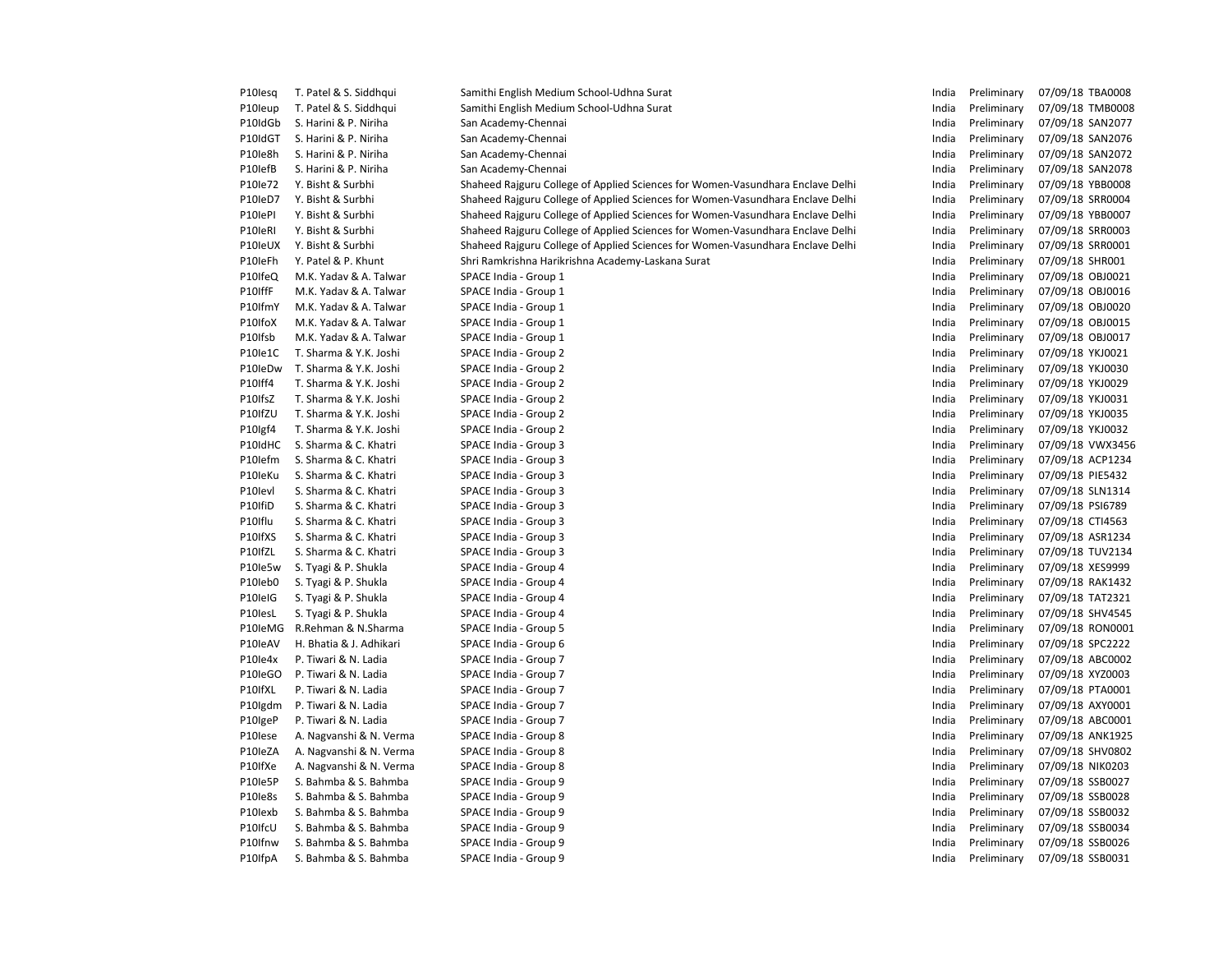| | | | | | | |
|---|---|---|---|---|---|---|
| P10Iesq | T. Patel & S. Siddhqui | Samithi English Medium School-Udhna Surat | India | Preliminary | 07/09/18 | TBA0008 |
| P10Ieup | T. Patel & S. Siddhqui | Samithi English Medium School-Udhna Surat | India | Preliminary | 07/09/18 | TMB0008 |
| P10IdGb | S. Harini & P. Niriha | San Academy-Chennai | India | Preliminary | 07/09/18 | SAN2077 |
| P10IdGT | S. Harini & P. Niriha | San Academy-Chennai | India | Preliminary | 07/09/18 | SAN2076 |
| P10Ie8h | S. Harini & P. Niriha | San Academy-Chennai | India | Preliminary | 07/09/18 | SAN2072 |
| P10IefB | S. Harini & P. Niriha | San Academy-Chennai | India | Preliminary | 07/09/18 | SAN2078 |
| P10Ie72 | Y. Bisht & Surbhi | Shaheed Rajguru College of Applied Sciences for Women-Vasundhara Enclave Delhi | India | Preliminary | 07/09/18 | YBB0008 |
| P10IeD7 | Y. Bisht & Surbhi | Shaheed Rajguru College of Applied Sciences for Women-Vasundhara Enclave Delhi | India | Preliminary | 07/09/18 | SRR0004 |
| P10IePI | Y. Bisht & Surbhi | Shaheed Rajguru College of Applied Sciences for Women-Vasundhara Enclave Delhi | India | Preliminary | 07/09/18 | YBB0007 |
| P10IeRI | Y. Bisht & Surbhi | Shaheed Rajguru College of Applied Sciences for Women-Vasundhara Enclave Delhi | India | Preliminary | 07/09/18 | SRR0003 |
| P10IeUX | Y. Bisht & Surbhi | Shaheed Rajguru College of Applied Sciences for Women-Vasundhara Enclave Delhi | India | Preliminary | 07/09/18 | SRR0001 |
| P10IeFh | Y. Patel & P. Khunt | Shri Ramkrishna Harikrishna Academy-Laskana Surat | India | Preliminary | 07/09/18 | SHR001 |
| P10IfeQ | M.K. Yadav & A. Talwar | SPACE India - Group 1 | India | Preliminary | 07/09/18 | OBJ0021 |
| P10IffF | M.K. Yadav & A. Talwar | SPACE India - Group 1 | India | Preliminary | 07/09/18 | OBJ0016 |
| P10IfmY | M.K. Yadav & A. Talwar | SPACE India - Group 1 | India | Preliminary | 07/09/18 | OBJ0020 |
| P10IfoX | M.K. Yadav & A. Talwar | SPACE India - Group 1 | India | Preliminary | 07/09/18 | OBJ0015 |
| P10Ifsb | M.K. Yadav & A. Talwar | SPACE India - Group 1 | India | Preliminary | 07/09/18 | OBJ0017 |
| P10Ie1C | T. Sharma & Y.K. Joshi | SPACE India - Group 2 | India | Preliminary | 07/09/18 | YKJ0021 |
| P10IeDw | T. Sharma & Y.K. Joshi | SPACE India - Group 2 | India | Preliminary | 07/09/18 | YKJ0030 |
| P10Iff4 | T. Sharma & Y.K. Joshi | SPACE India - Group 2 | India | Preliminary | 07/09/18 | YKJ0029 |
| P10IfsZ | T. Sharma & Y.K. Joshi | SPACE India - Group 2 | India | Preliminary | 07/09/18 | YKJ0031 |
| P10IfZU | T. Sharma & Y.K. Joshi | SPACE India - Group 2 | India | Preliminary | 07/09/18 | YKJ0035 |
| P10Igf4 | T. Sharma & Y.K. Joshi | SPACE India - Group 2 | India | Preliminary | 07/09/18 | YKJ0032 |
| P10IdHC | S. Sharma & C. Khatri | SPACE India - Group 3 | India | Preliminary | 07/09/18 | VWX3456 |
| P10Iefm | S. Sharma & C. Khatri | SPACE India - Group 3 | India | Preliminary | 07/09/18 | ACP1234 |
| P10IeKu | S. Sharma & C. Khatri | SPACE India - Group 3 | India | Preliminary | 07/09/18 | PIE5432 |
| P10Ievl | S. Sharma & C. Khatri | SPACE India - Group 3 | India | Preliminary | 07/09/18 | SLN1314 |
| P10IfiD | S. Sharma & C. Khatri | SPACE India - Group 3 | India | Preliminary | 07/09/18 | PSI6789 |
| P10Iflu | S. Sharma & C. Khatri | SPACE India - Group 3 | India | Preliminary | 07/09/18 | CTI4563 |
| P10IfXS | S. Sharma & C. Khatri | SPACE India - Group 3 | India | Preliminary | 07/09/18 | ASR1234 |
| P10IfZL | S. Sharma & C. Khatri | SPACE India - Group 3 | India | Preliminary | 07/09/18 | TUV2134 |
| P10Ie5w | S. Tyagi & P. Shukla | SPACE India - Group 4 | India | Preliminary | 07/09/18 | XES9999 |
| P10Ieb0 | S. Tyagi & P. Shukla | SPACE India - Group 4 | India | Preliminary | 07/09/18 | RAK1432 |
| P10IeIG | S. Tyagi & P. Shukla | SPACE India - Group 4 | India | Preliminary | 07/09/18 | TAT2321 |
| P10IesL | S. Tyagi & P. Shukla | SPACE India - Group 4 | India | Preliminary | 07/09/18 | SHV4545 |
| P10IeMG | R.Rehman & N.Sharma | SPACE India - Group 5 | India | Preliminary | 07/09/18 | RON0001 |
| P10IeAV | H. Bhatia & J. Adhikari | SPACE India - Group 6 | India | Preliminary | 07/09/18 | SPC2222 |
| P10Ie4x | P. Tiwari & N. Ladia | SPACE India - Group 7 | India | Preliminary | 07/09/18 | ABC0002 |
| P10IeGO | P. Tiwari & N. Ladia | SPACE India - Group 7 | India | Preliminary | 07/09/18 | XYZ0003 |
| P10IfXL | P. Tiwari & N. Ladia | SPACE India - Group 7 | India | Preliminary | 07/09/18 | PTA0001 |
| P10Igdm | P. Tiwari & N. Ladia | SPACE India - Group 7 | India | Preliminary | 07/09/18 | AXY0001 |
| P10IgeP | P. Tiwari & N. Ladia | SPACE India - Group 7 | India | Preliminary | 07/09/18 | ABC0001 |
| P10Iese | A. Nagvanshi & N. Verma | SPACE India - Group 8 | India | Preliminary | 07/09/18 | ANK1925 |
| P10IeZA | A. Nagvanshi & N. Verma | SPACE India - Group 8 | India | Preliminary | 07/09/18 | SHV0802 |
| P10IfXe | A. Nagvanshi & N. Verma | SPACE India - Group 8 | India | Preliminary | 07/09/18 | NIK0203 |
| P10Ie5P | S. Bahmba & S. Bahmba | SPACE India - Group 9 | India | Preliminary | 07/09/18 | SSB0027 |
| P10Ie8s | S. Bahmba & S. Bahmba | SPACE India - Group 9 | India | Preliminary | 07/09/18 | SSB0028 |
| P10Iexb | S. Bahmba & S. Bahmba | SPACE India - Group 9 | India | Preliminary | 07/09/18 | SSB0032 |
| P10IfcU | S. Bahmba & S. Bahmba | SPACE India - Group 9 | India | Preliminary | 07/09/18 | SSB0034 |
| P10Ifnw | S. Bahmba & S. Bahmba | SPACE India - Group 9 | India | Preliminary | 07/09/18 | SSB0026 |
| P10IfpA | S. Bahmba & S. Bahmba | SPACE India - Group 9 | India | Preliminary | 07/09/18 | SSB0031 |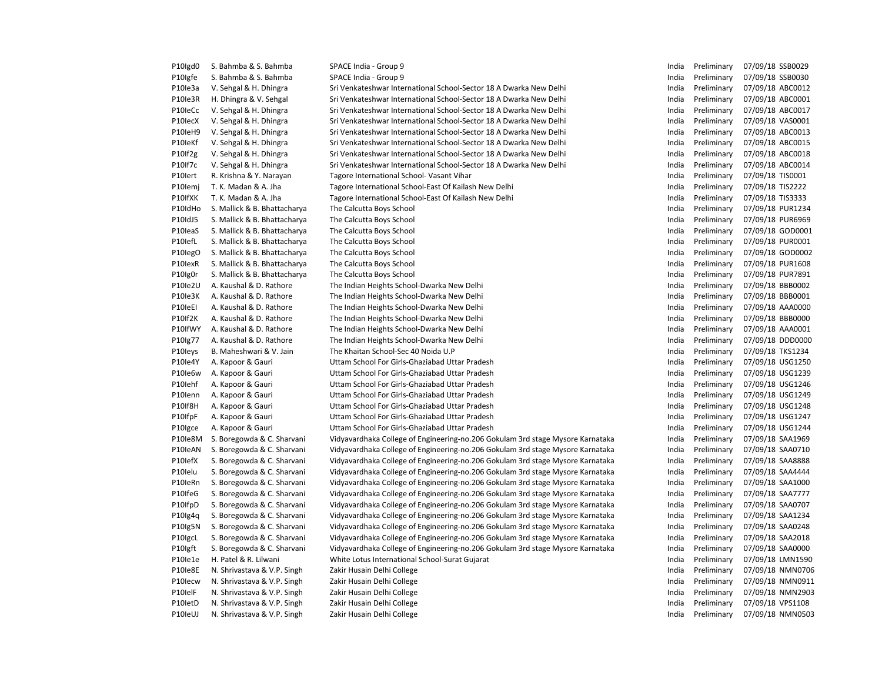| | | | | | | |
|---|---|---|---|---|---|---|
| P10Igd0 | S. Bahmba & S. Bahmba | SPACE India - Group 9 | India | Preliminary | 07/09/18 | SSB0029 |
| P10Igfe | S. Bahmba & S. Bahmba | SPACE India - Group 9 | India | Preliminary | 07/09/18 | SSB0030 |
| P10Ie3a | V. Sehgal & H. Dhingra | Sri Venkateshwar International School-Sector 18 A Dwarka New Delhi | India | Preliminary | 07/09/18 | ABC0012 |
| P10Ie3R | H. Dhingra & V. Sehgal | Sri Venkateshwar International School-Sector 18 A Dwarka New Delhi | India | Preliminary | 07/09/18 | ABC0001 |
| P10IeCc | V. Sehgal & H. Dhingra | Sri Venkateshwar International School-Sector 18 A Dwarka New Delhi | India | Preliminary | 07/09/18 | ABC0017 |
| P10IecX | V. Sehgal & H. Dhingra | Sri Venkateshwar International School-Sector 18 A Dwarka New Delhi | India | Preliminary | 07/09/18 | VAS0001 |
| P10IeH9 | V. Sehgal & H. Dhingra | Sri Venkateshwar International School-Sector 18 A Dwarka New Delhi | India | Preliminary | 07/09/18 | ABC0013 |
| P10IeKf | V. Sehgal & H. Dhingra | Sri Venkateshwar International School-Sector 18 A Dwarka New Delhi | India | Preliminary | 07/09/18 | ABC0015 |
| P10If2g | V. Sehgal & H. Dhingra | Sri Venkateshwar International School-Sector 18 A Dwarka New Delhi | India | Preliminary | 07/09/18 | ABC0018 |
| P10If7c | V. Sehgal & H. Dhingra | Sri Venkateshwar International School-Sector 18 A Dwarka New Delhi | India | Preliminary | 07/09/18 | ABC0014 |
| P10Iert | R. Krishna & Y. Narayan | Tagore International School- Vasant Vihar | India | Preliminary | 07/09/18 | TIS0001 |
| P10Iemj | T. K. Madan & A. Jha | Tagore International School-East Of Kailash New Delhi | India | Preliminary | 07/09/18 | TIS2222 |
| P10IfXK | T. K. Madan & A. Jha | Tagore International School-East Of Kailash New Delhi | India | Preliminary | 07/09/18 | TIS3333 |
| P10IdHo | S. Mallick & B. Bhattacharya | The Calcutta Boys School | India | Preliminary | 07/09/18 | PUR1234 |
| P10IdJ5 | S. Mallick & B. Bhattacharya | The Calcutta Boys School | India | Preliminary | 07/09/18 | PUR6969 |
| P10IeaS | S. Mallick & B. Bhattacharya | The Calcutta Boys School | India | Preliminary | 07/09/18 | GOD0001 |
| P10IefL | S. Mallick & B. Bhattacharya | The Calcutta Boys School | India | Preliminary | 07/09/18 | PUR0001 |
| P10IegO | S. Mallick & B. Bhattacharya | The Calcutta Boys School | India | Preliminary | 07/09/18 | GOD0002 |
| P10IexR | S. Mallick & B. Bhattacharya | The Calcutta Boys School | India | Preliminary | 07/09/18 | PUR1608 |
| P10Ig0r | S. Mallick & B. Bhattacharya | The Calcutta Boys School | India | Preliminary | 07/09/18 | PUR7891 |
| P10Ie2U | A. Kaushal & D. Rathore | The Indian Heights School-Dwarka New Delhi | India | Preliminary | 07/09/18 | BBB0002 |
| P10Ie3K | A. Kaushal & D. Rathore | The Indian Heights School-Dwarka New Delhi | India | Preliminary | 07/09/18 | BBB0001 |
| P10IeEI | A. Kaushal & D. Rathore | The Indian Heights School-Dwarka New Delhi | India | Preliminary | 07/09/18 | AAA0000 |
| P10If2K | A. Kaushal & D. Rathore | The Indian Heights School-Dwarka New Delhi | India | Preliminary | 07/09/18 | BBB0000 |
| P10IfWY | A. Kaushal & D. Rathore | The Indian Heights School-Dwarka New Delhi | India | Preliminary | 07/09/18 | AAA0001 |
| P10Ig77 | A. Kaushal & D. Rathore | The Indian Heights School-Dwarka New Delhi | India | Preliminary | 07/09/18 | DDD0000 |
| P10Ieys | B. Maheshwari & V. Jain | The Khaitan School-Sec 40 Noida U.P | India | Preliminary | 07/09/18 | TKS1234 |
| P10Ie4Y | A. Kapoor & Gauri | Uttam School For Girls-Ghaziabad Uttar Pradesh | India | Preliminary | 07/09/18 | USG1250 |
| P10Ie6w | A. Kapoor & Gauri | Uttam School For Girls-Ghaziabad Uttar Pradesh | India | Preliminary | 07/09/18 | USG1239 |
| P10Iehf | A. Kapoor & Gauri | Uttam School For Girls-Ghaziabad Uttar Pradesh | India | Preliminary | 07/09/18 | USG1246 |
| P10Ienn | A. Kapoor & Gauri | Uttam School For Girls-Ghaziabad Uttar Pradesh | India | Preliminary | 07/09/18 | USG1249 |
| P10If8H | A. Kapoor & Gauri | Uttam School For Girls-Ghaziabad Uttar Pradesh | India | Preliminary | 07/09/18 | USG1248 |
| P10IfpF | A. Kapoor & Gauri | Uttam School For Girls-Ghaziabad Uttar Pradesh | India | Preliminary | 07/09/18 | USG1247 |
| P10Igce | A. Kapoor & Gauri | Uttam School For Girls-Ghaziabad Uttar Pradesh | India | Preliminary | 07/09/18 | USG1244 |
| P10Ie8M | S. Boregowda & C. Sharvani | Vidyavardhaka College of Engineering-no.206 Gokulam 3rd stage Mysore Karnataka | India | Preliminary | 07/09/18 | SAA1969 |
| P10IeAN | S. Boregowda & C. Sharvani | Vidyavardhaka College of Engineering-no.206 Gokulam 3rd stage Mysore Karnataka | India | Preliminary | 07/09/18 | SAA0710 |
| P10IefX | S. Boregowda & C. Sharvani | Vidyavardhaka College of Engineering-no.206 Gokulam 3rd stage Mysore Karnataka | India | Preliminary | 07/09/18 | SAA8888 |
| P10Ielu | S. Boregowda & C. Sharvani | Vidyavardhaka College of Engineering-no.206 Gokulam 3rd stage Mysore Karnataka | India | Preliminary | 07/09/18 | SAA4444 |
| P10IeRn | S. Boregowda & C. Sharvani | Vidyavardhaka College of Engineering-no.206 Gokulam 3rd stage Mysore Karnataka | India | Preliminary | 07/09/18 | SAA1000 |
| P10IfeG | S. Boregowda & C. Sharvani | Vidyavardhaka College of Engineering-no.206 Gokulam 3rd stage Mysore Karnataka | India | Preliminary | 07/09/18 | SAA7777 |
| P10IfpD | S. Boregowda & C. Sharvani | Vidyavardhaka College of Engineering-no.206 Gokulam 3rd stage Mysore Karnataka | India | Preliminary | 07/09/18 | SAA0707 |
| P10Ig4q | S. Boregowda & C. Sharvani | Vidyavardhaka College of Engineering-no.206 Gokulam 3rd stage Mysore Karnataka | India | Preliminary | 07/09/18 | SAA1234 |
| P10Ig5N | S. Boregowda & C. Sharvani | Vidyavardhaka College of Engineering-no.206 Gokulam 3rd stage Mysore Karnataka | India | Preliminary | 07/09/18 | SAA0248 |
| P10IgcL | S. Boregowda & C. Sharvani | Vidyavardhaka College of Engineering-no.206 Gokulam 3rd stage Mysore Karnataka | India | Preliminary | 07/09/18 | SAA2018 |
| P10Igft | S. Boregowda & C. Sharvani | Vidyavardhaka College of Engineering-no.206 Gokulam 3rd stage Mysore Karnataka | India | Preliminary | 07/09/18 | SAA0000 |
| P10Ie1e | H. Patel & R. Lilwani | White Lotus International School-Surat Gujarat | India | Preliminary | 07/09/18 | LMN1590 |
| P10Ie8E | N. Shrivastava & V.P. Singh | Zakir Husain Delhi College | India | Preliminary | 07/09/18 | NMN0706 |
| P10Iecw | N. Shrivastava & V.P. Singh | Zakir Husain Delhi College | India | Preliminary | 07/09/18 | NMN0911 |
| P10IelF | N. Shrivastava & V.P. Singh | Zakir Husain Delhi College | India | Preliminary | 07/09/18 | NMN2903 |
| P10IetD | N. Shrivastava & V.P. Singh | Zakir Husain Delhi College | India | Preliminary | 07/09/18 | VPS1108 |
| P10IeUJ | N. Shrivastava & V.P. Singh | Zakir Husain Delhi College | India | Preliminary | 07/09/18 | NMN0503 |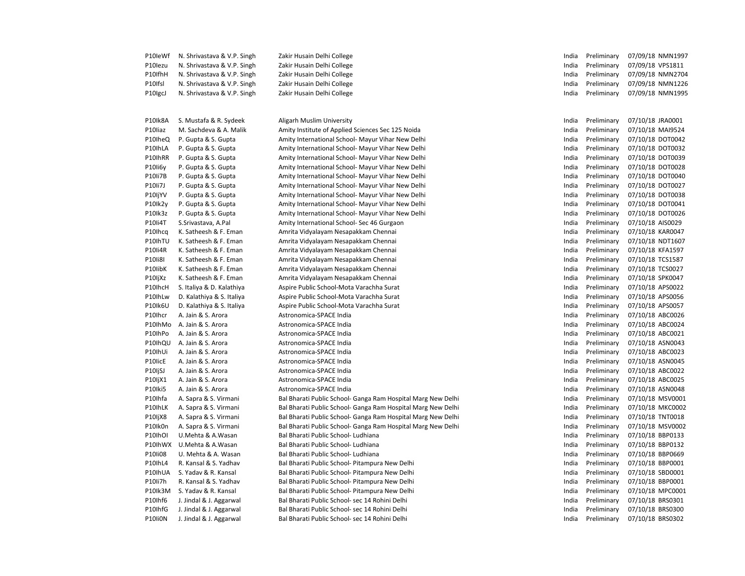| | | | | | | |
|---|---|---|---|---|---|---|
| P10IeWf | N. Shrivastava & V.P. Singh | Zakir Husain Delhi College | India | Preliminary | 07/09/18 | NMN1997 |
| P10Iezu | N. Shrivastava & V.P. Singh | Zakir Husain Delhi College | India | Preliminary | 07/09/18 | VPS1811 |
| P10IfhH | N. Shrivastava & V.P. Singh | Zakir Husain Delhi College | India | Preliminary | 07/09/18 | NMN2704 |
| P10Ifsl | N. Shrivastava & V.P. Singh | Zakir Husain Delhi College | India | Preliminary | 07/09/18 | NMN1226 |
| P10IgcJ | N. Shrivastava & V.P. Singh | Zakir Husain Delhi College | India | Preliminary | 07/09/18 | NMN1995 |

| | | | | | | |
|---|---|---|---|---|---|---|
| P10Ik8A | S. Mustafa & R. Sydeek | Aligarh Muslim University | India | Preliminary | 07/10/18 | JRA0001 |
| P10Iiaz | M. Sachdeva & A. Malik | Amity Institute of Applied Sciences Sec 125 Noida | India | Preliminary | 07/10/18 | MAI9524 |
| P10IheQ | P. Gupta & S. Gupta | Amity International School- Mayur Vihar New Delhi | India | Preliminary | 07/10/18 | DOT0042 |
| P10IhLA | P. Gupta & S. Gupta | Amity International School- Mayur Vihar New Delhi | India | Preliminary | 07/10/18 | DOT0032 |
| P10IhRR | P. Gupta & S. Gupta | Amity International School- Mayur Vihar New Delhi | India | Preliminary | 07/10/18 | DOT0039 |
| P10Ii6y | P. Gupta & S. Gupta | Amity International School- Mayur Vihar New Delhi | India | Preliminary | 07/10/18 | DOT0028 |
| P10Ii7B | P. Gupta & S. Gupta | Amity International School- Mayur Vihar New Delhi | India | Preliminary | 07/10/18 | DOT0040 |
| P10Ii7J | P. Gupta & S. Gupta | Amity International School- Mayur Vihar New Delhi | India | Preliminary | 07/10/18 | DOT0027 |
| P10IjYV | P. Gupta & S. Gupta | Amity International School- Mayur Vihar New Delhi | India | Preliminary | 07/10/18 | DOT0038 |
| P10Ik2y | P. Gupta & S. Gupta | Amity International School- Mayur Vihar New Delhi | India | Preliminary | 07/10/18 | DOT0041 |
| P10Ik3z | P. Gupta & S. Gupta | Amity International School- Mayur Vihar New Delhi | India | Preliminary | 07/10/18 | DOT0026 |
| P10Ii4T | S.Srivastava, A.Pal | Amity International School- Sec 46 Gurgaon | India | Preliminary | 07/10/18 | AIS0029 |
| P10Ihcq | K. Satheesh & F. Eman | Amrita Vidyalayam Nesapakkam Chennai | India | Preliminary | 07/10/18 | KAR0047 |
| P10IhTU | K. Satheesh & F. Eman | Amrita Vidyalayam Nesapakkam Chennai | India | Preliminary | 07/10/18 | NDT1607 |
| P10Ii4R | K. Satheesh & F. Eman | Amrita Vidyalayam Nesapakkam Chennai | India | Preliminary | 07/10/18 | KFA1597 |
| P10Ii8I | K. Satheesh & F. Eman | Amrita Vidyalayam Nesapakkam Chennai | India | Preliminary | 07/10/18 | TCS1587 |
| P10IibK | K. Satheesh & F. Eman | Amrita Vidyalayam Nesapakkam Chennai | India | Preliminary | 07/10/18 | TCS0027 |
| P10IjXz | K. Satheesh & F. Eman | Amrita Vidyalayam Nesapakkam Chennai | India | Preliminary | 07/10/18 | SPK0047 |
| P10IhcH | S. Italiya & D. Kalathiya | Aspire Public School-Mota Varachha Surat | India | Preliminary | 07/10/18 | APS0022 |
| P10IhLw | D. Kalathiya & S. Italiya | Aspire Public School-Mota Varachha Surat | India | Preliminary | 07/10/18 | APS0056 |
| P10Ik6U | D. Kalathiya & S. Italiya | Aspire Public School-Mota Varachha Surat | India | Preliminary | 07/10/18 | APS0057 |
| P10Ihcr | A. Jain & S. Arora | Astronomica-SPACE India | India | Preliminary | 07/10/18 | ABC0026 |
| P10IhMo | A. Jain & S. Arora | Astronomica-SPACE India | India | Preliminary | 07/10/18 | ABC0024 |
| P10IhPo | A. Jain & S. Arora | Astronomica-SPACE India | India | Preliminary | 07/10/18 | ABC0021 |
| P10IhQU | A. Jain & S. Arora | Astronomica-SPACE India | India | Preliminary | 07/10/18 | ASN0043 |
| P10IhUi | A. Jain & S. Arora | Astronomica-SPACE India | India | Preliminary | 07/10/18 | ABC0023 |
| P10IicE | A. Jain & S. Arora | Astronomica-SPACE India | India | Preliminary | 07/10/18 | ASN0045 |
| P10IjSJ | A. Jain & S. Arora | Astronomica-SPACE India | India | Preliminary | 07/10/18 | ABC0022 |
| P10IjX1 | A. Jain & S. Arora | Astronomica-SPACE India | India | Preliminary | 07/10/18 | ABC0025 |
| P10Iki5 | A. Jain & S. Arora | Astronomica-SPACE India | India | Preliminary | 07/10/18 | ASN0048 |
| P10Ihfa | A. Sapra & S. Virmani | Bal Bharati Public School- Ganga Ram Hospital Marg New Delhi | India | Preliminary | 07/10/18 | MSV0001 |
| P10IhLK | A. Sapra & S. Virmani | Bal Bharati Public School- Ganga Ram Hospital Marg New Delhi | India | Preliminary | 07/10/18 | MKC0002 |
| P10IjX8 | A. Sapra & S. Virmani | Bal Bharati Public School- Ganga Ram Hospital Marg New Delhi | India | Preliminary | 07/10/18 | TNT0018 |
| P10Ik0n | A. Sapra & S. Virmani | Bal Bharati Public School- Ganga Ram Hospital Marg New Delhi | India | Preliminary | 07/10/18 | MSV0002 |
| P10IhOI | U.Mehta & A.Wasan | Bal Bharati Public School- Ludhiana | India | Preliminary | 07/10/18 | BBP0133 |
| P10IhWX | U.Mehta & A.Wasan | Bal Bharati Public School- Ludhiana | India | Preliminary | 07/10/18 | BBP0132 |
| P10Ii08 | U. Mehta & A. Wasan | Bal Bharati Public School- Ludhiana | India | Preliminary | 07/10/18 | BBP0669 |
| P10IhL4 | R. Kansal & S. Yadhav | Bal Bharati Public School- Pitampura New Delhi | India | Preliminary | 07/10/18 | BBP0001 |
| P10IhUA | S. Yadav & R. Kansal | Bal Bharati Public School- Pitampura New Delhi | India | Preliminary | 07/10/18 | SBD0001 |
| P10Ii7h | R. Kansal & S. Yadhav | Bal Bharati Public School- Pitampura New Delhi | India | Preliminary | 07/10/18 | BBP0001 |
| P10Ik3M | S. Yadav & R. Kansal | Bal Bharati Public School- Pitampura New Delhi | India | Preliminary | 07/10/18 | MPC0001 |
| P10Ihf6 | J. Jindal & J. Aggarwal | Bal Bharati Public School- sec 14 Rohini Delhi | India | Preliminary | 07/10/18 | BRS0301 |
| P10IhfG | J. Jindal & J. Aggarwal | Bal Bharati Public School- sec 14 Rohini Delhi | India | Preliminary | 07/10/18 | BRS0300 |
| P10Ii0N | J. Jindal & J. Aggarwal | Bal Bharati Public School- sec 14 Rohini Delhi | India | Preliminary | 07/10/18 | BRS0302 |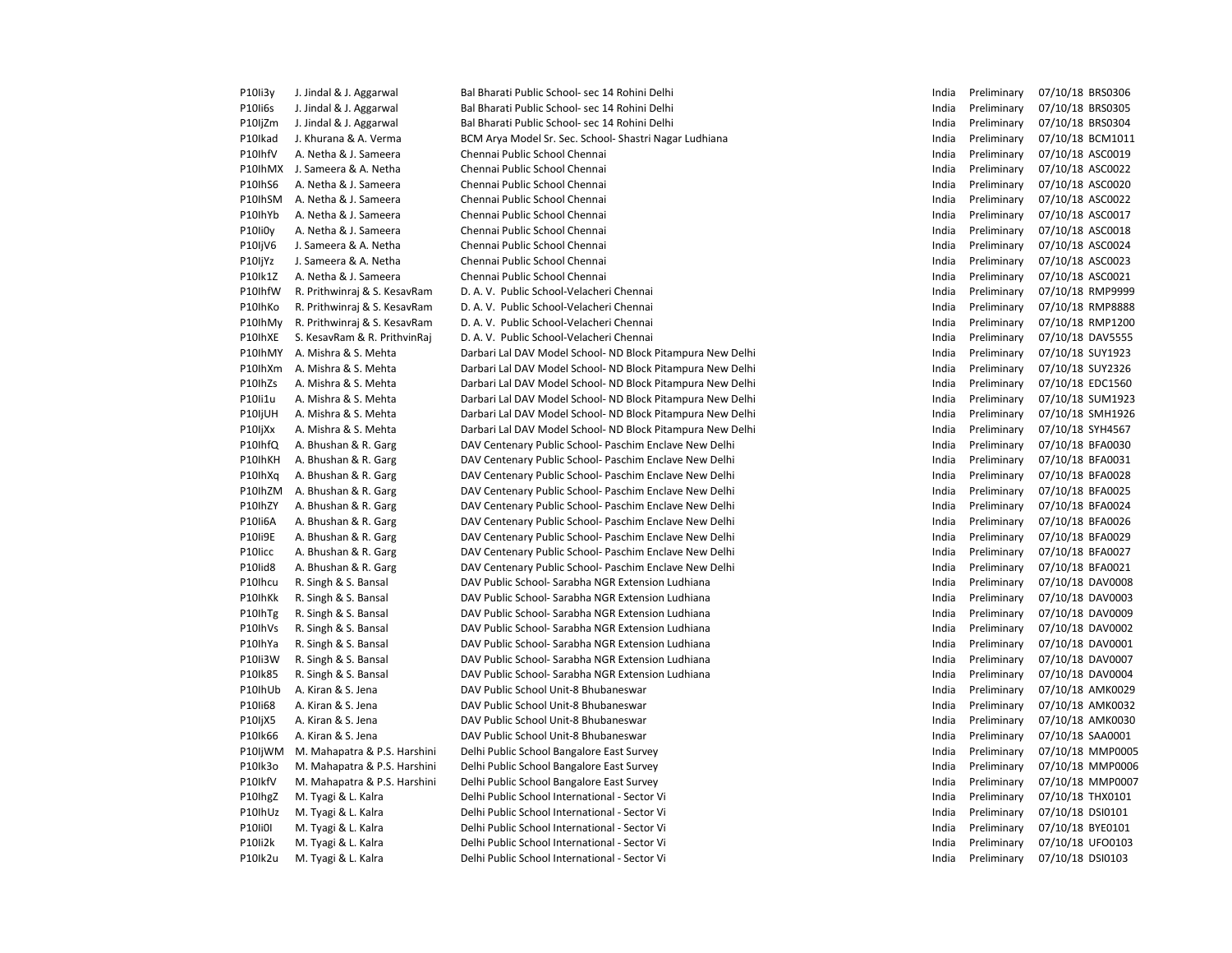| | | | | | | |
|---|---|---|---|---|---|---|
| P10Ii3y | J. Jindal & J. Aggarwal | Bal Bharati Public School- sec 14 Rohini Delhi | India | Preliminary | 07/10/18 | BRS0306 |
| P10Ii6s | J. Jindal & J. Aggarwal | Bal Bharati Public School- sec 14 Rohini Delhi | India | Preliminary | 07/10/18 | BRS0305 |
| P10IjZm | J. Jindal & J. Aggarwal | Bal Bharati Public School- sec 14 Rohini Delhi | India | Preliminary | 07/10/18 | BRS0304 |
| P10Ikad | J. Khurana & A. Verma | BCM Arya Model Sr. Sec. School- Shastri Nagar Ludhiana | India | Preliminary | 07/10/18 | BCM1011 |
| P10IhfV | A. Netha & J. Sameera | Chennai Public School Chennai | India | Preliminary | 07/10/18 | ASC0019 |
| P10IhMX | J. Sameera & A. Netha | Chennai Public School Chennai | India | Preliminary | 07/10/18 | ASC0022 |
| P10IhS6 | A. Netha & J. Sameera | Chennai Public School Chennai | India | Preliminary | 07/10/18 | ASC0020 |
| P10IhSM | A. Netha & J. Sameera | Chennai Public School Chennai | India | Preliminary | 07/10/18 | ASC0022 |
| P10IhYb | A. Netha & J. Sameera | Chennai Public School Chennai | India | Preliminary | 07/10/18 | ASC0017 |
| P10Ii0y | A. Netha & J. Sameera | Chennai Public School Chennai | India | Preliminary | 07/10/18 | ASC0018 |
| P10IjV6 | J. Sameera & A. Netha | Chennai Public School Chennai | India | Preliminary | 07/10/18 | ASC0024 |
| P10IjYz | J. Sameera & A. Netha | Chennai Public School Chennai | India | Preliminary | 07/10/18 | ASC0023 |
| P10Ik1Z | A. Netha & J. Sameera | Chennai Public School Chennai | India | Preliminary | 07/10/18 | ASC0021 |
| P10IhfW | R. Prithwinraj & S. KesavRam | D. A. V. Public School-Velacheri Chennai | India | Preliminary | 07/10/18 | RMP9999 |
| P10IhKo | R. Prithwinraj & S. KesavRam | D. A. V. Public School-Velacheri Chennai | India | Preliminary | 07/10/18 | RMP8888 |
| P10IhMy | R. Prithwinraj & S. KesavRam | D. A. V. Public School-Velacheri Chennai | India | Preliminary | 07/10/18 | RMP1200 |
| P10IhXE | S. KesavRam & R. PrithvinRaj | D. A. V. Public School-Velacheri Chennai | India | Preliminary | 07/10/18 | DAV5555 |
| P10IhMY | A. Mishra & S. Mehta | Darbari Lal DAV Model School- ND Block Pitampura New Delhi | India | Preliminary | 07/10/18 | SUY1923 |
| P10IhXm | A. Mishra & S. Mehta | Darbari Lal DAV Model School- ND Block Pitampura New Delhi | India | Preliminary | 07/10/18 | SUY2326 |
| P10IhZs | A. Mishra & S. Mehta | Darbari Lal DAV Model School- ND Block Pitampura New Delhi | India | Preliminary | 07/10/18 | EDC1560 |
| P10Ii1u | A. Mishra & S. Mehta | Darbari Lal DAV Model School- ND Block Pitampura New Delhi | India | Preliminary | 07/10/18 | SUM1923 |
| P10IjUH | A. Mishra & S. Mehta | Darbari Lal DAV Model School- ND Block Pitampura New Delhi | India | Preliminary | 07/10/18 | SMH1926 |
| P10IjXx | A. Mishra & S. Mehta | Darbari Lal DAV Model School- ND Block Pitampura New Delhi | India | Preliminary | 07/10/18 | SYH4567 |
| P10IhfQ | A. Bhushan & R. Garg | DAV Centenary Public School- Paschim Enclave New Delhi | India | Preliminary | 07/10/18 | BFA0030 |
| P10IhKH | A. Bhushan & R. Garg | DAV Centenary Public School- Paschim Enclave New Delhi | India | Preliminary | 07/10/18 | BFA0031 |
| P10IhXq | A. Bhushan & R. Garg | DAV Centenary Public School- Paschim Enclave New Delhi | India | Preliminary | 07/10/18 | BFA0028 |
| P10IhZM | A. Bhushan & R. Garg | DAV Centenary Public School- Paschim Enclave New Delhi | India | Preliminary | 07/10/18 | BFA0025 |
| P10IhZY | A. Bhushan & R. Garg | DAV Centenary Public School- Paschim Enclave New Delhi | India | Preliminary | 07/10/18 | BFA0024 |
| P10Ii6A | A. Bhushan & R. Garg | DAV Centenary Public School- Paschim Enclave New Delhi | India | Preliminary | 07/10/18 | BFA0026 |
| P10Ii9E | A. Bhushan & R. Garg | DAV Centenary Public School- Paschim Enclave New Delhi | India | Preliminary | 07/10/18 | BFA0029 |
| P10Iicc | A. Bhushan & R. Garg | DAV Centenary Public School- Paschim Enclave New Delhi | India | Preliminary | 07/10/18 | BFA0027 |
| P10Iid8 | A. Bhushan & R. Garg | DAV Centenary Public School- Paschim Enclave New Delhi | India | Preliminary | 07/10/18 | BFA0021 |
| P10Ihcu | R. Singh & S. Bansal | DAV Public School- Sarabha NGR Extension Ludhiana | India | Preliminary | 07/10/18 | DAV0008 |
| P10IhKk | R. Singh & S. Bansal | DAV Public School- Sarabha NGR Extension Ludhiana | India | Preliminary | 07/10/18 | DAV0003 |
| P10IhTg | R. Singh & S. Bansal | DAV Public School- Sarabha NGR Extension Ludhiana | India | Preliminary | 07/10/18 | DAV0009 |
| P10IhVs | R. Singh & S. Bansal | DAV Public School- Sarabha NGR Extension Ludhiana | India | Preliminary | 07/10/18 | DAV0002 |
| P10IhYa | R. Singh & S. Bansal | DAV Public School- Sarabha NGR Extension Ludhiana | India | Preliminary | 07/10/18 | DAV0001 |
| P10Ii3W | R. Singh & S. Bansal | DAV Public School- Sarabha NGR Extension Ludhiana | India | Preliminary | 07/10/18 | DAV0007 |
| P10Ik85 | R. Singh & S. Bansal | DAV Public School- Sarabha NGR Extension Ludhiana | India | Preliminary | 07/10/18 | DAV0004 |
| P10IhUb | A. Kiran & S. Jena | DAV Public School Unit-8 Bhubaneswar | India | Preliminary | 07/10/18 | AMK0029 |
| P10Ii68 | A. Kiran & S. Jena | DAV Public School Unit-8 Bhubaneswar | India | Preliminary | 07/10/18 | AMK0032 |
| P10IjX5 | A. Kiran & S. Jena | DAV Public School Unit-8 Bhubaneswar | India | Preliminary | 07/10/18 | AMK0030 |
| P10Ik66 | A. Kiran & S. Jena | DAV Public School Unit-8 Bhubaneswar | India | Preliminary | 07/10/18 | SAA0001 |
| P10IjWM | M. Mahapatra & P.S. Harshini | Delhi Public School Bangalore East Survey | India | Preliminary | 07/10/18 | MMP0005 |
| P10Ik3o | M. Mahapatra & P.S. Harshini | Delhi Public School Bangalore East Survey | India | Preliminary | 07/10/18 | MMP0006 |
| P10IkfV | M. Mahapatra & P.S. Harshini | Delhi Public School Bangalore East Survey | India | Preliminary | 07/10/18 | MMP0007 |
| P10IhgZ | M. Tyagi & L. Kalra | Delhi Public School International - Sector Vi | India | Preliminary | 07/10/18 | THX0101 |
| P10IhUz | M. Tyagi & L. Kalra | Delhi Public School International - Sector Vi | India | Preliminary | 07/10/18 | DSI0101 |
| P10Ii0I | M. Tyagi & L. Kalra | Delhi Public School International - Sector Vi | India | Preliminary | 07/10/18 | BYE0101 |
| P10Ii2k | M. Tyagi & L. Kalra | Delhi Public School International - Sector Vi | India | Preliminary | 07/10/18 | UFO0103 |
| P10Ik2u | M. Tyagi & L. Kalra | Delhi Public School International - Sector Vi | India | Preliminary | 07/10/18 | DSI0103 |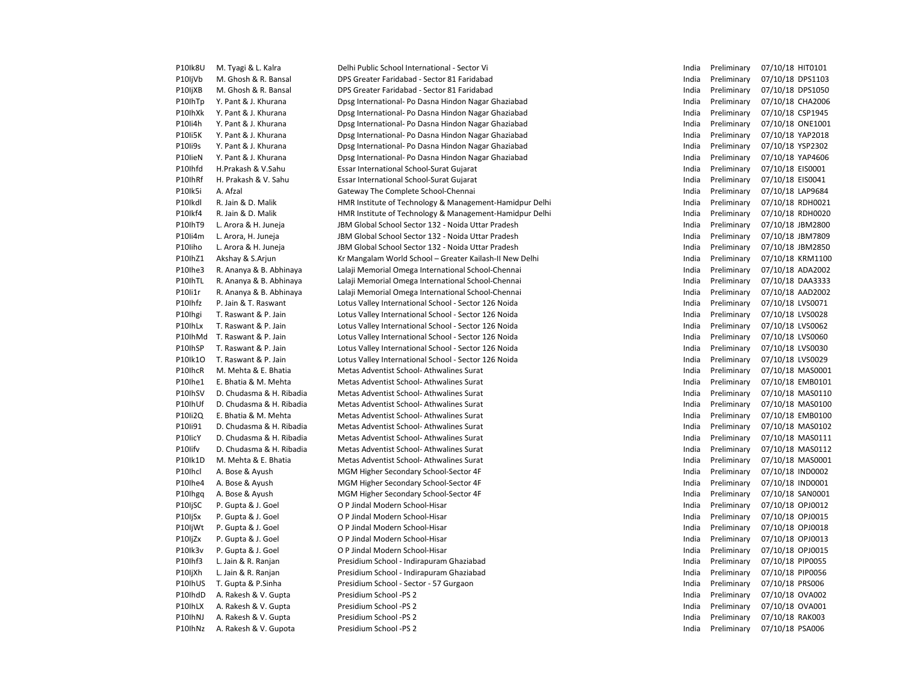| | | | | | | |
|---|---|---|---|---|---|---|
| P10Ik8U | M. Tyagi & L. Kalra | Delhi Public School International - Sector Vi | India | Preliminary | 07/10/18 | HIT0101 |
| P10IjVb | M. Ghosh & R. Bansal | DPS Greater Faridabad - Sector 81 Faridabad | India | Preliminary | 07/10/18 | DPS1103 |
| P10IjXB | M. Ghosh & R. Bansal | DPS Greater Faridabad - Sector 81 Faridabad | India | Preliminary | 07/10/18 | DPS1050 |
| P10IhTp | Y. Pant & J. Khurana | Dpsg International- Po Dasna Hindon Nagar Ghaziabad | India | Preliminary | 07/10/18 | CHA2006 |
| P10IhXk | Y. Pant & J. Khurana | Dpsg International- Po Dasna Hindon Nagar Ghaziabad | India | Preliminary | 07/10/18 | CSP1945 |
| P10Ii4h | Y. Pant & J. Khurana | Dpsg International- Po Dasna Hindon Nagar Ghaziabad | India | Preliminary | 07/10/18 | ONE1001 |
| P10Ii5K | Y. Pant & J. Khurana | Dpsg International- Po Dasna Hindon Nagar Ghaziabad | India | Preliminary | 07/10/18 | YAP2018 |
| P10Ii9s | Y. Pant & J. Khurana | Dpsg International- Po Dasna Hindon Nagar Ghaziabad | India | Preliminary | 07/10/18 | YSP2302 |
| P10IieN | Y. Pant & J. Khurana | Dpsg International- Po Dasna Hindon Nagar Ghaziabad | India | Preliminary | 07/10/18 | YAP4606 |
| P10Ihfd | H.Prakash & V.Sahu | Essar International School-Surat Gujarat | India | Preliminary | 07/10/18 | EIS0001 |
| P10IhRf | H. Prakash & V. Sahu | Essar International School-Surat Gujarat | India | Preliminary | 07/10/18 | EIS0041 |
| P10Ik5i | A. Afzal | Gateway The Complete School-Chennai | India | Preliminary | 07/10/18 | LAP9684 |
| P10Ikdl | R. Jain & D. Malik | HMR Institute of Technology & Management-Hamidpur Delhi | India | Preliminary | 07/10/18 | RDH0021 |
| P10Ikf4 | R. Jain & D. Malik | HMR Institute of Technology & Management-Hamidpur Delhi | India | Preliminary | 07/10/18 | RDH0020 |
| P10IhT9 | L. Arora & H. Juneja | JBM Global School Sector 132 - Noida Uttar Pradesh | India | Preliminary | 07/10/18 | JBM2800 |
| P10Ii4m | L. Arora, H. Juneja | JBM Global School Sector 132 - Noida Uttar Pradesh | India | Preliminary | 07/10/18 | JBM7809 |
| P10Iiho | L. Arora & H. Juneja | JBM Global School Sector 132 - Noida Uttar Pradesh | India | Preliminary | 07/10/18 | JBM2850 |
| P10IhZ1 | Akshay & S.Arjun | Kr Mangalam World School – Greater Kailash-II New Delhi | India | Preliminary | 07/10/18 | KRM1100 |
| P10Ihe3 | R. Ananya & B. Abhinaya | Lalaji Memorial Omega International School-Chennai | India | Preliminary | 07/10/18 | ADA2002 |
| P10IhTL | R. Ananya & B. Abhinaya | Lalaji Memorial Omega International School-Chennai | India | Preliminary | 07/10/18 | DAA3333 |
| P10Ii1r | R. Ananya & B. Abhinaya | Lalaji Memorial Omega International School-Chennai | India | Preliminary | 07/10/18 | AAD2002 |
| P10Ihfz | P. Jain & T. Raswant | Lotus Valley International School - Sector 126 Noida | India | Preliminary | 07/10/18 | LVS0071 |
| P10Ihgi | T. Raswant & P. Jain | Lotus Valley International School - Sector 126 Noida | India | Preliminary | 07/10/18 | LVS0028 |
| P10IhLx | T. Raswant & P. Jain | Lotus Valley International School - Sector 126 Noida | India | Preliminary | 07/10/18 | LVS0062 |
| P10IhMd | T. Raswant & P. Jain | Lotus Valley International School - Sector 126 Noida | India | Preliminary | 07/10/18 | LVS0060 |
| P10IhSP | T. Raswant & P. Jain | Lotus Valley International School - Sector 126 Noida | India | Preliminary | 07/10/18 | LVS0030 |
| P10Ik1O | T. Raswant & P. Jain | Lotus Valley International School - Sector 126 Noida | India | Preliminary | 07/10/18 | LVS0029 |
| P10IhcR | M. Mehta & E. Bhatia | Metas Adventist School- Athwalines Surat | India | Preliminary | 07/10/18 | MAS0001 |
| P10Ihe1 | E. Bhatia & M. Mehta | Metas Adventist School- Athwalines Surat | India | Preliminary | 07/10/18 | EMB0101 |
| P10IhSV | D. Chudasma & H. Ribadia | Metas Adventist School- Athwalines Surat | India | Preliminary | 07/10/18 | MAS0110 |
| P10IhUf | D. Chudasma & H. Ribadia | Metas Adventist School- Athwalines Surat | India | Preliminary | 07/10/18 | MAS0100 |
| P10Ii2Q | E. Bhatia & M. Mehta | Metas Adventist School- Athwalines Surat | India | Preliminary | 07/10/18 | EMB0100 |
| P10Ii91 | D. Chudasma & H. Ribadia | Metas Adventist School- Athwalines Surat | India | Preliminary | 07/10/18 | MAS0102 |
| P10IicY | D. Chudasma & H. Ribadia | Metas Adventist School- Athwalines Surat | India | Preliminary | 07/10/18 | MAS0111 |
| P10Iifv | D. Chudasma & H. Ribadia | Metas Adventist School- Athwalines Surat | India | Preliminary | 07/10/18 | MAS0112 |
| P10Ik1D | M. Mehta & E. Bhatia | Metas Adventist School- Athwalines Surat | India | Preliminary | 07/10/18 | MAS0001 |
| P10Ihcl | A. Bose & Ayush | MGM Higher Secondary School-Sector 4F | India | Preliminary | 07/10/18 | IND0002 |
| P10Ihe4 | A. Bose & Ayush | MGM Higher Secondary School-Sector 4F | India | Preliminary | 07/10/18 | IND0001 |
| P10Ihgq | A. Bose & Ayush | MGM Higher Secondary School-Sector 4F | India | Preliminary | 07/10/18 | SAN0001 |
| P10IjSC | P. Gupta & J. Goel | O P Jindal Modern School-Hisar | India | Preliminary | 07/10/18 | OPJ0012 |
| P10IjSx | P. Gupta & J. Goel | O P Jindal Modern School-Hisar | India | Preliminary | 07/10/18 | OPJ0015 |
| P10IjWt | P. Gupta & J. Goel | O P Jindal Modern School-Hisar | India | Preliminary | 07/10/18 | OPJ0018 |
| P10IjZx | P. Gupta & J. Goel | O P Jindal Modern School-Hisar | India | Preliminary | 07/10/18 | OPJ0013 |
| P10Ik3v | P. Gupta & J. Goel | O P Jindal Modern School-Hisar | India | Preliminary | 07/10/18 | OPJ0015 |
| P10Ihf3 | L. Jain & R. Ranjan | Presidium School - Indirapuram Ghaziabad | India | Preliminary | 07/10/18 | PIP0055 |
| P10IjXh | L. Jain & R. Ranjan | Presidium School - Indirapuram Ghaziabad | India | Preliminary | 07/10/18 | PIP0056 |
| P10IhUS | T. Gupta & P.Sinha | Presidium School - Sector - 57 Gurgaon | India | Preliminary | 07/10/18 | PRS006 |
| P10IhdD | A. Rakesh & V. Gupta | Presidium School -PS 2 | India | Preliminary | 07/10/18 | OVA002 |
| P10IhLX | A. Rakesh & V. Gupta | Presidium School -PS 2 | India | Preliminary | 07/10/18 | OVA001 |
| P10IhNJ | A. Rakesh & V. Gupta | Presidium School -PS 2 | India | Preliminary | 07/10/18 | RAK003 |
| P10IhNz | A. Rakesh & V. Gupota | Presidium School -PS 2 | India | Preliminary | 07/10/18 | PSA006 |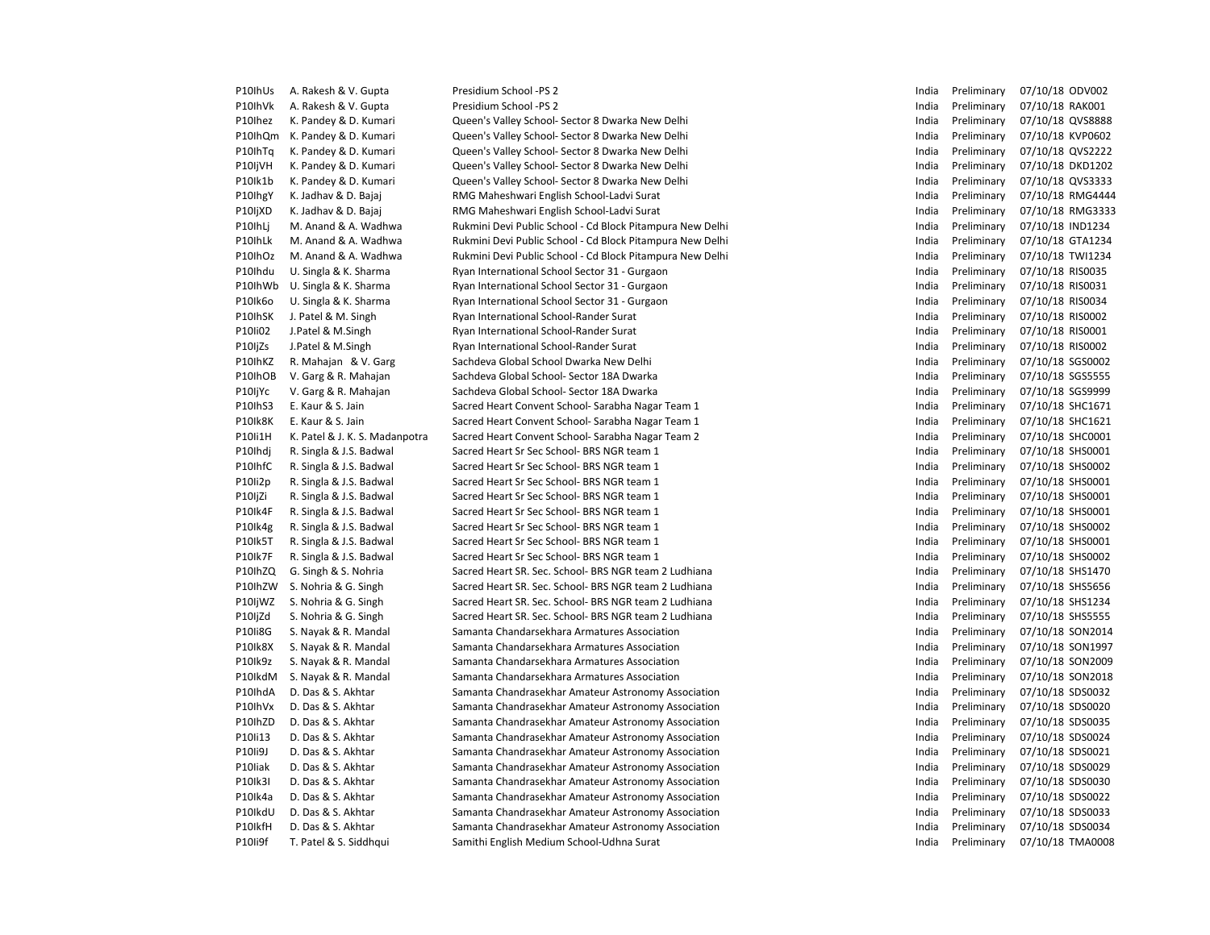| | | | | | | |
|---|---|---|---|---|---|---|
| P10IhUs | A. Rakesh & V. Gupta | Presidium School -PS 2 | India | Preliminary | 07/10/18 | ODV002 |
| P10IhVk | A. Rakesh & V. Gupta | Presidium School -PS 2 | India | Preliminary | 07/10/18 | RAK001 |
| P10Ihez | K. Pandey & D. Kumari | Queen's Valley School- Sector 8 Dwarka New Delhi | India | Preliminary | 07/10/18 | QVS8888 |
| P10IhQm | K. Pandey & D. Kumari | Queen's Valley School- Sector 8 Dwarka New Delhi | India | Preliminary | 07/10/18 | KVP0602 |
| P10IhTq | K. Pandey & D. Kumari | Queen's Valley School- Sector 8 Dwarka New Delhi | India | Preliminary | 07/10/18 | QVS2222 |
| P10IjVH | K. Pandey & D. Kumari | Queen's Valley School- Sector 8 Dwarka New Delhi | India | Preliminary | 07/10/18 | DKD1202 |
| P10Ik1b | K. Pandey & D. Kumari | Queen's Valley School- Sector 8 Dwarka New Delhi | India | Preliminary | 07/10/18 | QVS3333 |
| P10IhgY | K. Jadhav & D. Bajaj | RMG Maheshwari English School-Ladvi Surat | India | Preliminary | 07/10/18 | RMG4444 |
| P10IjXD | K. Jadhav & D. Bajaj | RMG Maheshwari English School-Ladvi Surat | India | Preliminary | 07/10/18 | RMG3333 |
| P10IhLj | M. Anand & A. Wadhwa | Rukmini Devi Public School - Cd Block Pitampura New Delhi | India | Preliminary | 07/10/18 | IND1234 |
| P10IhLk | M. Anand & A. Wadhwa | Rukmini Devi Public School - Cd Block Pitampura New Delhi | India | Preliminary | 07/10/18 | GTA1234 |
| P10IhOz | M. Anand & A. Wadhwa | Rukmini Devi Public School - Cd Block Pitampura New Delhi | India | Preliminary | 07/10/18 | TWI1234 |
| P10Ihdu | U. Singla & K. Sharma | Ryan International School Sector 31 - Gurgaon | India | Preliminary | 07/10/18 | RIS0035 |
| P10IhWb | U. Singla & K. Sharma | Ryan International School Sector 31 - Gurgaon | India | Preliminary | 07/10/18 | RIS0031 |
| P10Ik6o | U. Singla & K. Sharma | Ryan International School Sector 31 - Gurgaon | India | Preliminary | 07/10/18 | RIS0034 |
| P10IhSK | J. Patel & M. Singh | Ryan International School-Rander Surat | India | Preliminary | 07/10/18 | RIS0002 |
| P10Ii02 | J.Patel & M.Singh | Ryan International School-Rander Surat | India | Preliminary | 07/10/18 | RIS0001 |
| P10IjZs | J.Patel & M.Singh | Ryan International School-Rander Surat | India | Preliminary | 07/10/18 | RIS0002 |
| P10IhKZ | R. Mahajan & V. Garg | Sachdeva Global School Dwarka New Delhi | India | Preliminary | 07/10/18 | SGS0002 |
| P10IhOB | V. Garg & R. Mahajan | Sachdeva Global School- Sector 18A Dwarka | India | Preliminary | 07/10/18 | SGS5555 |
| P10IjYc | V. Garg & R. Mahajan | Sachdeva Global School- Sector 18A Dwarka | India | Preliminary | 07/10/18 | SGS9999 |
| P10IhS3 | E. Kaur & S. Jain | Sacred Heart Convent School- Sarabha Nagar Team 1 | India | Preliminary | 07/10/18 | SHC1671 |
| P10Ik8K | E. Kaur & S. Jain | Sacred Heart Convent School- Sarabha Nagar Team 1 | India | Preliminary | 07/10/18 | SHC1621 |
| P10Ii1H | K. Patel & J. K. S. Madanpotra | Sacred Heart Convent School- Sarabha Nagar Team 2 | India | Preliminary | 07/10/18 | SHC0001 |
| P10Ihdj | R. Singla & J.S. Badwal | Sacred Heart Sr Sec School- BRS NGR team 1 | India | Preliminary | 07/10/18 | SHS0001 |
| P10IhfC | R. Singla & J.S. Badwal | Sacred Heart Sr Sec School- BRS NGR team 1 | India | Preliminary | 07/10/18 | SHS0002 |
| P10Ii2p | R. Singla & J.S. Badwal | Sacred Heart Sr Sec School- BRS NGR team 1 | India | Preliminary | 07/10/18 | SHS0001 |
| P10IjZi | R. Singla & J.S. Badwal | Sacred Heart Sr Sec School- BRS NGR team 1 | India | Preliminary | 07/10/18 | SHS0001 |
| P10Ik4F | R. Singla & J.S. Badwal | Sacred Heart Sr Sec School- BRS NGR team 1 | India | Preliminary | 07/10/18 | SHS0001 |
| P10Ik4g | R. Singla & J.S. Badwal | Sacred Heart Sr Sec School- BRS NGR team 1 | India | Preliminary | 07/10/18 | SHS0002 |
| P10Ik5T | R. Singla & J.S. Badwal | Sacred Heart Sr Sec School- BRS NGR team 1 | India | Preliminary | 07/10/18 | SHS0001 |
| P10Ik7F | R. Singla & J.S. Badwal | Sacred Heart Sr Sec School- BRS NGR team 1 | India | Preliminary | 07/10/18 | SHS0002 |
| P10IhZQ | G. Singh & S. Nohria | Sacred Heart SR. Sec. School- BRS NGR team 2 Ludhiana | India | Preliminary | 07/10/18 | SHS1470 |
| P10IhZW | S. Nohria & G. Singh | Sacred Heart SR. Sec. School- BRS NGR team 2 Ludhiana | India | Preliminary | 07/10/18 | SHS5656 |
| P10IjWZ | S. Nohria & G. Singh | Sacred Heart SR. Sec. School- BRS NGR team 2 Ludhiana | India | Preliminary | 07/10/18 | SHS1234 |
| P10IjZd | S. Nohria & G. Singh | Sacred Heart SR. Sec. School- BRS NGR team 2 Ludhiana | India | Preliminary | 07/10/18 | SHS5555 |
| P10Ii8G | S. Nayak & R. Mandal | Samanta Chandarsekhara Armatures Association | India | Preliminary | 07/10/18 | SON2014 |
| P10Ik8X | S. Nayak & R. Mandal | Samanta Chandarsekhara Armatures Association | India | Preliminary | 07/10/18 | SON1997 |
| P10Ik9z | S. Nayak & R. Mandal | Samanta Chandarsekhara Armatures Association | India | Preliminary | 07/10/18 | SON2009 |
| P10IkdM | S. Nayak & R. Mandal | Samanta Chandarsekhara Armatures Association | India | Preliminary | 07/10/18 | SON2018 |
| P10IhdA | D. Das & S. Akhtar | Samanta Chandrasekhar Amateur Astronomy Association | India | Preliminary | 07/10/18 | SDS0032 |
| P10IhVx | D. Das & S. Akhtar | Samanta Chandrasekhar Amateur Astronomy Association | India | Preliminary | 07/10/18 | SDS0020 |
| P10IhZD | D. Das & S. Akhtar | Samanta Chandrasekhar Amateur Astronomy Association | India | Preliminary | 07/10/18 | SDS0035 |
| P10Ii13 | D. Das & S. Akhtar | Samanta Chandrasekhar Amateur Astronomy Association | India | Preliminary | 07/10/18 | SDS0024 |
| P10Ii9J | D. Das & S. Akhtar | Samanta Chandrasekhar Amateur Astronomy Association | India | Preliminary | 07/10/18 | SDS0021 |
| P10Iiak | D. Das & S. Akhtar | Samanta Chandrasekhar Amateur Astronomy Association | India | Preliminary | 07/10/18 | SDS0029 |
| P10Ik3I | D. Das & S. Akhtar | Samanta Chandrasekhar Amateur Astronomy Association | India | Preliminary | 07/10/18 | SDS0030 |
| P10Ik4a | D. Das & S. Akhtar | Samanta Chandrasekhar Amateur Astronomy Association | India | Preliminary | 07/10/18 | SDS0022 |
| P10IkdU | D. Das & S. Akhtar | Samanta Chandrasekhar Amateur Astronomy Association | India | Preliminary | 07/10/18 | SDS0033 |
| P10IkfH | D. Das & S. Akhtar | Samanta Chandrasekhar Amateur Astronomy Association | India | Preliminary | 07/10/18 | SDS0034 |
| P10Ii9f | T. Patel & S. Siddhqui | Samithi English Medium School-Udhna Surat | India | Preliminary | 07/10/18 | TMA0008 |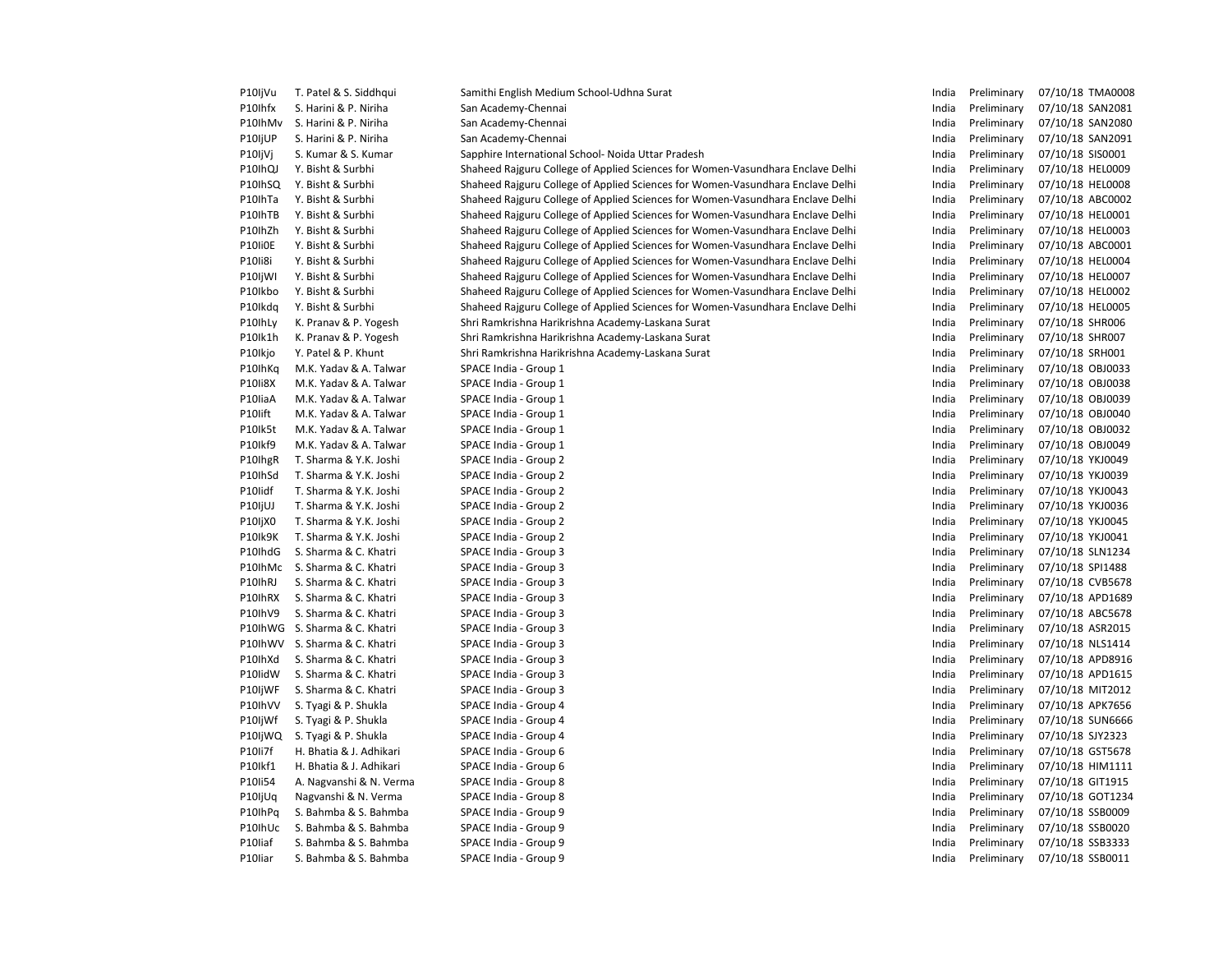| | | | | | | |
|---|---|---|---|---|---|---|
| P10IjVu | T. Patel & S. Siddhqui | Samithi English Medium School-Udhna Surat | India | Preliminary | 07/10/18 | TMA0008 |
| P10Ihfx | S. Harini & P. Niriha | San Academy-Chennai | India | Preliminary | 07/10/18 | SAN2081 |
| P10IhMv | S. Harini & P. Niriha | San Academy-Chennai | India | Preliminary | 07/10/18 | SAN2080 |
| P10IjUP | S. Harini & P. Niriha | San Academy-Chennai | India | Preliminary | 07/10/18 | SAN2091 |
| P10IjVj | S. Kumar & S. Kumar | Sapphire International School- Noida Uttar Pradesh | India | Preliminary | 07/10/18 | SIS0001 |
| P10IhQJ | Y. Bisht & Surbhi | Shaheed Rajguru College of Applied Sciences for Women-Vasundhara Enclave Delhi | India | Preliminary | 07/10/18 | HEL0009 |
| P10IhSQ | Y. Bisht & Surbhi | Shaheed Rajguru College of Applied Sciences for Women-Vasundhara Enclave Delhi | India | Preliminary | 07/10/18 | HEL0008 |
| P10IhTa | Y. Bisht & Surbhi | Shaheed Rajguru College of Applied Sciences for Women-Vasundhara Enclave Delhi | India | Preliminary | 07/10/18 | ABC0002 |
| P10IhTB | Y. Bisht & Surbhi | Shaheed Rajguru College of Applied Sciences for Women-Vasundhara Enclave Delhi | India | Preliminary | 07/10/18 | HEL0001 |
| P10IhZh | Y. Bisht & Surbhi | Shaheed Rajguru College of Applied Sciences for Women-Vasundhara Enclave Delhi | India | Preliminary | 07/10/18 | HEL0003 |
| P10Ii0E | Y. Bisht & Surbhi | Shaheed Rajguru College of Applied Sciences for Women-Vasundhara Enclave Delhi | India | Preliminary | 07/10/18 | ABC0001 |
| P10Ii8i | Y. Bisht & Surbhi | Shaheed Rajguru College of Applied Sciences for Women-Vasundhara Enclave Delhi | India | Preliminary | 07/10/18 | HEL0004 |
| P10IjWI | Y. Bisht & Surbhi | Shaheed Rajguru College of Applied Sciences for Women-Vasundhara Enclave Delhi | India | Preliminary | 07/10/18 | HEL0007 |
| P10Ikbo | Y. Bisht & Surbhi | Shaheed Rajguru College of Applied Sciences for Women-Vasundhara Enclave Delhi | India | Preliminary | 07/10/18 | HEL0002 |
| P10Ikdq | Y. Bisht & Surbhi | Shaheed Rajguru College of Applied Sciences for Women-Vasundhara Enclave Delhi | India | Preliminary | 07/10/18 | HEL0005 |
| P10IhLy | K. Pranav & P. Yogesh | Shri Ramkrishna Harikrishna Academy-Laskana Surat | India | Preliminary | 07/10/18 | SHR006 |
| P10Ik1h | K. Pranav & P. Yogesh | Shri Ramkrishna Harikrishna Academy-Laskana Surat | India | Preliminary | 07/10/18 | SHR007 |
| P10Ikjo | Y. Patel & P. Khunt | Shri Ramkrishna Harikrishna Academy-Laskana Surat | India | Preliminary | 07/10/18 | SRH001 |
| P10IhKq | M.K. Yadav & A. Talwar | SPACE India - Group 1 | India | Preliminary | 07/10/18 | OBJ0033 |
| P10Ii8X | M.K. Yadav & A. Talwar | SPACE India - Group 1 | India | Preliminary | 07/10/18 | OBJ0038 |
| P10IiaA | M.K. Yadav & A. Talwar | SPACE India - Group 1 | India | Preliminary | 07/10/18 | OBJ0039 |
| P10Iift | M.K. Yadav & A. Talwar | SPACE India - Group 1 | India | Preliminary | 07/10/18 | OBJ0040 |
| P10Ik5t | M.K. Yadav & A. Talwar | SPACE India - Group 1 | India | Preliminary | 07/10/18 | OBJ0032 |
| P10Ikf9 | M.K. Yadav & A. Talwar | SPACE India - Group 1 | India | Preliminary | 07/10/18 | OBJ0049 |
| P10IhgR | T. Sharma & Y.K. Joshi | SPACE India - Group 2 | India | Preliminary | 07/10/18 | YKJ0049 |
| P10IhSd | T. Sharma & Y.K. Joshi | SPACE India - Group 2 | India | Preliminary | 07/10/18 | YKJ0039 |
| P10Iidf | T. Sharma & Y.K. Joshi | SPACE India - Group 2 | India | Preliminary | 07/10/18 | YKJ0043 |
| P10IjUJ | T. Sharma & Y.K. Joshi | SPACE India - Group 2 | India | Preliminary | 07/10/18 | YKJ0036 |
| P10IjX0 | T. Sharma & Y.K. Joshi | SPACE India - Group 2 | India | Preliminary | 07/10/18 | YKJ0045 |
| P10Ik9K | T. Sharma & Y.K. Joshi | SPACE India - Group 2 | India | Preliminary | 07/10/18 | YKJ0041 |
| P10IhdG | S. Sharma & C. Khatri | SPACE India - Group 3 | India | Preliminary | 07/10/18 | SLN1234 |
| P10IhMc | S. Sharma & C. Khatri | SPACE India - Group 3 | India | Preliminary | 07/10/18 | SPI1488 |
| P10IhRJ | S. Sharma & C. Khatri | SPACE India - Group 3 | India | Preliminary | 07/10/18 | CVB5678 |
| P10IhRX | S. Sharma & C. Khatri | SPACE India - Group 3 | India | Preliminary | 07/10/18 | APD1689 |
| P10IhV9 | S. Sharma & C. Khatri | SPACE India - Group 3 | India | Preliminary | 07/10/18 | ABC5678 |
| P10IhWG | S. Sharma & C. Khatri | SPACE India - Group 3 | India | Preliminary | 07/10/18 | ASR2015 |
| P10IhWV | S. Sharma & C. Khatri | SPACE India - Group 3 | India | Preliminary | 07/10/18 | NLS1414 |
| P10IhXd | S. Sharma & C. Khatri | SPACE India - Group 3 | India | Preliminary | 07/10/18 | APD8916 |
| P10IidW | S. Sharma & C. Khatri | SPACE India - Group 3 | India | Preliminary | 07/10/18 | APD1615 |
| P10IjWF | S. Sharma & C. Khatri | SPACE India - Group 3 | India | Preliminary | 07/10/18 | MIT2012 |
| P10IhVV | S. Tyagi & P. Shukla | SPACE India - Group 4 | India | Preliminary | 07/10/18 | APK7656 |
| P10IjWf | S. Tyagi & P. Shukla | SPACE India - Group 4 | India | Preliminary | 07/10/18 | SUN6666 |
| P10IjWQ | S. Tyagi & P. Shukla | SPACE India - Group 4 | India | Preliminary | 07/10/18 | SJY2323 |
| P10Ii7f | H. Bhatia & J. Adhikari | SPACE India - Group 6 | India | Preliminary | 07/10/18 | GST5678 |
| P10Ikf1 | H. Bhatia & J. Adhikari | SPACE India - Group 6 | India | Preliminary | 07/10/18 | HIM1111 |
| P10Ii54 | A. Nagvanshi & N. Verma | SPACE India - Group 8 | India | Preliminary | 07/10/18 | GIT1915 |
| P10IjUq | Nagvanshi & N. Verma | SPACE India - Group 8 | India | Preliminary | 07/10/18 | GOT1234 |
| P10IhPq | S. Bahmba & S. Bahmba | SPACE India - Group 9 | India | Preliminary | 07/10/18 | SSB0009 |
| P10IhUc | S. Bahmba & S. Bahmba | SPACE India - Group 9 | India | Preliminary | 07/10/18 | SSB0020 |
| P10Iiaf | S. Bahmba & S. Bahmba | SPACE India - Group 9 | India | Preliminary | 07/10/18 | SSB3333 |
| P10Iiar | S. Bahmba & S. Bahmba | SPACE India - Group 9 | India | Preliminary | 07/10/18 | SSB0011 |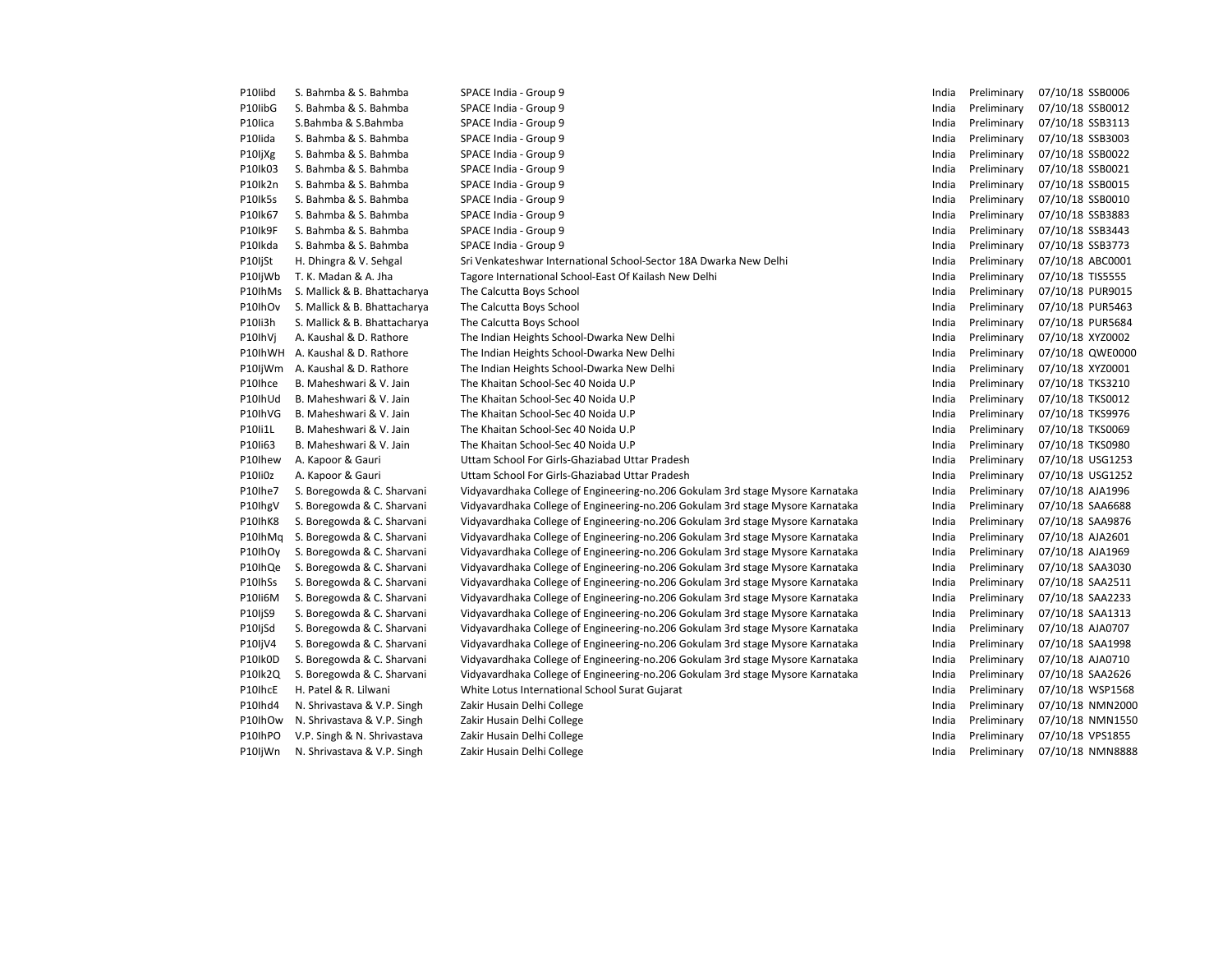| | | | | | | |
|---|---|---|---|---|---|---|
| P10Iibd | S. Bahmba & S. Bahmba | SPACE India - Group 9 | India | Preliminary | 07/10/18 | SSB0006 |
| P10IibG | S. Bahmba & S. Bahmba | SPACE India - Group 9 | India | Preliminary | 07/10/18 | SSB0012 |
| P10Iica | S.Bahmba & S.Bahmba | SPACE India - Group 9 | India | Preliminary | 07/10/18 | SSB3113 |
| P10Iida | S. Bahmba & S. Bahmba | SPACE India - Group 9 | India | Preliminary | 07/10/18 | SSB3003 |
| P10IjXg | S. Bahmba & S. Bahmba | SPACE India - Group 9 | India | Preliminary | 07/10/18 | SSB0022 |
| P10Ik03 | S. Bahmba & S. Bahmba | SPACE India - Group 9 | India | Preliminary | 07/10/18 | SSB0021 |
| P10Ik2n | S. Bahmba & S. Bahmba | SPACE India - Group 9 | India | Preliminary | 07/10/18 | SSB0015 |
| P10Ik5s | S. Bahmba & S. Bahmba | SPACE India - Group 9 | India | Preliminary | 07/10/18 | SSB0010 |
| P10Ik67 | S. Bahmba & S. Bahmba | SPACE India - Group 9 | India | Preliminary | 07/10/18 | SSB3883 |
| P10Ik9F | S. Bahmba & S. Bahmba | SPACE India - Group 9 | India | Preliminary | 07/10/18 | SSB3443 |
| P10Ikda | S. Bahmba & S. Bahmba | SPACE India - Group 9 | India | Preliminary | 07/10/18 | SSB3773 |
| P10IjSt | H. Dhingra & V. Sehgal | Sri Venkateshwar International School-Sector 18A Dwarka New Delhi | India | Preliminary | 07/10/18 | ABC0001 |
| P10IjWb | T. K. Madan & A. Jha | Tagore International School-East Of Kailash New Delhi | India | Preliminary | 07/10/18 | TIS5555 |
| P10IhMs | S. Mallick & B. Bhattacharya | The Calcutta Boys School | India | Preliminary | 07/10/18 | PUR9015 |
| P10IhOv | S. Mallick & B. Bhattacharya | The Calcutta Boys School | India | Preliminary | 07/10/18 | PUR5463 |
| P10Ii3h | S. Mallick & B. Bhattacharya | The Calcutta Boys School | India | Preliminary | 07/10/18 | PUR5684 |
| P10IhVj | A. Kaushal & D. Rathore | The Indian Heights School-Dwarka New Delhi | India | Preliminary | 07/10/18 | XYZ0002 |
| P10IhWH | A. Kaushal & D. Rathore | The Indian Heights School-Dwarka New Delhi | India | Preliminary | 07/10/18 | QWE0000 |
| P10IjWm | A. Kaushal & D. Rathore | The Indian Heights School-Dwarka New Delhi | India | Preliminary | 07/10/18 | XYZ0001 |
| P10Ihce | B. Maheshwari & V. Jain | The Khaitan School-Sec 40 Noida U.P | India | Preliminary | 07/10/18 | TKS3210 |
| P10IhUd | B. Maheshwari & V. Jain | The Khaitan School-Sec 40 Noida U.P | India | Preliminary | 07/10/18 | TKS0012 |
| P10IhVG | B. Maheshwari & V. Jain | The Khaitan School-Sec 40 Noida U.P | India | Preliminary | 07/10/18 | TKS9976 |
| P10Ii1L | B. Maheshwari & V. Jain | The Khaitan School-Sec 40 Noida U.P | India | Preliminary | 07/10/18 | TKS0069 |
| P10Ii63 | B. Maheshwari & V. Jain | The Khaitan School-Sec 40 Noida U.P | India | Preliminary | 07/10/18 | TKS0980 |
| P10Ihew | A. Kapoor & Gauri | Uttam School For Girls-Ghaziabad Uttar Pradesh | India | Preliminary | 07/10/18 | USG1253 |
| P10Ii0z | A. Kapoor & Gauri | Uttam School For Girls-Ghaziabad Uttar Pradesh | India | Preliminary | 07/10/18 | USG1252 |
| P10Ihe7 | S. Boregowda & C. Sharvani | Vidyavardhaka College of Engineering-no.206 Gokulam 3rd stage Mysore Karnataka | India | Preliminary | 07/10/18 | AJA1996 |
| P10IhgV | S. Boregowda & C. Sharvani | Vidyavardhaka College of Engineering-no.206 Gokulam 3rd stage Mysore Karnataka | India | Preliminary | 07/10/18 | SAA6688 |
| P10IhK8 | S. Boregowda & C. Sharvani | Vidyavardhaka College of Engineering-no.206 Gokulam 3rd stage Mysore Karnataka | India | Preliminary | 07/10/18 | SAA9876 |
| P10IhMq | S. Boregowda & C. Sharvani | Vidyavardhaka College of Engineering-no.206 Gokulam 3rd stage Mysore Karnataka | India | Preliminary | 07/10/18 | AJA2601 |
| P10IhOy | S. Boregowda & C. Sharvani | Vidyavardhaka College of Engineering-no.206 Gokulam 3rd stage Mysore Karnataka | India | Preliminary | 07/10/18 | AJA1969 |
| P10IhQe | S. Boregowda & C. Sharvani | Vidyavardhaka College of Engineering-no.206 Gokulam 3rd stage Mysore Karnataka | India | Preliminary | 07/10/18 | SAA3030 |
| P10IhSs | S. Boregowda & C. Sharvani | Vidyavardhaka College of Engineering-no.206 Gokulam 3rd stage Mysore Karnataka | India | Preliminary | 07/10/18 | SAA2511 |
| P10Ii6M | S. Boregowda & C. Sharvani | Vidyavardhaka College of Engineering-no.206 Gokulam 3rd stage Mysore Karnataka | India | Preliminary | 07/10/18 | SAA2233 |
| P10IjS9 | S. Boregowda & C. Sharvani | Vidyavardhaka College of Engineering-no.206 Gokulam 3rd stage Mysore Karnataka | India | Preliminary | 07/10/18 | SAA1313 |
| P10IjSd | S. Boregowda & C. Sharvani | Vidyavardhaka College of Engineering-no.206 Gokulam 3rd stage Mysore Karnataka | India | Preliminary | 07/10/18 | AJA0707 |
| P10IjV4 | S. Boregowda & C. Sharvani | Vidyavardhaka College of Engineering-no.206 Gokulam 3rd stage Mysore Karnataka | India | Preliminary | 07/10/18 | SAA1998 |
| P10Ik0D | S. Boregowda & C. Sharvani | Vidyavardhaka College of Engineering-no.206 Gokulam 3rd stage Mysore Karnataka | India | Preliminary | 07/10/18 | AJA0710 |
| P10Ik2Q | S. Boregowda & C. Sharvani | Vidyavardhaka College of Engineering-no.206 Gokulam 3rd stage Mysore Karnataka | India | Preliminary | 07/10/18 | SAA2626 |
| P10IhcE | H. Patel & R. Lilwani | White Lotus International School Surat Gujarat | India | Preliminary | 07/10/18 | WSP1568 |
| P10Ihd4 | N. Shrivastava & V.P. Singh | Zakir Husain Delhi College | India | Preliminary | 07/10/18 | NMN2000 |
| P10IhOw | N. Shrivastava & V.P. Singh | Zakir Husain Delhi College | India | Preliminary | 07/10/18 | NMN1550 |
| P10IhPO | V.P. Singh & N. Shrivastava | Zakir Husain Delhi College | India | Preliminary | 07/10/18 | VPS1855 |
| P10IjWn | N. Shrivastava & V.P. Singh | Zakir Husain Delhi College | India | Preliminary | 07/10/18 | NMN8888 |